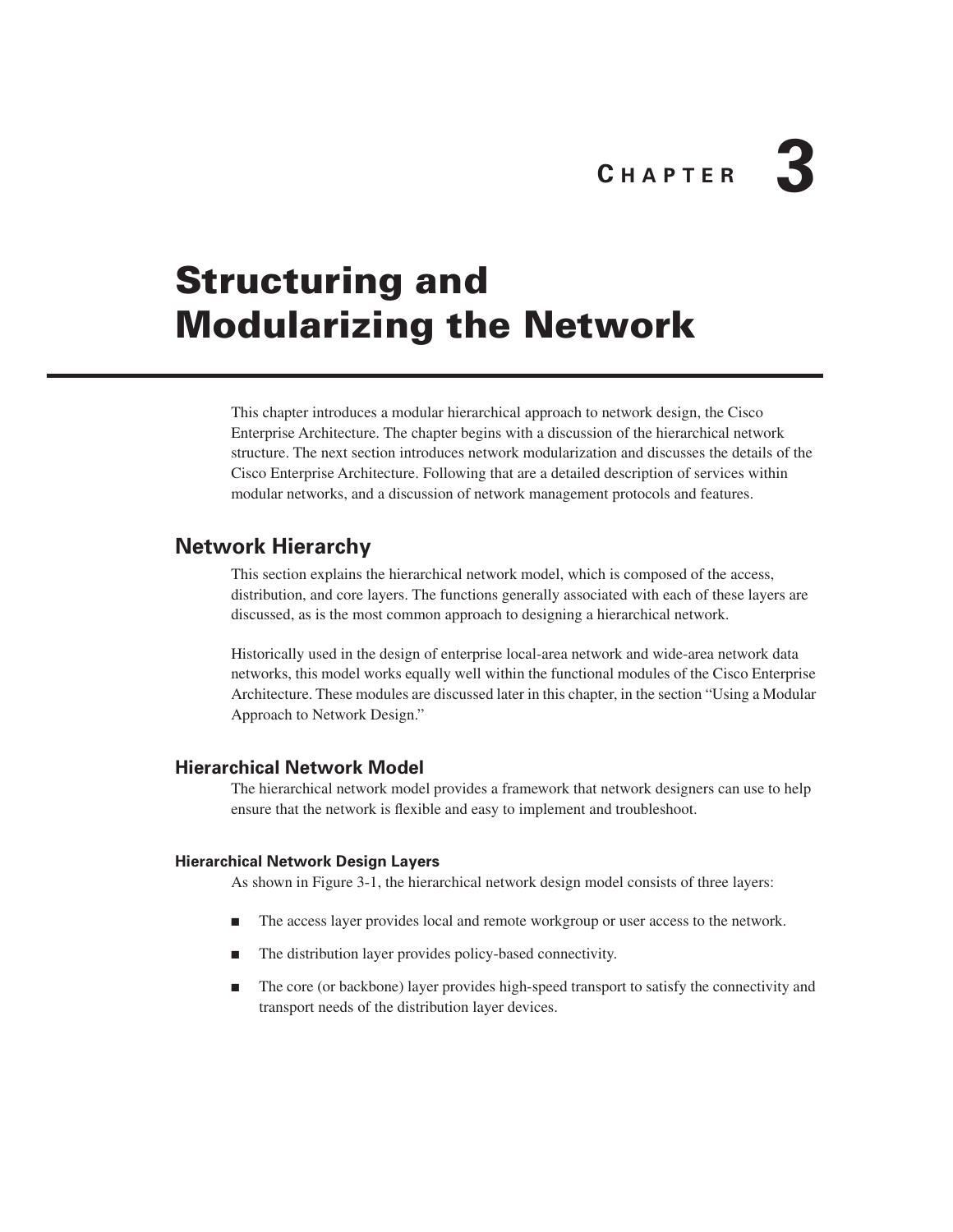# Chapter 3

# Structuring and Modularizing the Network

This chapter introduces a modular hierarchical approach to network design, the Cisco Enterprise Architecture. The chapter begins with a discussion of the hierarchical network structure. The next section introduces network modularization and discusses the details of the Cisco Enterprise Architecture. Following that are a detailed description of services within modular networks, and a discussion of network management protocols and features.

## Network Hierarchy

This section explains the hierarchical network model, which is composed of the access, distribution, and core layers. The functions generally associated with each of these layers are discussed, as is the most common approach to designing a hierarchical network.

Historically used in the design of enterprise local-area network and wide-area network data networks, this model works equally well within the functional modules of the Cisco Enterprise Architecture. These modules are discussed later in this chapter, in the section "Using a Modular Approach to Network Design."

### Hierarchical Network Model

The hierarchical network model provides a framework that network designers can use to help ensure that the network is flexible and easy to implement and troubleshoot.

#### Hierarchical Network Design Layers

As shown in Figure 3-1, the hierarchical network design model consists of three layers:

- The access layer provides local and remote workgroup or user access to the network.
- The distribution layer provides policy-based connectivity.
- The core (or backbone) layer provides high-speed transport to satisfy the connectivity and transport needs of the distribution layer devices.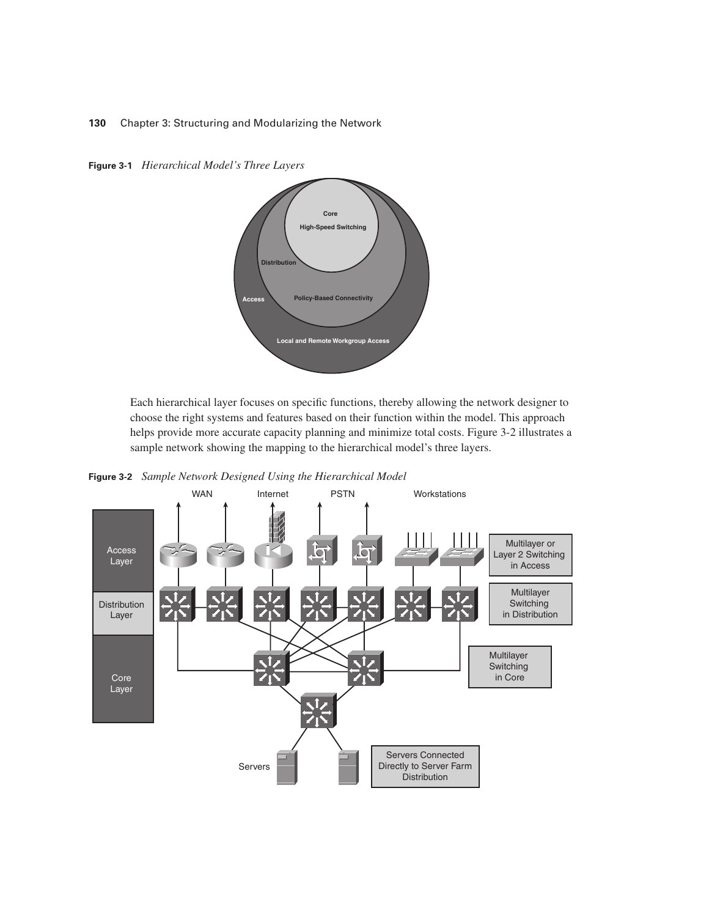**Figure 3-1** *Hierarchical Model's Three Layers*

Each hierarchical layer focuses on specific functions, thereby allowing the network designer to choose the right systems and features based on their function within the model. This approach helps provide more accurate capacity planning and minimize total costs. Figure 3-2 illustrates a sample network showing the mapping to the hierarchical model's three layers.

**Figure 3-2** *Sample Network Designed Using the Hierarchical Model*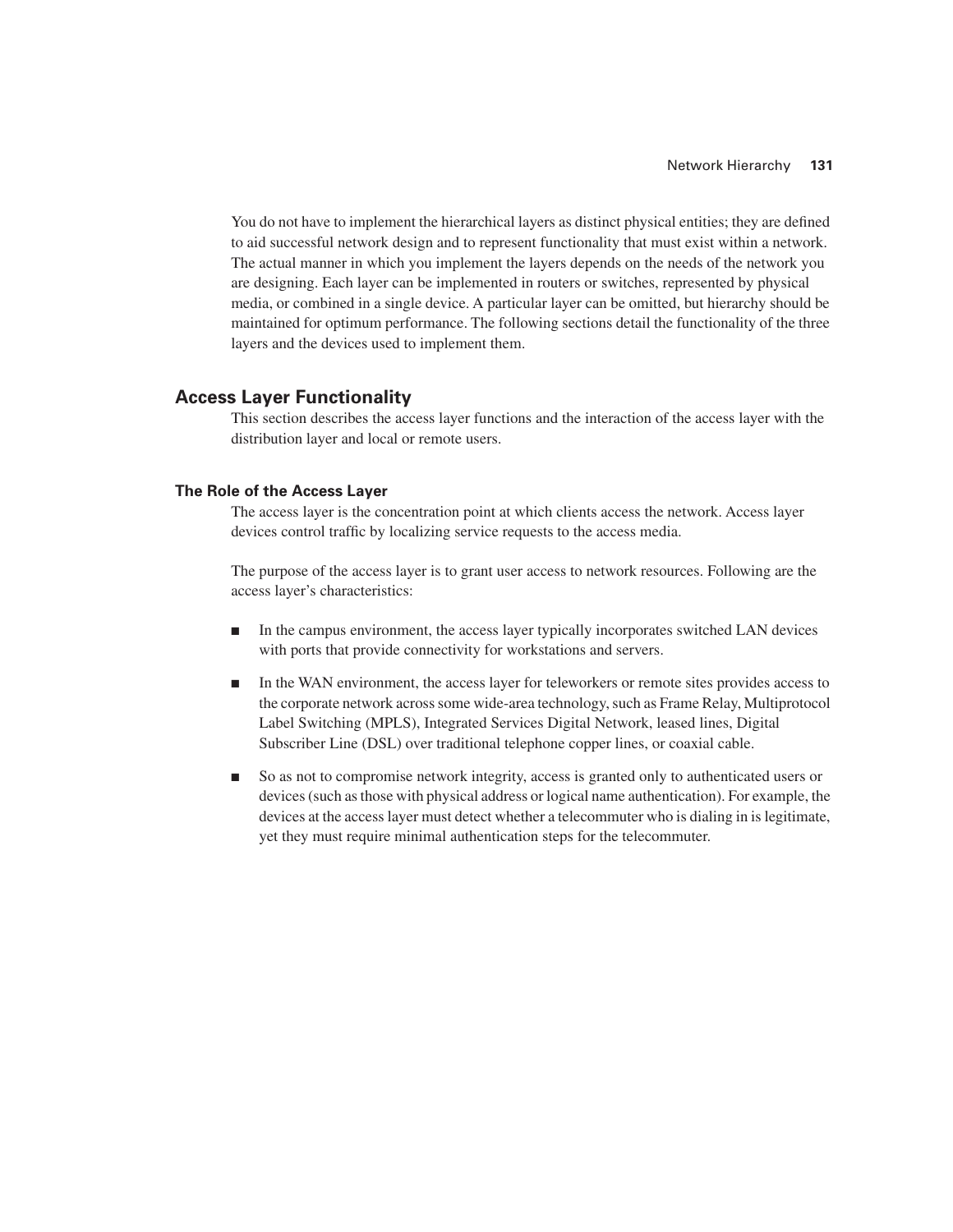You do not have to implement the hierarchical layers as distinct physical entities; they are defined to aid successful network design and to represent functionality that must exist within a network. The actual manner in which you implement the layers depends on the needs of the network you are designing. Each layer can be implemented in routers or switches, represented by physical media, or combined in a single device. A particular layer can be omitted, but hierarchy should be maintained for optimum performance. The following sections detail the functionality of the three layers and the devices used to implement them.

## Access Layer Functionality

This section describes the access layer functions and the interaction of the access layer with the distribution layer and local or remote users.

### The Role of the Access Layer

The access layer is the concentration point at which clients access the network. Access layer devices control traffic by localizing service requests to the access media.

The purpose of the access layer is to grant user access to network resources. Following are the access layer's characteristics:

- In the campus environment, the access layer typically incorporates switched LAN devices with ports that provide connectivity for workstations and servers.
- In the WAN environment, the access layer for teleworkers or remote sites provides access to the corporate network across some wide-area technology, such as Frame Relay, Multiprotocol Label Switching (MPLS), Integrated Services Digital Network, leased lines, Digital Subscriber Line (DSL) over traditional telephone copper lines, or coaxial cable.
- So as not to compromise network integrity, access is granted only to authenticated users or devices (such as those with physical address or logical name authentication). For example, the devices at the access layer must detect whether a telecommuter who is dialing in is legitimate, yet they must require minimal authentication steps for the telecommuter.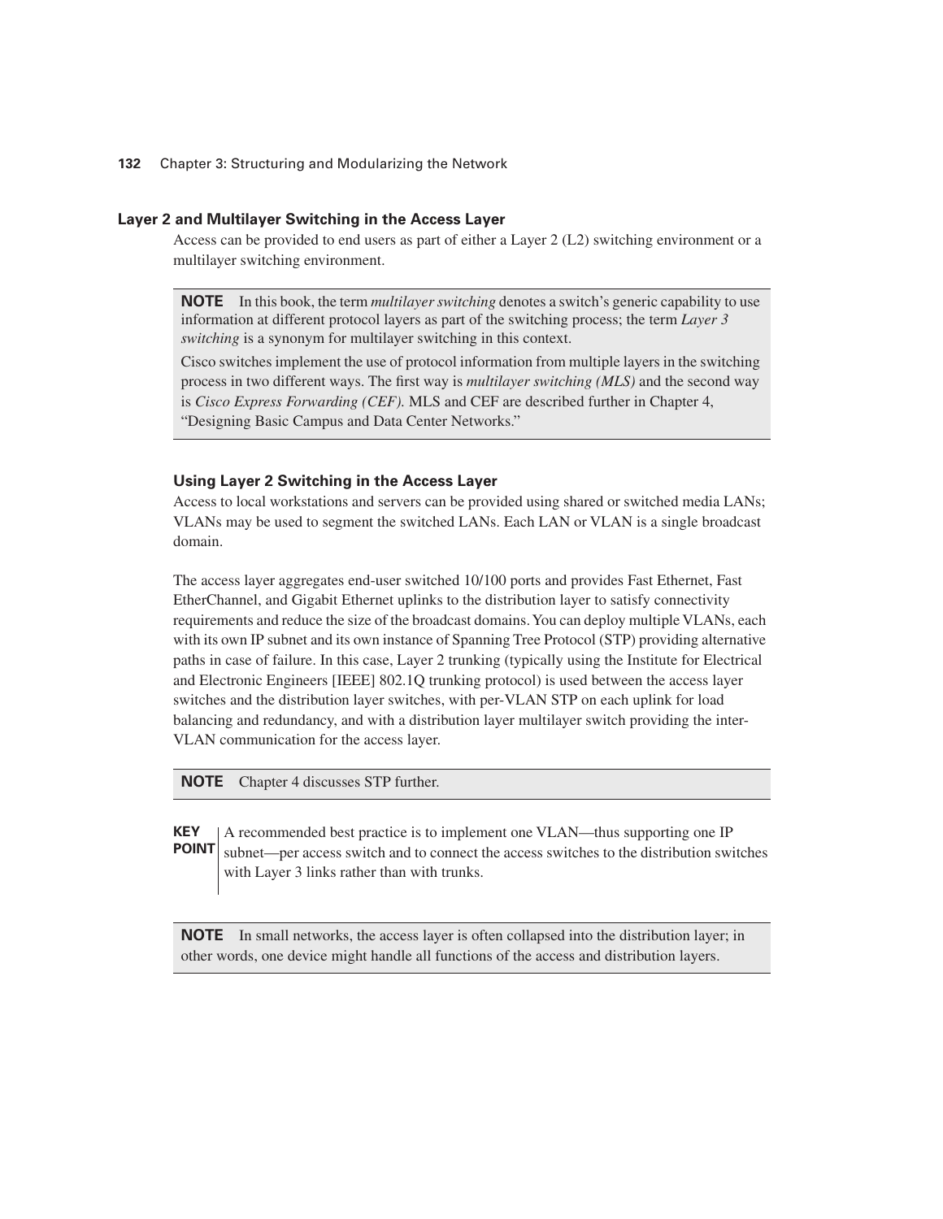### Layer 2 and Multilayer Switching in the Access Layer

Access can be provided to end users as part of either a Layer 2 (L2) switching environment or a multilayer switching environment.

> **NOTE** In this book, the term *multilayer switching* denotes a switch's generic capability to use information at different protocol layers as part of the switching process; the term *Layer 3 switching* is a synonym for multilayer switching in this context.
>
> Cisco switches implement the use of protocol information from multiple layers in the switching process in two different ways. The first way is *multilayer switching (MLS)* and the second way is *Cisco Express Forwarding (CEF).* MLS and CEF are described further in Chapter 4, "Designing Basic Campus and Data Center Networks."

#### Using Layer 2 Switching in the Access Layer

Access to local workstations and servers can be provided using shared or switched media LANs; VLANs may be used to segment the switched LANs. Each LAN or VLAN is a single broadcast domain.

The access layer aggregates end-user switched 10/100 ports and provides Fast Ethernet, Fast EtherChannel, and Gigabit Ethernet uplinks to the distribution layer to satisfy connectivity requirements and reduce the size of the broadcast domains. You can deploy multiple VLANs, each with its own IP subnet and its own instance of Spanning Tree Protocol (STP) providing alternative paths in case of failure. In this case, Layer 2 trunking (typically using the Institute for Electrical and Electronic Engineers [IEEE] 802.1Q trunking protocol) is used between the access layer switches and the distribution layer switches, with per-VLAN STP on each uplink for load balancing and redundancy, and with a distribution layer multilayer switch providing the inter-VLAN communication for the access layer.

> **NOTE** Chapter 4 discusses STP further.

> **KEY POINT** A recommended best practice is to implement one VLAN—thus supporting one IP subnet—per access switch and to connect the access switches to the distribution switches with Layer 3 links rather than with trunks.

> **NOTE** In small networks, the access layer is often collapsed into the distribution layer; in other words, one device might handle all functions of the access and distribution layers.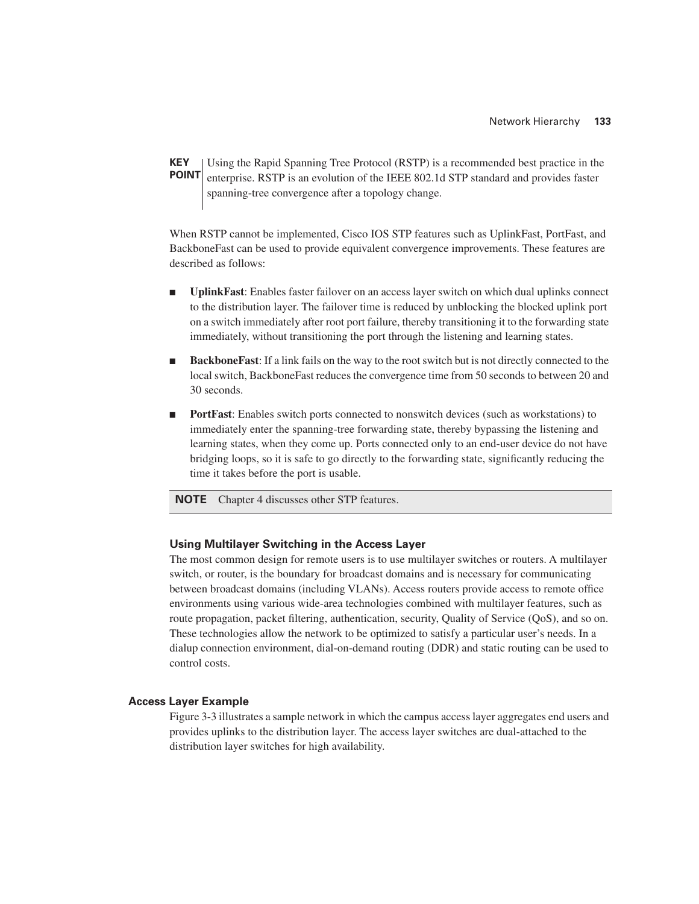**KEY POINT** Using the Rapid Spanning Tree Protocol (RSTP) is a recommended best practice in the enterprise. RSTP is an evolution of the IEEE 802.1d STP standard and provides faster spanning-tree convergence after a topology change.

When RSTP cannot be implemented, Cisco IOS STP features such as UplinkFast, PortFast, and BackboneFast can be used to provide equivalent convergence improvements. These features are described as follows:

- **UplinkFast**: Enables faster failover on an access layer switch on which dual uplinks connect to the distribution layer. The failover time is reduced by unblocking the blocked uplink port on a switch immediately after root port failure, thereby transitioning it to the forwarding state immediately, without transitioning the port through the listening and learning states.
- **BackboneFast**: If a link fails on the way to the root switch but is not directly connected to the local switch, BackboneFast reduces the convergence time from 50 seconds to between 20 and 30 seconds.
- **PortFast**: Enables switch ports connected to nonswitch devices (such as workstations) to immediately enter the spanning-tree forwarding state, thereby bypassing the listening and learning states, when they come up. Ports connected only to an end-user device do not have bridging loops, so it is safe to go directly to the forwarding state, significantly reducing the time it takes before the port is usable.

**NOTE** Chapter 4 discusses other STP features.

#### Using Multilayer Switching in the Access Layer

The most common design for remote users is to use multilayer switches or routers. A multilayer switch, or router, is the boundary for broadcast domains and is necessary for communicating between broadcast domains (including VLANs). Access routers provide access to remote office environments using various wide-area technologies combined with multilayer features, such as route propagation, packet filtering, authentication, security, Quality of Service (QoS), and so on. These technologies allow the network to be optimized to satisfy a particular user's needs. In a dialup connection environment, dial-on-demand routing (DDR) and static routing can be used to control costs.

### Access Layer Example

Figure 3-3 illustrates a sample network in which the campus access layer aggregates end users and provides uplinks to the distribution layer. The access layer switches are dual-attached to the distribution layer switches for high availability.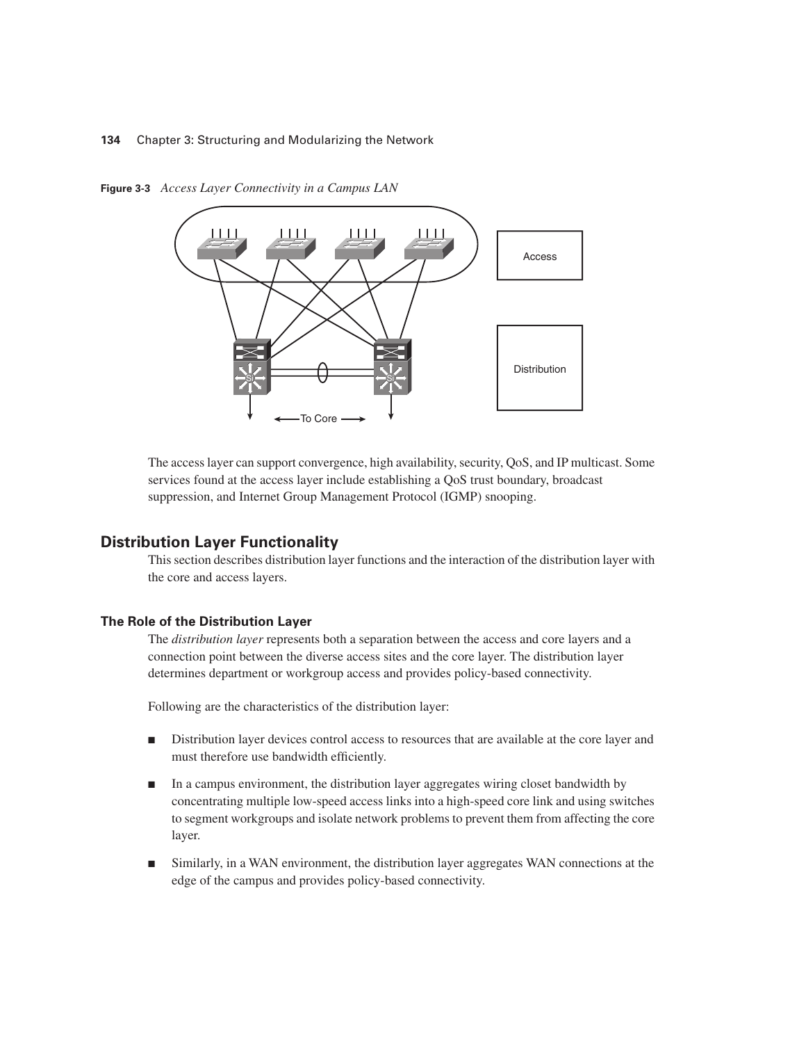**Figure 3-3** *Access Layer Connectivity in a Campus LAN*

The access layer can support convergence, high availability, security, QoS, and IP multicast. Some services found at the access layer include establishing a QoS trust boundary, broadcast suppression, and Internet Group Management Protocol (IGMP) snooping.

## Distribution Layer Functionality

This section describes distribution layer functions and the interaction of the distribution layer with the core and access layers.

### The Role of the Distribution Layer

The *distribution layer* represents both a separation between the access and core layers and a connection point between the diverse access sites and the core layer. The distribution layer determines department or workgroup access and provides policy-based connectivity.

Following are the characteristics of the distribution layer:

- Distribution layer devices control access to resources that are available at the core layer and must therefore use bandwidth efficiently.
- In a campus environment, the distribution layer aggregates wiring closet bandwidth by concentrating multiple low-speed access links into a high-speed core link and using switches to segment workgroups and isolate network problems to prevent them from affecting the core layer.
- Similarly, in a WAN environment, the distribution layer aggregates WAN connections at the edge of the campus and provides policy-based connectivity.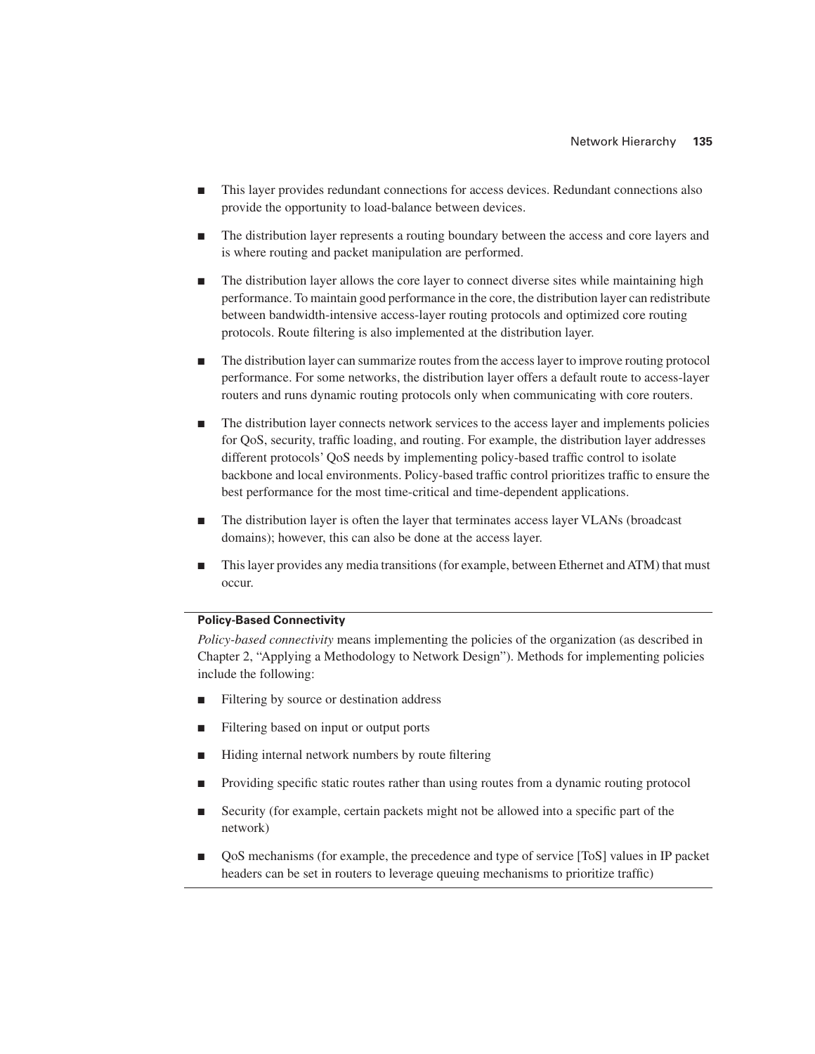- This layer provides redundant connections for access devices. Redundant connections also provide the opportunity to load-balance between devices.
- The distribution layer represents a routing boundary between the access and core layers and is where routing and packet manipulation are performed.
- The distribution layer allows the core layer to connect diverse sites while maintaining high performance. To maintain good performance in the core, the distribution layer can redistribute between bandwidth-intensive access-layer routing protocols and optimized core routing protocols. Route filtering is also implemented at the distribution layer.
- The distribution layer can summarize routes from the access layer to improve routing protocol performance. For some networks, the distribution layer offers a default route to access-layer routers and runs dynamic routing protocols only when communicating with core routers.
- The distribution layer connects network services to the access layer and implements policies for QoS, security, traffic loading, and routing. For example, the distribution layer addresses different protocols' QoS needs by implementing policy-based traffic control to isolate backbone and local environments. Policy-based traffic control prioritizes traffic to ensure the best performance for the most time-critical and time-dependent applications.
- The distribution layer is often the layer that terminates access layer VLANs (broadcast domains); however, this can also be done at the access layer.
- This layer provides any media transitions (for example, between Ethernet and ATM) that must occur.

---

**Policy-Based Connectivity**

*Policy-based connectivity* means implementing the policies of the organization (as described in Chapter 2, "Applying a Methodology to Network Design"). Methods for implementing policies include the following:

- Filtering by source or destination address
- Filtering based on input or output ports
- Hiding internal network numbers by route filtering
- Providing specific static routes rather than using routes from a dynamic routing protocol
- Security (for example, certain packets might not be allowed into a specific part of the network)
- QoS mechanisms (for example, the precedence and type of service [ToS] values in IP packet headers can be set in routers to leverage queuing mechanisms to prioritize traffic)

---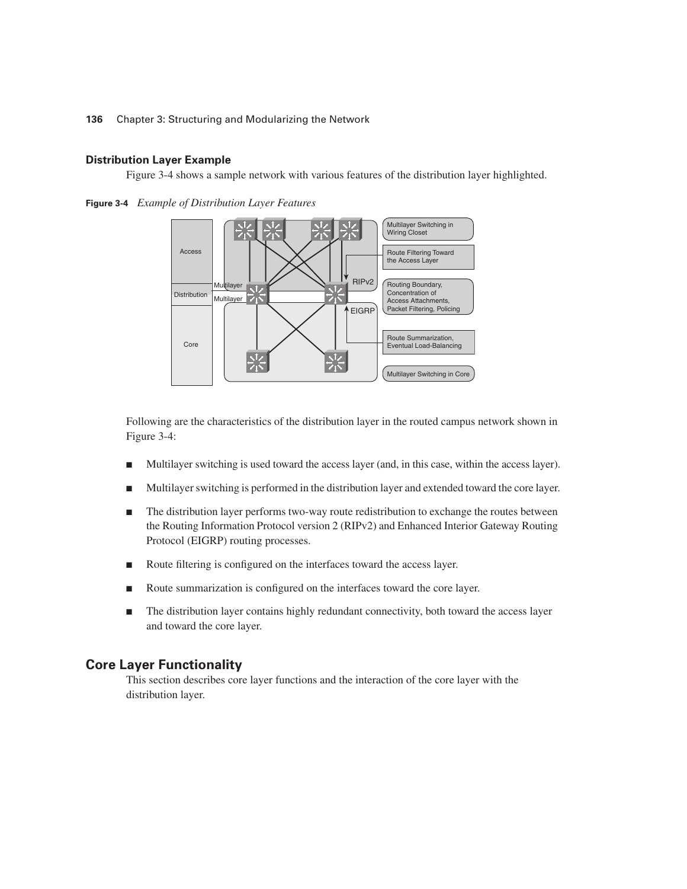### Distribution Layer Example

Figure 3-4 shows a sample network with various features of the distribution layer highlighted.

**Figure 3-4** *Example of Distribution Layer Features*

Following are the characteristics of the distribution layer in the routed campus network shown in Figure 3-4:

- Multilayer switching is used toward the access layer (and, in this case, within the access layer).
- Multilayer switching is performed in the distribution layer and extended toward the core layer.
- The distribution layer performs two-way route redistribution to exchange the routes between the Routing Information Protocol version 2 (RIPv2) and Enhanced Interior Gateway Routing Protocol (EIGRP) routing processes.
- Route filtering is configured on the interfaces toward the access layer.
- Route summarization is configured on the interfaces toward the core layer.
- The distribution layer contains highly redundant connectivity, both toward the access layer and toward the core layer.

## Core Layer Functionality

This section describes core layer functions and the interaction of the core layer with the distribution layer.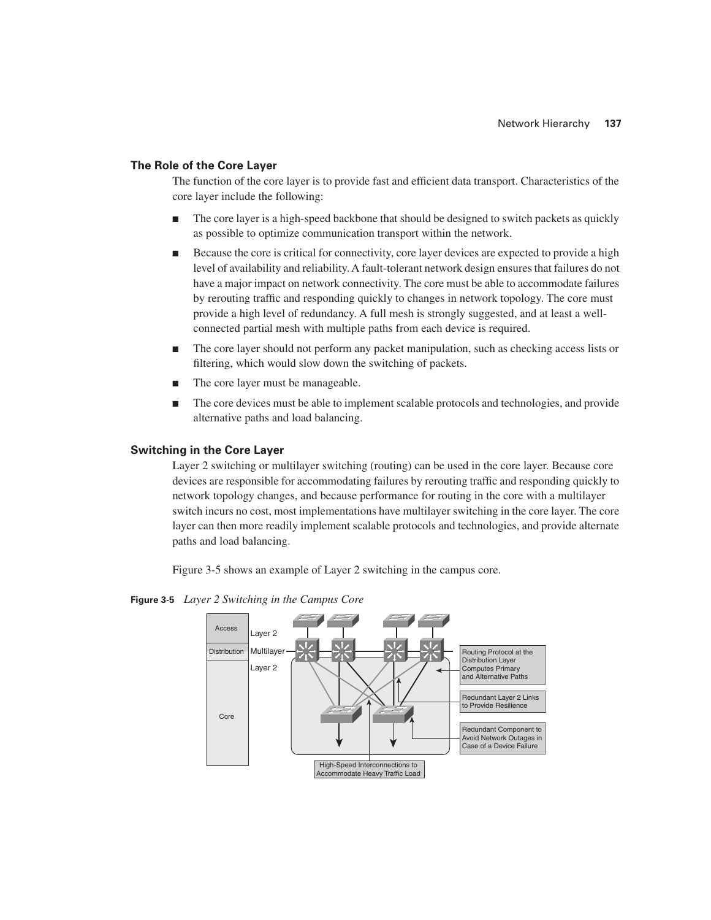### The Role of the Core Layer

The function of the core layer is to provide fast and efficient data transport. Characteristics of the core layer include the following:

- The core layer is a high-speed backbone that should be designed to switch packets as quickly as possible to optimize communication transport within the network.
- Because the core is critical for connectivity, core layer devices are expected to provide a high level of availability and reliability. A fault-tolerant network design ensures that failures do not have a major impact on network connectivity. The core must be able to accommodate failures by rerouting traffic and responding quickly to changes in network topology. The core must provide a high level of redundancy. A full mesh is strongly suggested, and at least a well-connected partial mesh with multiple paths from each device is required.
- The core layer should not perform any packet manipulation, such as checking access lists or filtering, which would slow down the switching of packets.
- The core layer must be manageable.
- The core devices must be able to implement scalable protocols and technologies, and provide alternative paths and load balancing.

### Switching in the Core Layer

Layer 2 switching or multilayer switching (routing) can be used in the core layer. Because core devices are responsible for accommodating failures by rerouting traffic and responding quickly to network topology changes, and because performance for routing in the core with a multilayer switch incurs no cost, most implementations have multilayer switching in the core layer. The core layer can then more readily implement scalable protocols and technologies, and provide alternate paths and load balancing.

Figure 3-5 shows an example of Layer 2 switching in the campus core.

**Figure 3-5** *Layer 2 Switching in the Campus Core*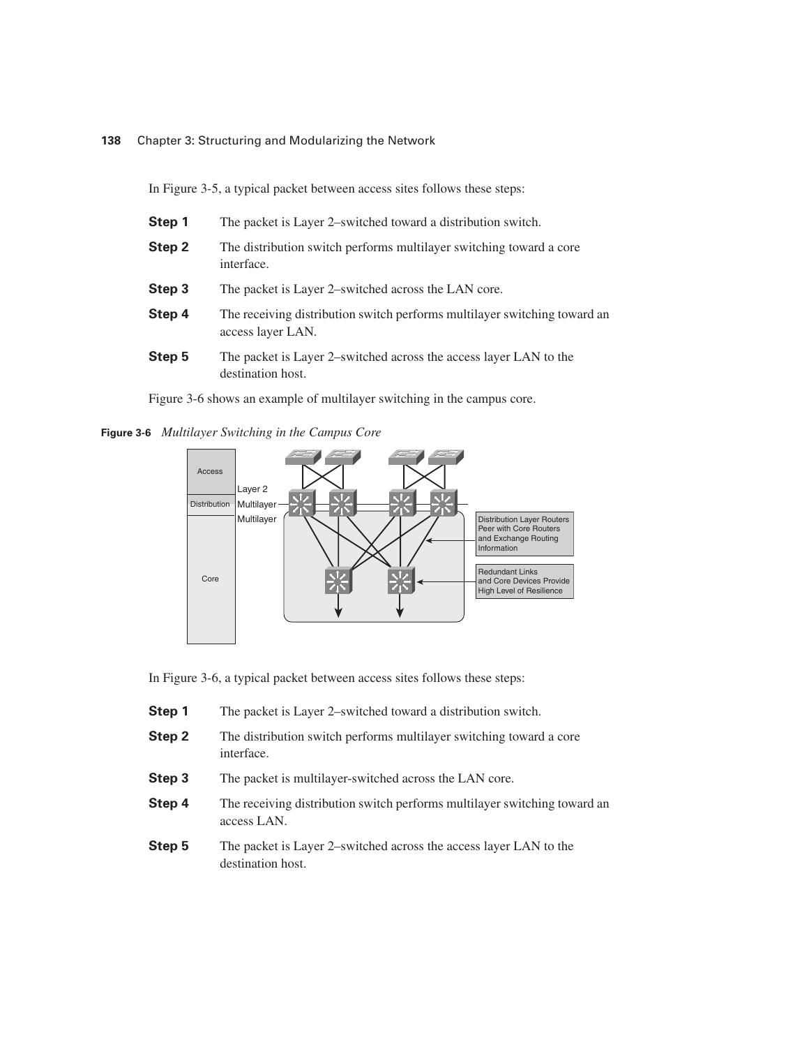In Figure 3-5, a typical packet between access sites follows these steps:

**Step 1** The packet is Layer 2–switched toward a distribution switch.

**Step 2** The distribution switch performs multilayer switching toward a core interface.

**Step 3** The packet is Layer 2–switched across the LAN core.

**Step 4** The receiving distribution switch performs multilayer switching toward an access layer LAN.

**Step 5** The packet is Layer 2–switched across the access layer LAN to the destination host.

Figure 3-6 shows an example of multilayer switching in the campus core.

**Figure 3-6** *Multilayer Switching in the Campus Core*

In Figure 3-6, a typical packet between access sites follows these steps:

**Step 1** The packet is Layer 2–switched toward a distribution switch.

**Step 2** The distribution switch performs multilayer switching toward a core interface.

**Step 3** The packet is multilayer-switched across the LAN core.

**Step 4** The receiving distribution switch performs multilayer switching toward an access LAN.

**Step 5** The packet is Layer 2–switched across the access layer LAN to the destination host.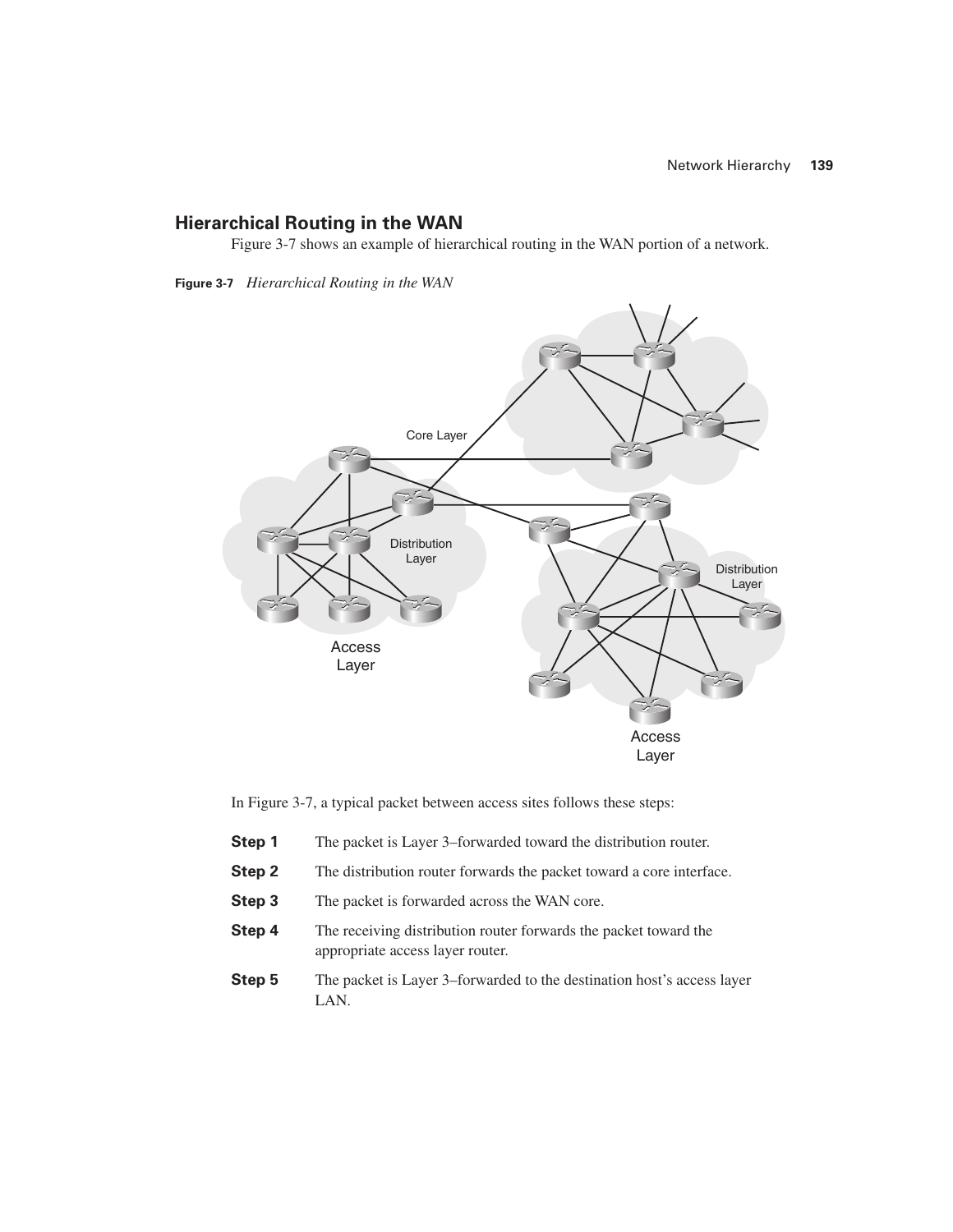## Hierarchical Routing in the WAN

Figure 3-7 shows an example of hierarchical routing in the WAN portion of a network.

**Figure 3-7** *Hierarchical Routing in the WAN*

In Figure 3-7, a typical packet between access sites follows these steps:

**Step 1** The packet is Layer 3–forwarded toward the distribution router.

**Step 2** The distribution router forwards the packet toward a core interface.

**Step 3** The packet is forwarded across the WAN core.

**Step 4** The receiving distribution router forwards the packet toward the appropriate access layer router.

**Step 5** The packet is Layer 3–forwarded to the destination host's access layer LAN.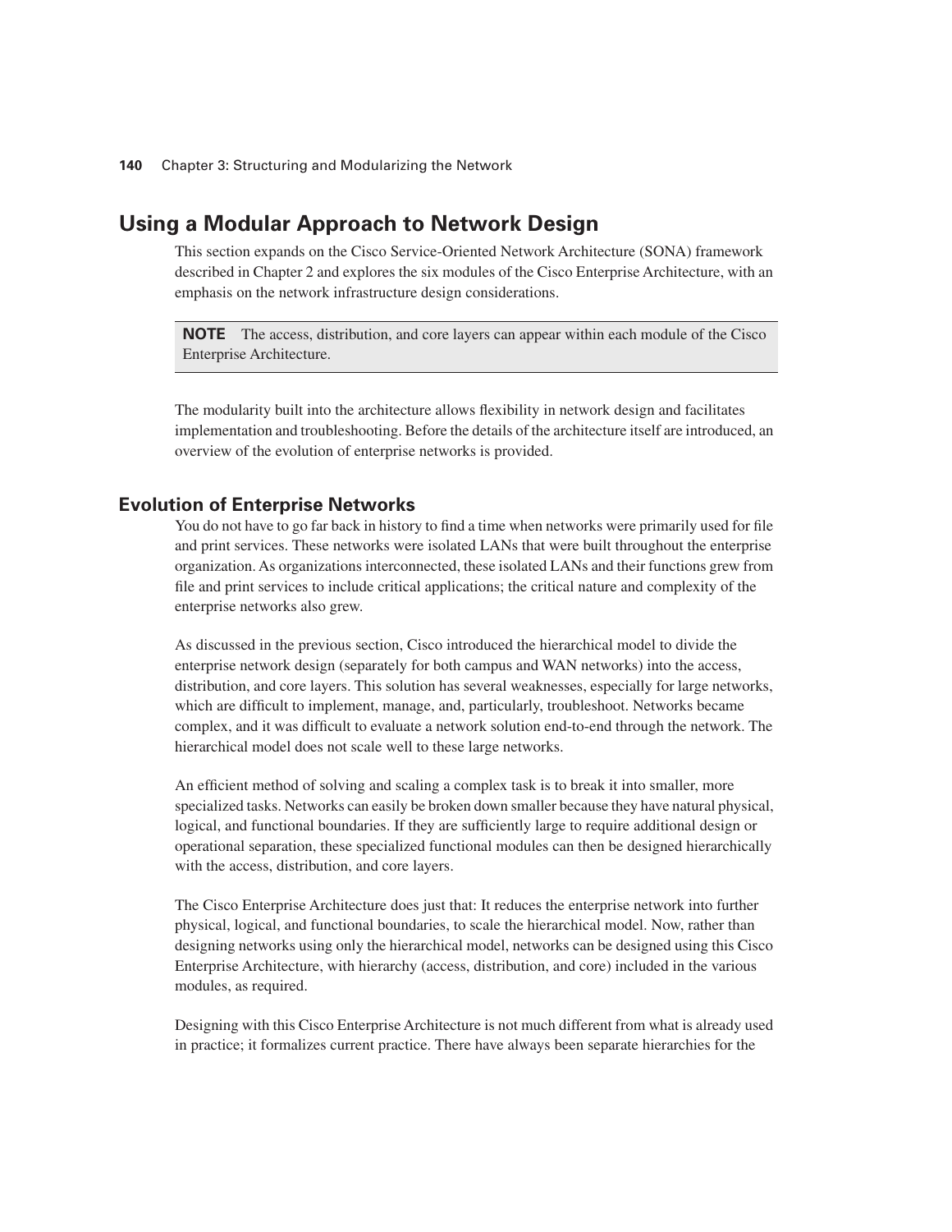## Using a Modular Approach to Network Design

This section expands on the Cisco Service-Oriented Network Architecture (SONA) framework described in Chapter 2 and explores the six modules of the Cisco Enterprise Architecture, with an emphasis on the network infrastructure design considerations.

> **NOTE** The access, distribution, and core layers can appear within each module of the Cisco Enterprise Architecture.

The modularity built into the architecture allows flexibility in network design and facilitates implementation and troubleshooting. Before the details of the architecture itself are introduced, an overview of the evolution of enterprise networks is provided.

### Evolution of Enterprise Networks

You do not have to go far back in history to find a time when networks were primarily used for file and print services. These networks were isolated LANs that were built throughout the enterprise organization. As organizations interconnected, these isolated LANs and their functions grew from file and print services to include critical applications; the critical nature and complexity of the enterprise networks also grew.

As discussed in the previous section, Cisco introduced the hierarchical model to divide the enterprise network design (separately for both campus and WAN networks) into the access, distribution, and core layers. This solution has several weaknesses, especially for large networks, which are difficult to implement, manage, and, particularly, troubleshoot. Networks became complex, and it was difficult to evaluate a network solution end-to-end through the network. The hierarchical model does not scale well to these large networks.

An efficient method of solving and scaling a complex task is to break it into smaller, more specialized tasks. Networks can easily be broken down smaller because they have natural physical, logical, and functional boundaries. If they are sufficiently large to require additional design or operational separation, these specialized functional modules can then be designed hierarchically with the access, distribution, and core layers.

The Cisco Enterprise Architecture does just that: It reduces the enterprise network into further physical, logical, and functional boundaries, to scale the hierarchical model. Now, rather than designing networks using only the hierarchical model, networks can be designed using this Cisco Enterprise Architecture, with hierarchy (access, distribution, and core) included in the various modules, as required.

Designing with this Cisco Enterprise Architecture is not much different from what is already used in practice; it formalizes current practice. There have always been separate hierarchies for the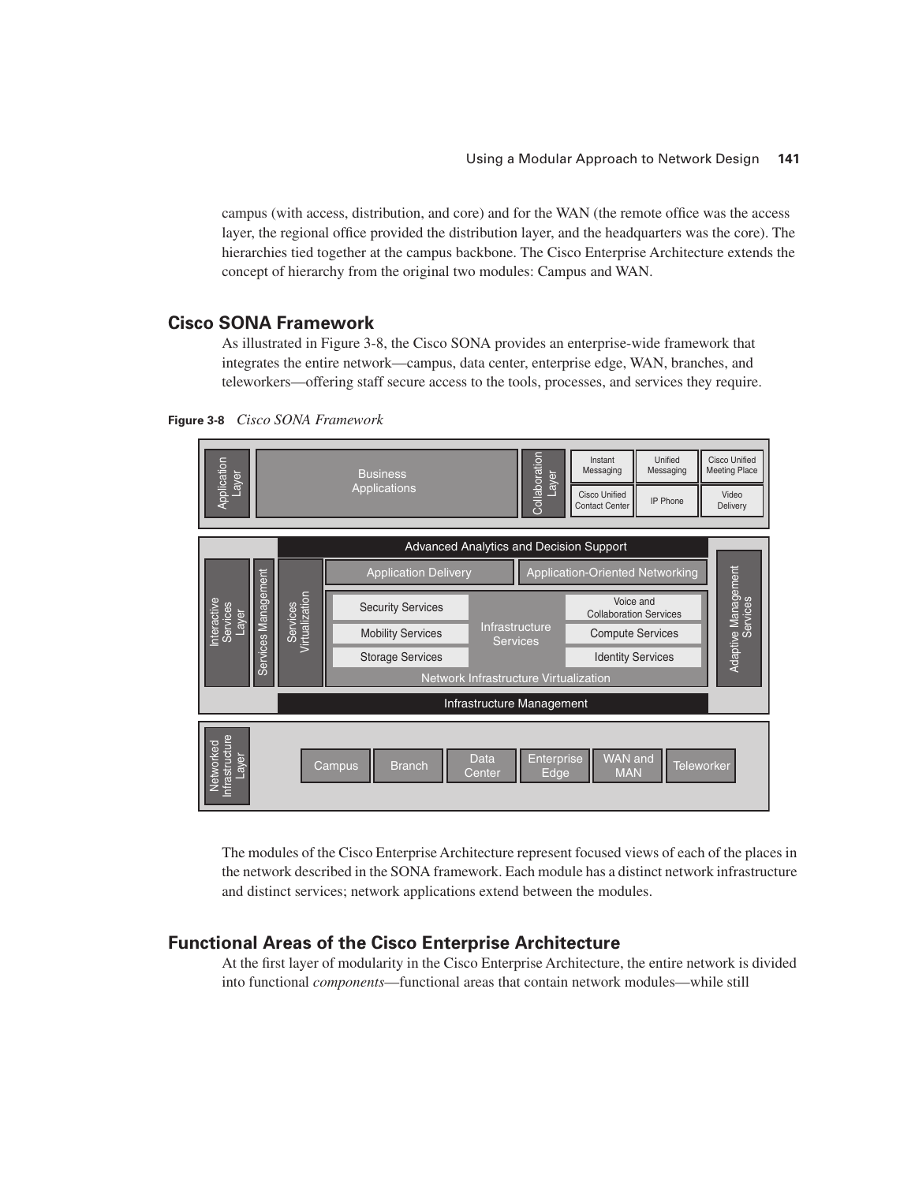campus (with access, distribution, and core) and for the WAN (the remote office was the access layer, the regional office provided the distribution layer, and the headquarters was the core). The hierarchies tied together at the campus backbone. The Cisco Enterprise Architecture extends the concept of hierarchy from the original two modules: Campus and WAN.

## Cisco SONA Framework

As illustrated in Figure 3-8, the Cisco SONA provides an enterprise-wide framework that integrates the entire network—campus, data center, enterprise edge, WAN, branches, and teleworkers—offering staff secure access to the tools, processes, and services they require.

**Figure 3-8** *Cisco SONA Framework*

The modules of the Cisco Enterprise Architecture represent focused views of each of the places in the network described in the SONA framework. Each module has a distinct network infrastructure and distinct services; network applications extend between the modules.

## Functional Areas of the Cisco Enterprise Architecture

At the first layer of modularity in the Cisco Enterprise Architecture, the entire network is divided into functional *components*—functional areas that contain network modules—while still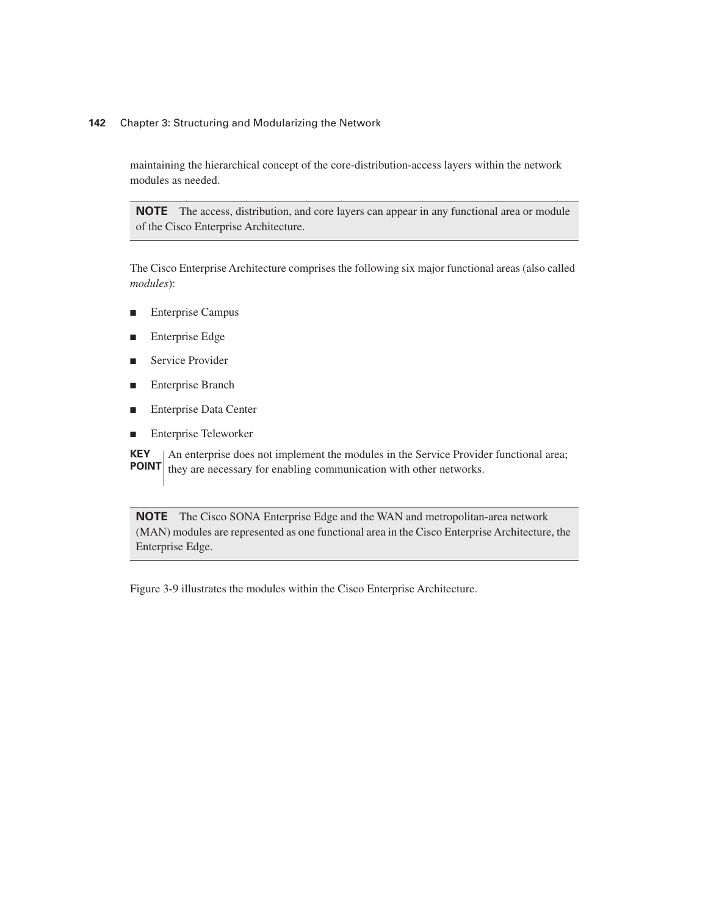maintaining the hierarchical concept of the core-distribution-access layers within the network modules as needed.

> **NOTE** The access, distribution, and core layers can appear in any functional area or module of the Cisco Enterprise Architecture.

The Cisco Enterprise Architecture comprises the following six major functional areas (also called *modules*):

- Enterprise Campus
- Enterprise Edge
- Service Provider
- Enterprise Branch
- Enterprise Data Center
- Enterprise Teleworker

**KEY POINT** An enterprise does not implement the modules in the Service Provider functional area; they are necessary for enabling communication with other networks.

> **NOTE** The Cisco SONA Enterprise Edge and the WAN and metropolitan-area network (MAN) modules are represented as one functional area in the Cisco Enterprise Architecture, the Enterprise Edge.

Figure 3-9 illustrates the modules within the Cisco Enterprise Architecture.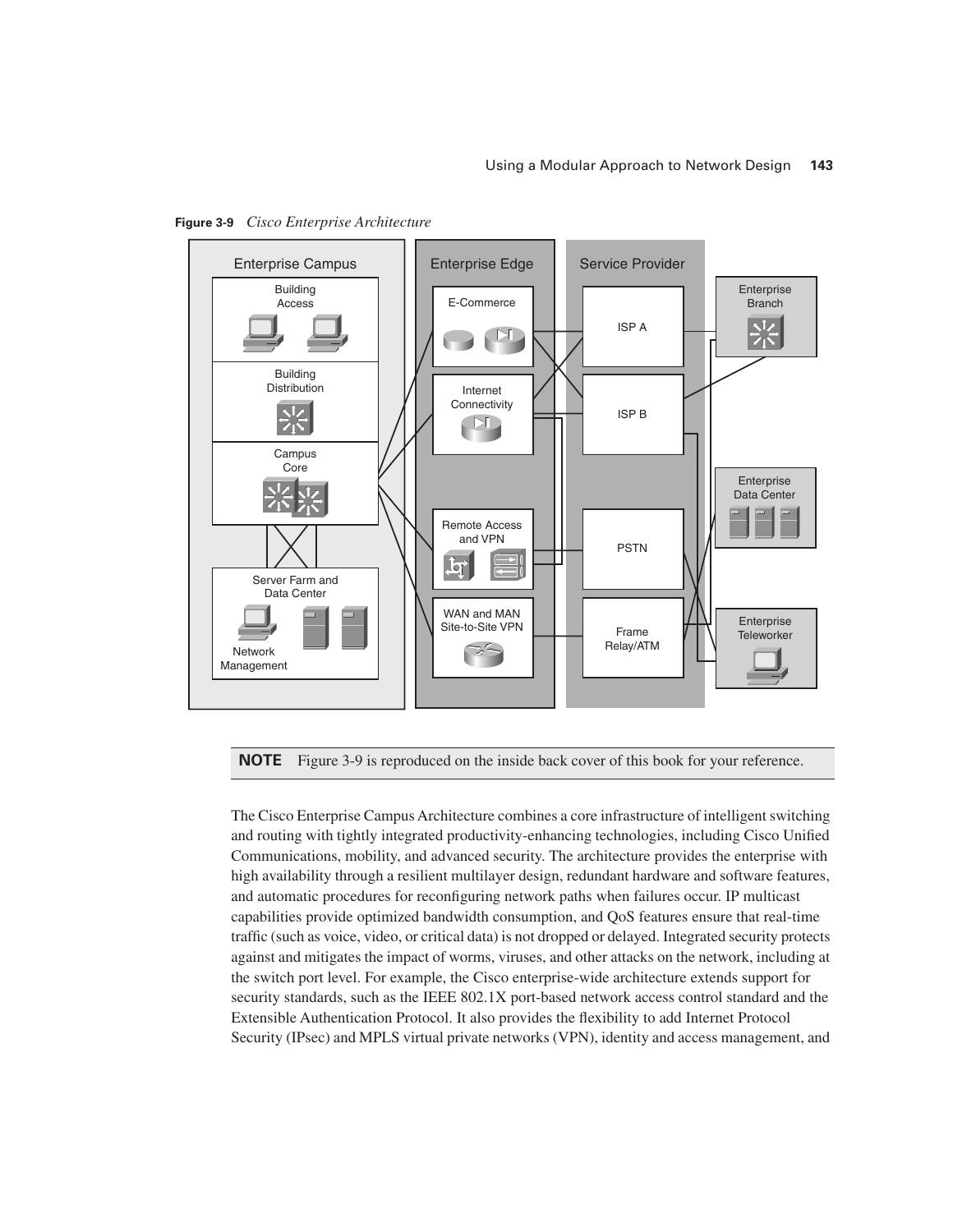**Figure 3-9** *Cisco Enterprise Architecture*

> **NOTE** Figure 3-9 is reproduced on the inside back cover of this book for your reference.

The Cisco Enterprise Campus Architecture combines a core infrastructure of intelligent switching and routing with tightly integrated productivity-enhancing technologies, including Cisco Unified Communications, mobility, and advanced security. The architecture provides the enterprise with high availability through a resilient multilayer design, redundant hardware and software features, and automatic procedures for reconfiguring network paths when failures occur. IP multicast capabilities provide optimized bandwidth consumption, and QoS features ensure that real-time traffic (such as voice, video, or critical data) is not dropped or delayed. Integrated security protects against and mitigates the impact of worms, viruses, and other attacks on the network, including at the switch port level. For example, the Cisco enterprise-wide architecture extends support for security standards, such as the IEEE 802.1X port-based network access control standard and the Extensible Authentication Protocol. It also provides the flexibility to add Internet Protocol Security (IPsec) and MPLS virtual private networks (VPN), identity and access management, and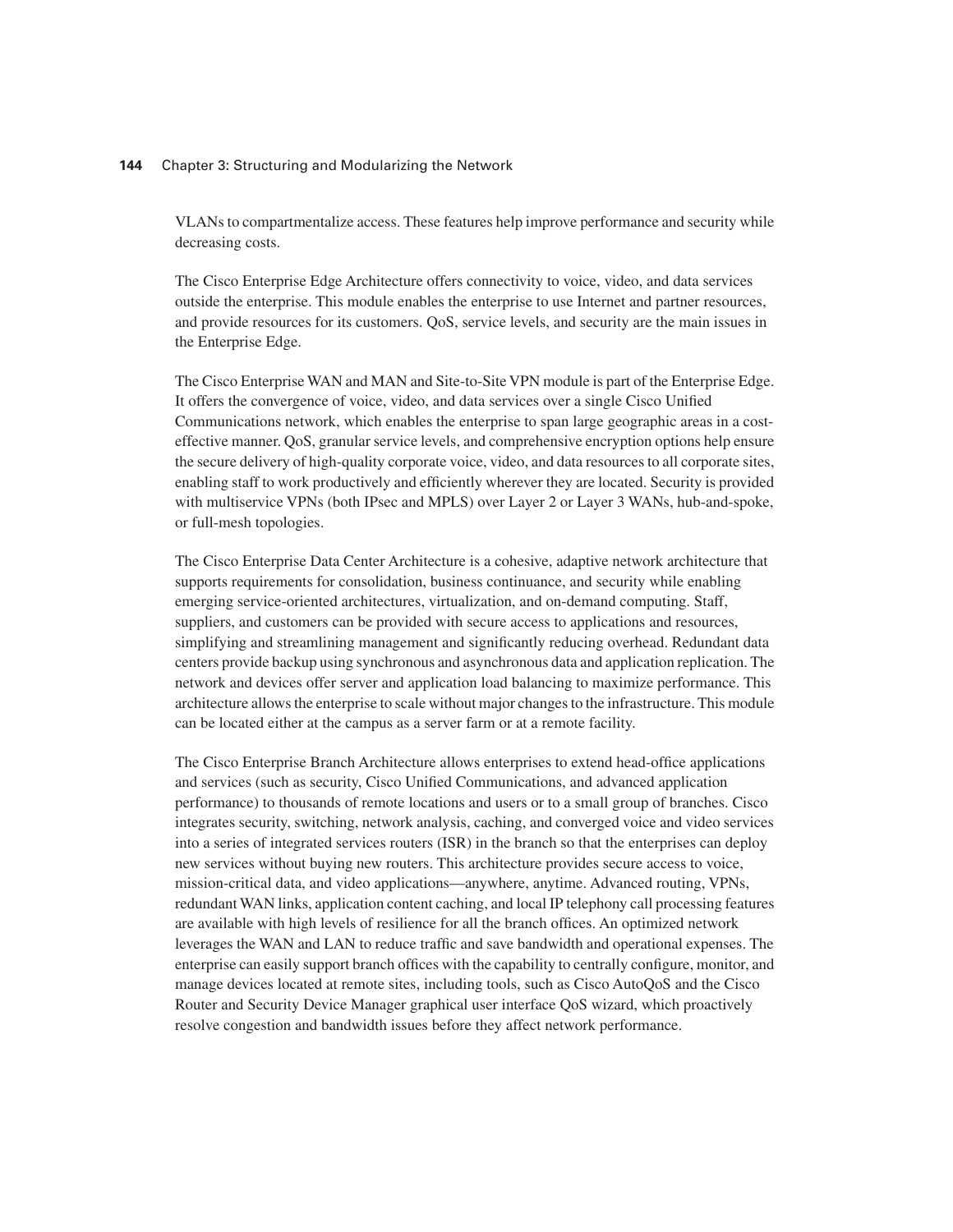VLANs to compartmentalize access. These features help improve performance and security while decreasing costs.

The Cisco Enterprise Edge Architecture offers connectivity to voice, video, and data services outside the enterprise. This module enables the enterprise to use Internet and partner resources, and provide resources for its customers. QoS, service levels, and security are the main issues in the Enterprise Edge.

The Cisco Enterprise WAN and MAN and Site-to-Site VPN module is part of the Enterprise Edge. It offers the convergence of voice, video, and data services over a single Cisco Unified Communications network, which enables the enterprise to span large geographic areas in a cost-effective manner. QoS, granular service levels, and comprehensive encryption options help ensure the secure delivery of high-quality corporate voice, video, and data resources to all corporate sites, enabling staff to work productively and efficiently wherever they are located. Security is provided with multiservice VPNs (both IPsec and MPLS) over Layer 2 or Layer 3 WANs, hub-and-spoke, or full-mesh topologies.

The Cisco Enterprise Data Center Architecture is a cohesive, adaptive network architecture that supports requirements for consolidation, business continuance, and security while enabling emerging service-oriented architectures, virtualization, and on-demand computing. Staff, suppliers, and customers can be provided with secure access to applications and resources, simplifying and streamlining management and significantly reducing overhead. Redundant data centers provide backup using synchronous and asynchronous data and application replication. The network and devices offer server and application load balancing to maximize performance. This architecture allows the enterprise to scale without major changes to the infrastructure. This module can be located either at the campus as a server farm or at a remote facility.

The Cisco Enterprise Branch Architecture allows enterprises to extend head-office applications and services (such as security, Cisco Unified Communications, and advanced application performance) to thousands of remote locations and users or to a small group of branches. Cisco integrates security, switching, network analysis, caching, and converged voice and video services into a series of integrated services routers (ISR) in the branch so that the enterprises can deploy new services without buying new routers. This architecture provides secure access to voice, mission-critical data, and video applications—anywhere, anytime. Advanced routing, VPNs, redundant WAN links, application content caching, and local IP telephony call processing features are available with high levels of resilience for all the branch offices. An optimized network leverages the WAN and LAN to reduce traffic and save bandwidth and operational expenses. The enterprise can easily support branch offices with the capability to centrally configure, monitor, and manage devices located at remote sites, including tools, such as Cisco AutoQoS and the Cisco Router and Security Device Manager graphical user interface QoS wizard, which proactively resolve congestion and bandwidth issues before they affect network performance.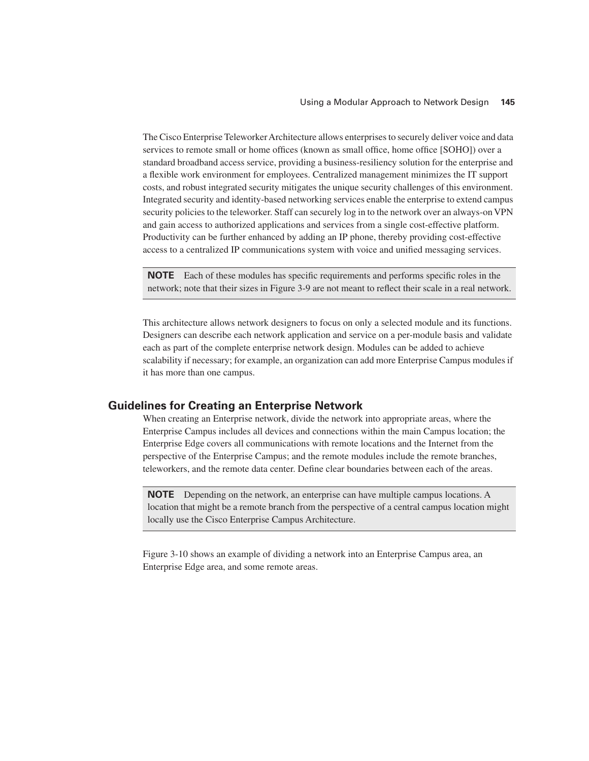The Cisco Enterprise Teleworker Architecture allows enterprises to securely deliver voice and data services to remote small or home offices (known as small office, home office [SOHO]) over a standard broadband access service, providing a business-resiliency solution for the enterprise and a flexible work environment for employees. Centralized management minimizes the IT support costs, and robust integrated security mitigates the unique security challenges of this environment. Integrated security and identity-based networking services enable the enterprise to extend campus security policies to the teleworker. Staff can securely log in to the network over an always-on VPN and gain access to authorized applications and services from a single cost-effective platform. Productivity can be further enhanced by adding an IP phone, thereby providing cost-effective access to a centralized IP communications system with voice and unified messaging services.

> **NOTE** Each of these modules has specific requirements and performs specific roles in the network; note that their sizes in Figure 3-9 are not meant to reflect their scale in a real network.

This architecture allows network designers to focus on only a selected module and its functions. Designers can describe each network application and service on a per-module basis and validate each as part of the complete enterprise network design. Modules can be added to achieve scalability if necessary; for example, an organization can add more Enterprise Campus modules if it has more than one campus.

## Guidelines for Creating an Enterprise Network

When creating an Enterprise network, divide the network into appropriate areas, where the Enterprise Campus includes all devices and connections within the main Campus location; the Enterprise Edge covers all communications with remote locations and the Internet from the perspective of the Enterprise Campus; and the remote modules include the remote branches, teleworkers, and the remote data center. Define clear boundaries between each of the areas.

> **NOTE** Depending on the network, an enterprise can have multiple campus locations. A location that might be a remote branch from the perspective of a central campus location might locally use the Cisco Enterprise Campus Architecture.

Figure 3-10 shows an example of dividing a network into an Enterprise Campus area, an Enterprise Edge area, and some remote areas.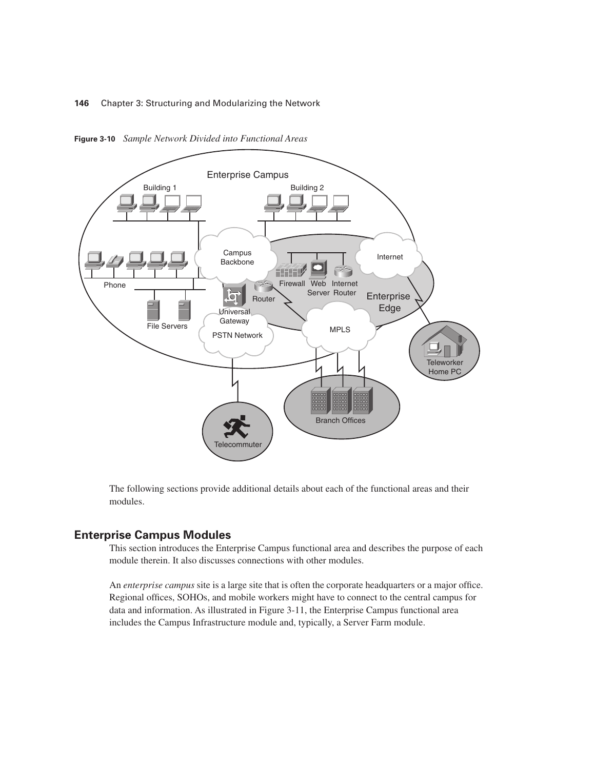**Figure 3-10** *Sample Network Divided into Functional Areas*

The following sections provide additional details about each of the functional areas and their modules.

## Enterprise Campus Modules

This section introduces the Enterprise Campus functional area and describes the purpose of each module therein. It also discusses connections with other modules.

An *enterprise campus* site is a large site that is often the corporate headquarters or a major office. Regional offices, SOHOs, and mobile workers might have to connect to the central campus for data and information. As illustrated in Figure 3-11, the Enterprise Campus functional area includes the Campus Infrastructure module and, typically, a Server Farm module.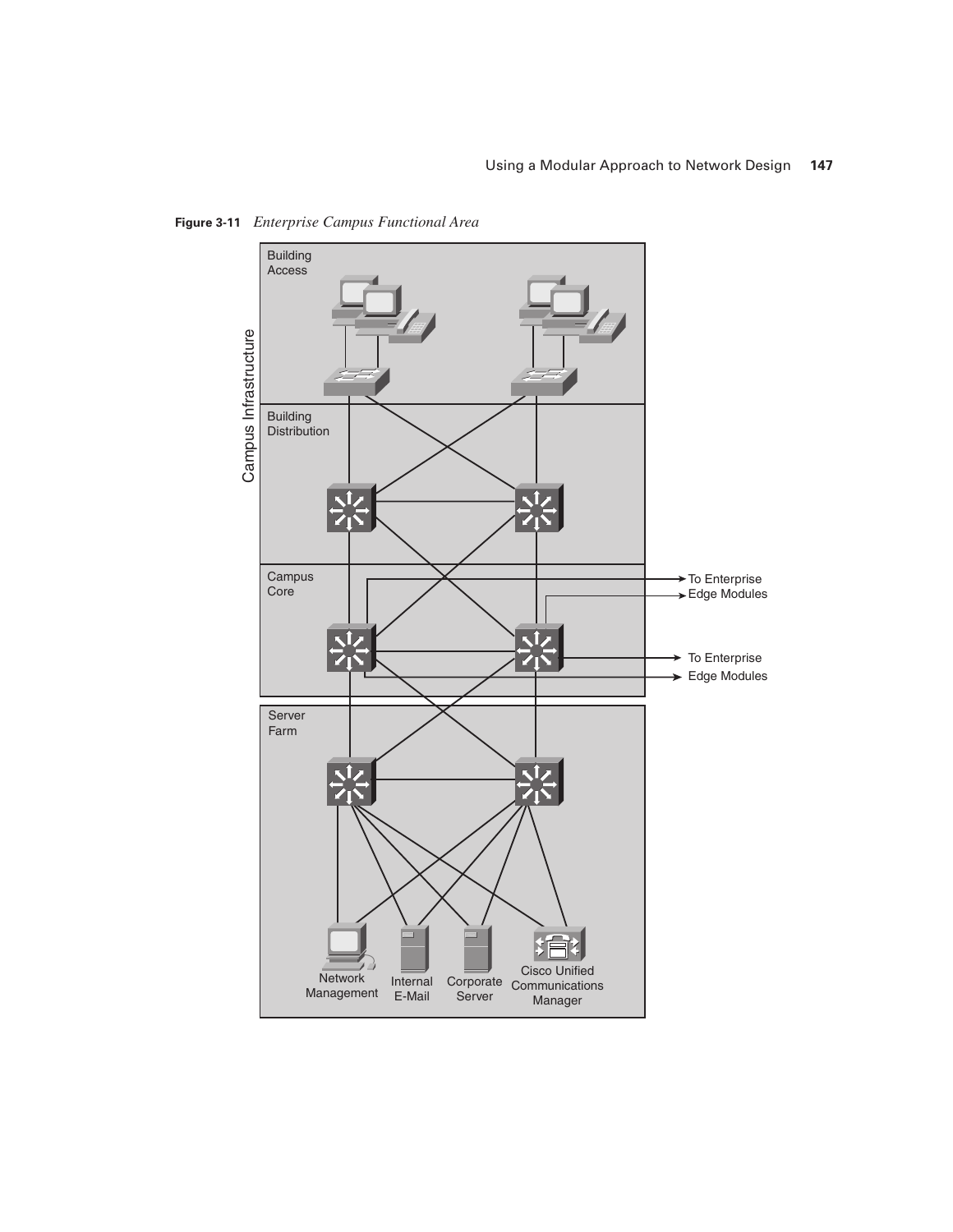**Figure 3-11** *Enterprise Campus Functional Area*

Campus Infrastructure

Building Access

Building Distribution

Campus Core

To Enterprise Edge Modules

To Enterprise Edge Modules

Server Farm

Network Management

Internal E-Mail

Corporate Server

Cisco Unified Communications Manager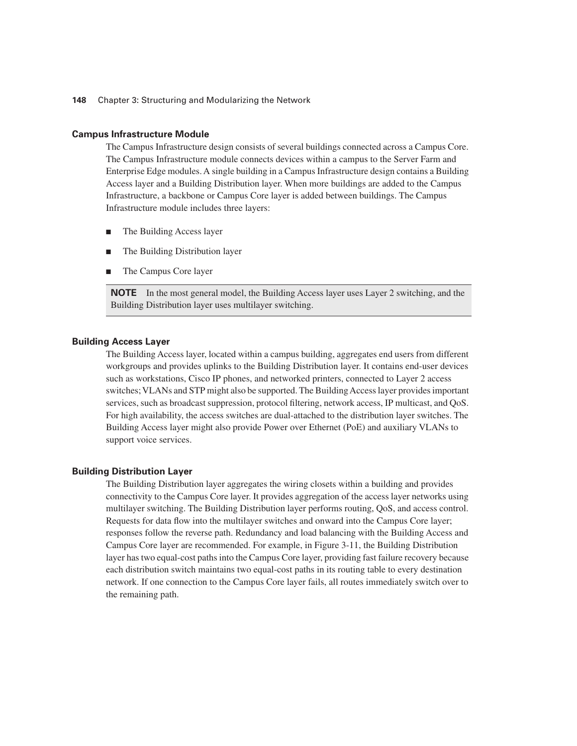### Campus Infrastructure Module

The Campus Infrastructure design consists of several buildings connected across a Campus Core. The Campus Infrastructure module connects devices within a campus to the Server Farm and Enterprise Edge modules. A single building in a Campus Infrastructure design contains a Building Access layer and a Building Distribution layer. When more buildings are added to the Campus Infrastructure, a backbone or Campus Core layer is added between buildings. The Campus Infrastructure module includes three layers:

- The Building Access layer
- The Building Distribution layer
- The Campus Core layer

> **NOTE** In the most general model, the Building Access layer uses Layer 2 switching, and the Building Distribution layer uses multilayer switching.

### Building Access Layer

The Building Access layer, located within a campus building, aggregates end users from different workgroups and provides uplinks to the Building Distribution layer. It contains end-user devices such as workstations, Cisco IP phones, and networked printers, connected to Layer 2 access switches; VLANs and STP might also be supported. The Building Access layer provides important services, such as broadcast suppression, protocol filtering, network access, IP multicast, and QoS. For high availability, the access switches are dual-attached to the distribution layer switches. The Building Access layer might also provide Power over Ethernet (PoE) and auxiliary VLANs to support voice services.

### Building Distribution Layer

The Building Distribution layer aggregates the wiring closets within a building and provides connectivity to the Campus Core layer. It provides aggregation of the access layer networks using multilayer switching. The Building Distribution layer performs routing, QoS, and access control. Requests for data flow into the multilayer switches and onward into the Campus Core layer; responses follow the reverse path. Redundancy and load balancing with the Building Access and Campus Core layer are recommended. For example, in Figure 3-11, the Building Distribution layer has two equal-cost paths into the Campus Core layer, providing fast failure recovery because each distribution switch maintains two equal-cost paths in its routing table to every destination network. If one connection to the Campus Core layer fails, all routes immediately switch over to the remaining path.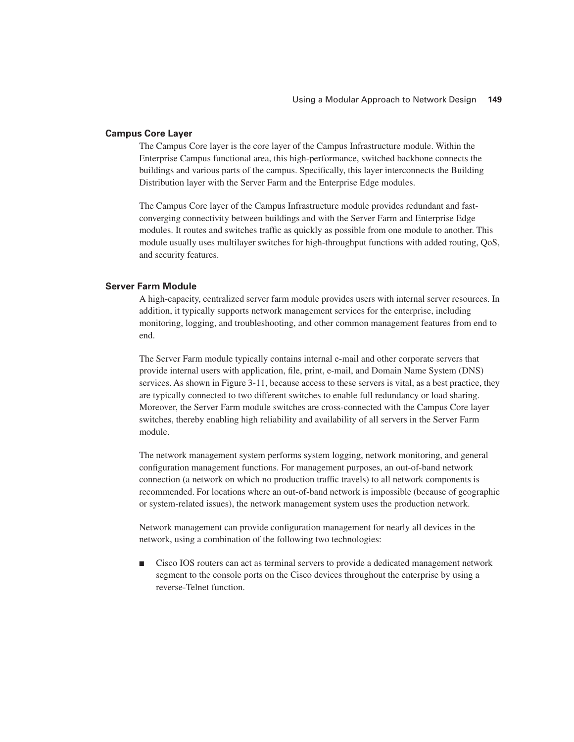### Campus Core Layer

The Campus Core layer is the core layer of the Campus Infrastructure module. Within the Enterprise Campus functional area, this high-performance, switched backbone connects the buildings and various parts of the campus. Specifically, this layer interconnects the Building Distribution layer with the Server Farm and the Enterprise Edge modules.

The Campus Core layer of the Campus Infrastructure module provides redundant and fast-converging connectivity between buildings and with the Server Farm and Enterprise Edge modules. It routes and switches traffic as quickly as possible from one module to another. This module usually uses multilayer switches for high-throughput functions with added routing, QoS, and security features.

### Server Farm Module

A high-capacity, centralized server farm module provides users with internal server resources. In addition, it typically supports network management services for the enterprise, including monitoring, logging, and troubleshooting, and other common management features from end to end.

The Server Farm module typically contains internal e-mail and other corporate servers that provide internal users with application, file, print, e-mail, and Domain Name System (DNS) services. As shown in Figure 3-11, because access to these servers is vital, as a best practice, they are typically connected to two different switches to enable full redundancy or load sharing. Moreover, the Server Farm module switches are cross-connected with the Campus Core layer switches, thereby enabling high reliability and availability of all servers in the Server Farm module.

The network management system performs system logging, network monitoring, and general configuration management functions. For management purposes, an out-of-band network connection (a network on which no production traffic travels) to all network components is recommended. For locations where an out-of-band network is impossible (because of geographic or system-related issues), the network management system uses the production network.

Network management can provide configuration management for nearly all devices in the network, using a combination of the following two technologies:

- Cisco IOS routers can act as terminal servers to provide a dedicated management network segment to the console ports on the Cisco devices throughout the enterprise by using a reverse-Telnet function.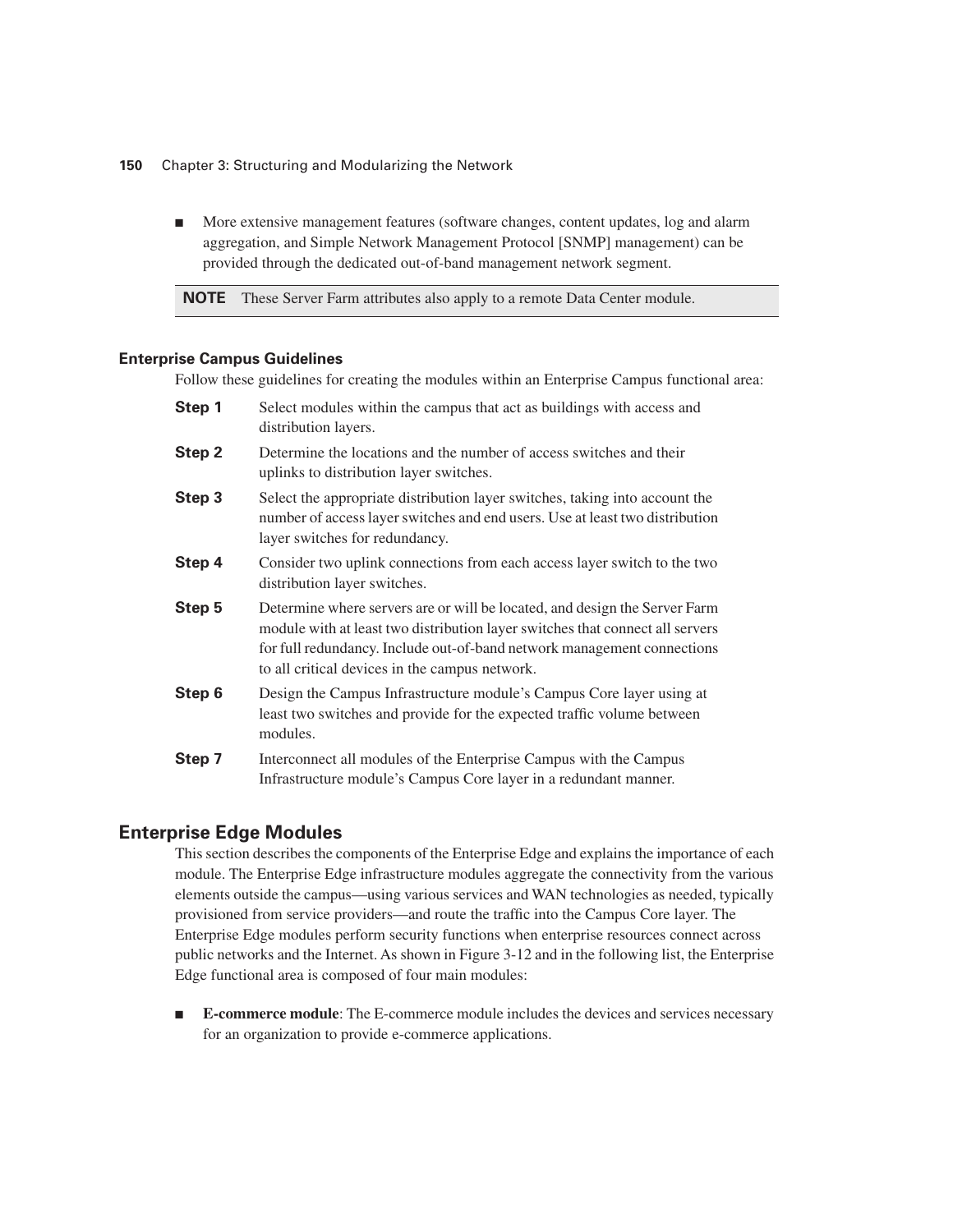- More extensive management features (software changes, content updates, log and alarm aggregation, and Simple Network Management Protocol [SNMP] management) can be provided through the dedicated out-of-band management network segment.

**NOTE** These Server Farm attributes also apply to a remote Data Center module.

#### Enterprise Campus Guidelines

Follow these guidelines for creating the modules within an Enterprise Campus functional area:

**Step 1** Select modules within the campus that act as buildings with access and distribution layers.

**Step 2** Determine the locations and the number of access switches and their uplinks to distribution layer switches.

**Step 3** Select the appropriate distribution layer switches, taking into account the number of access layer switches and end users. Use at least two distribution layer switches for redundancy.

**Step 4** Consider two uplink connections from each access layer switch to the two distribution layer switches.

**Step 5** Determine where servers are or will be located, and design the Server Farm module with at least two distribution layer switches that connect all servers for full redundancy. Include out-of-band network management connections to all critical devices in the campus network.

**Step 6** Design the Campus Infrastructure module's Campus Core layer using at least two switches and provide for the expected traffic volume between modules.

**Step 7** Interconnect all modules of the Enterprise Campus with the Campus Infrastructure module's Campus Core layer in a redundant manner.

### Enterprise Edge Modules

This section describes the components of the Enterprise Edge and explains the importance of each module. The Enterprise Edge infrastructure modules aggregate the connectivity from the various elements outside the campus—using various services and WAN technologies as needed, typically provisioned from service providers—and route the traffic into the Campus Core layer. The Enterprise Edge modules perform security functions when enterprise resources connect across public networks and the Internet. As shown in Figure 3-12 and in the following list, the Enterprise Edge functional area is composed of four main modules:

- **E-commerce module**: The E-commerce module includes the devices and services necessary for an organization to provide e-commerce applications.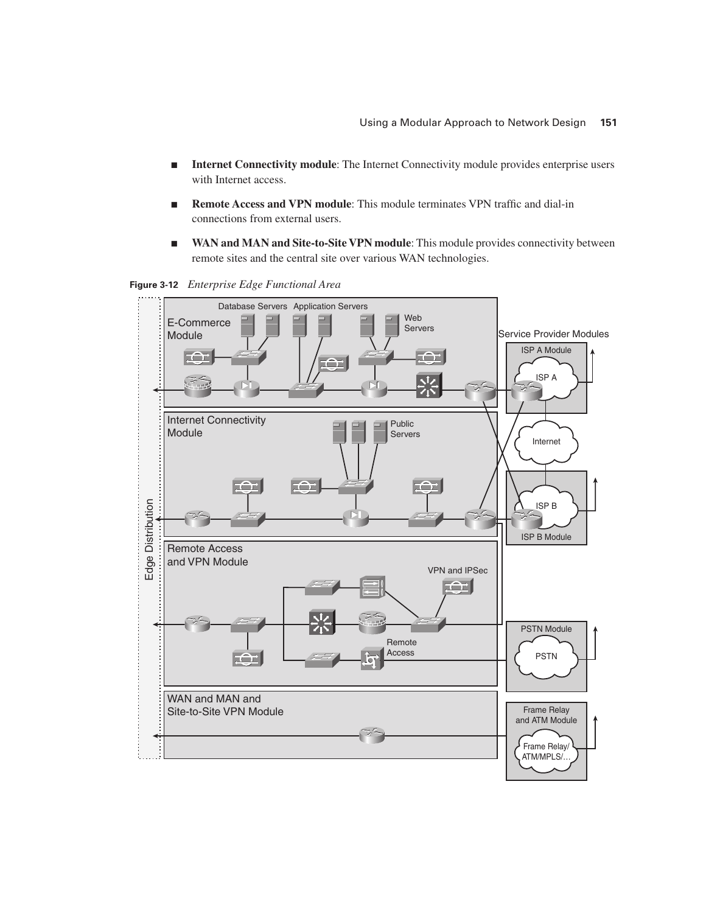- **Internet Connectivity module**: The Internet Connectivity module provides enterprise users with Internet access.
- **Remote Access and VPN module**: This module terminates VPN traffic and dial-in connections from external users.
- **WAN and MAN and Site-to-Site VPN module**: This module provides connectivity between remote sites and the central site over various WAN technologies.

**Figure 3-12** *Enterprise Edge Functional Area*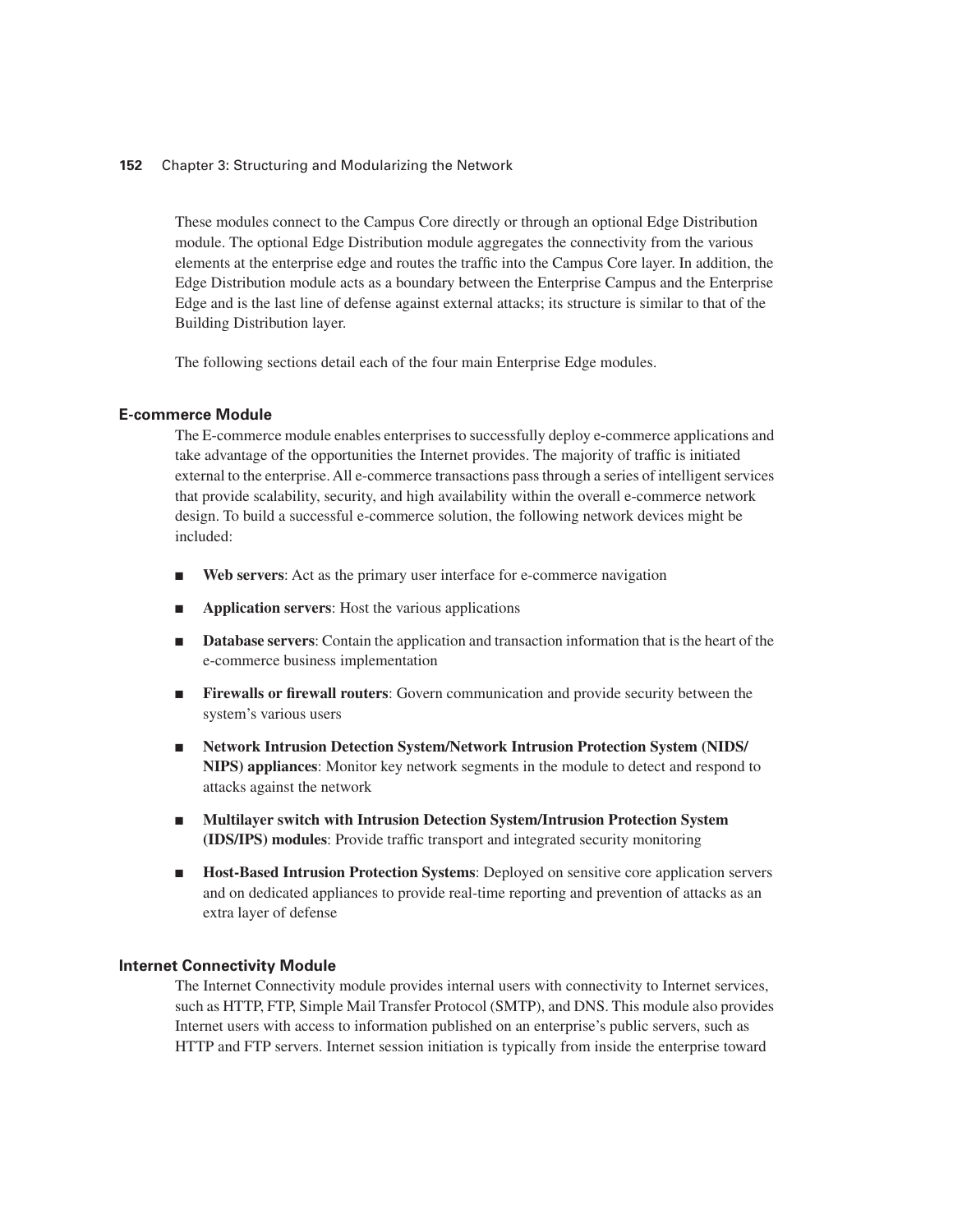These modules connect to the Campus Core directly or through an optional Edge Distribution module. The optional Edge Distribution module aggregates the connectivity from the various elements at the enterprise edge and routes the traffic into the Campus Core layer. In addition, the Edge Distribution module acts as a boundary between the Enterprise Campus and the Enterprise Edge and is the last line of defense against external attacks; its structure is similar to that of the Building Distribution layer.

The following sections detail each of the four main Enterprise Edge modules.

### E-commerce Module

The E-commerce module enables enterprises to successfully deploy e-commerce applications and take advantage of the opportunities the Internet provides. The majority of traffic is initiated external to the enterprise. All e-commerce transactions pass through a series of intelligent services that provide scalability, security, and high availability within the overall e-commerce network design. To build a successful e-commerce solution, the following network devices might be included:

- **Web servers**: Act as the primary user interface for e-commerce navigation
- **Application servers**: Host the various applications
- **Database servers**: Contain the application and transaction information that is the heart of the e-commerce business implementation
- **Firewalls or firewall routers**: Govern communication and provide security between the system's various users
- **Network Intrusion Detection System/Network Intrusion Protection System (NIDS/NIPS) appliances**: Monitor key network segments in the module to detect and respond to attacks against the network
- **Multilayer switch with Intrusion Detection System/Intrusion Protection System (IDS/IPS) modules**: Provide traffic transport and integrated security monitoring
- **Host-Based Intrusion Protection Systems**: Deployed on sensitive core application servers and on dedicated appliances to provide real-time reporting and prevention of attacks as an extra layer of defense

### Internet Connectivity Module

The Internet Connectivity module provides internal users with connectivity to Internet services, such as HTTP, FTP, Simple Mail Transfer Protocol (SMTP), and DNS. This module also provides Internet users with access to information published on an enterprise's public servers, such as HTTP and FTP servers. Internet session initiation is typically from inside the enterprise toward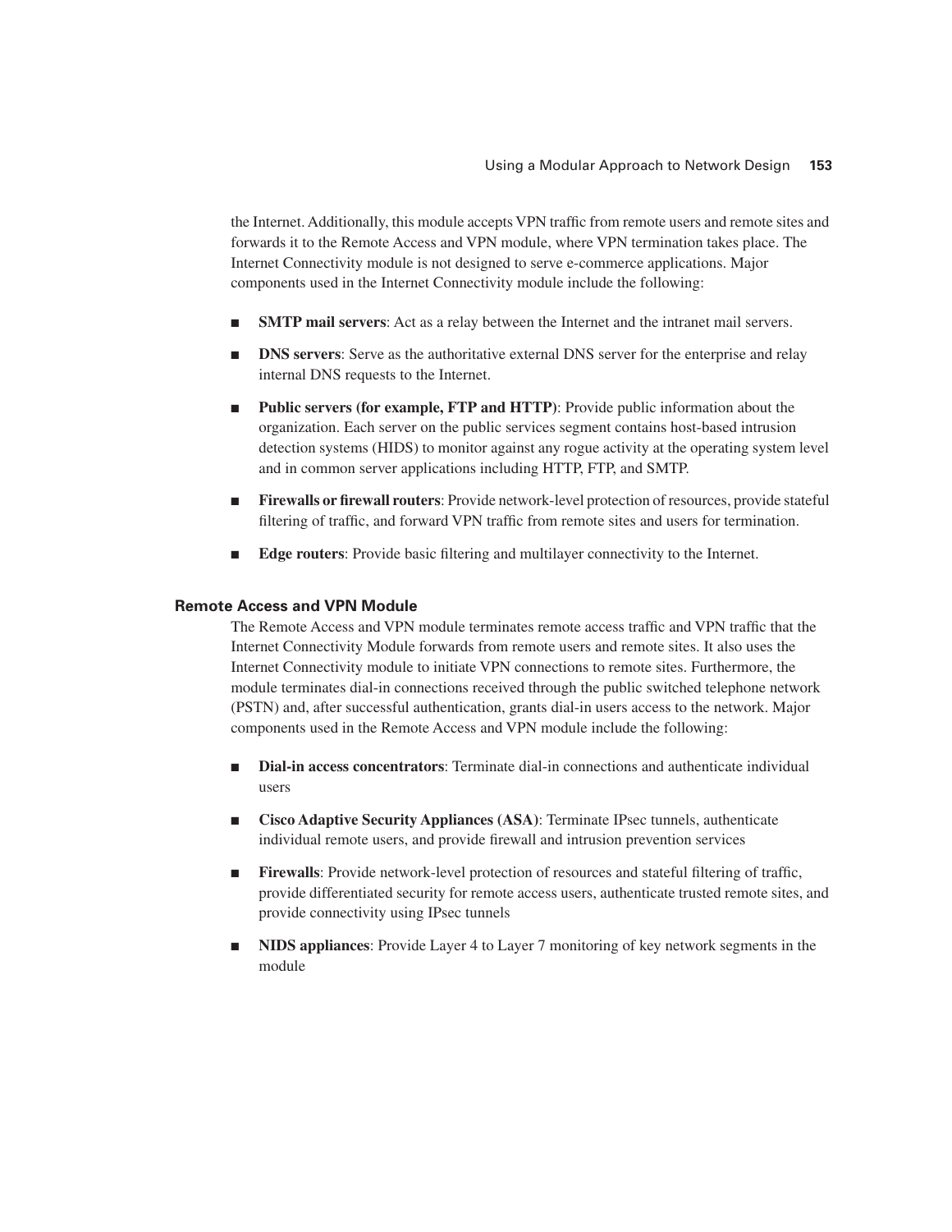the Internet. Additionally, this module accepts VPN traffic from remote users and remote sites and forwards it to the Remote Access and VPN module, where VPN termination takes place. The Internet Connectivity module is not designed to serve e-commerce applications. Major components used in the Internet Connectivity module include the following:

- **SMTP mail servers**: Act as a relay between the Internet and the intranet mail servers.
- **DNS servers**: Serve as the authoritative external DNS server for the enterprise and relay internal DNS requests to the Internet.
- **Public servers (for example, FTP and HTTP)**: Provide public information about the organization. Each server on the public services segment contains host-based intrusion detection systems (HIDS) to monitor against any rogue activity at the operating system level and in common server applications including HTTP, FTP, and SMTP.
- **Firewalls or firewall routers**: Provide network-level protection of resources, provide stateful filtering of traffic, and forward VPN traffic from remote sites and users for termination.
- **Edge routers**: Provide basic filtering and multilayer connectivity to the Internet.

### Remote Access and VPN Module

The Remote Access and VPN module terminates remote access traffic and VPN traffic that the Internet Connectivity Module forwards from remote users and remote sites. It also uses the Internet Connectivity module to initiate VPN connections to remote sites. Furthermore, the module terminates dial-in connections received through the public switched telephone network (PSTN) and, after successful authentication, grants dial-in users access to the network. Major components used in the Remote Access and VPN module include the following:

- **Dial-in access concentrators**: Terminate dial-in connections and authenticate individual users
- **Cisco Adaptive Security Appliances (ASA)**: Terminate IPsec tunnels, authenticate individual remote users, and provide firewall and intrusion prevention services
- **Firewalls**: Provide network-level protection of resources and stateful filtering of traffic, provide differentiated security for remote access users, authenticate trusted remote sites, and provide connectivity using IPsec tunnels
- **NIDS appliances**: Provide Layer 4 to Layer 7 monitoring of key network segments in the module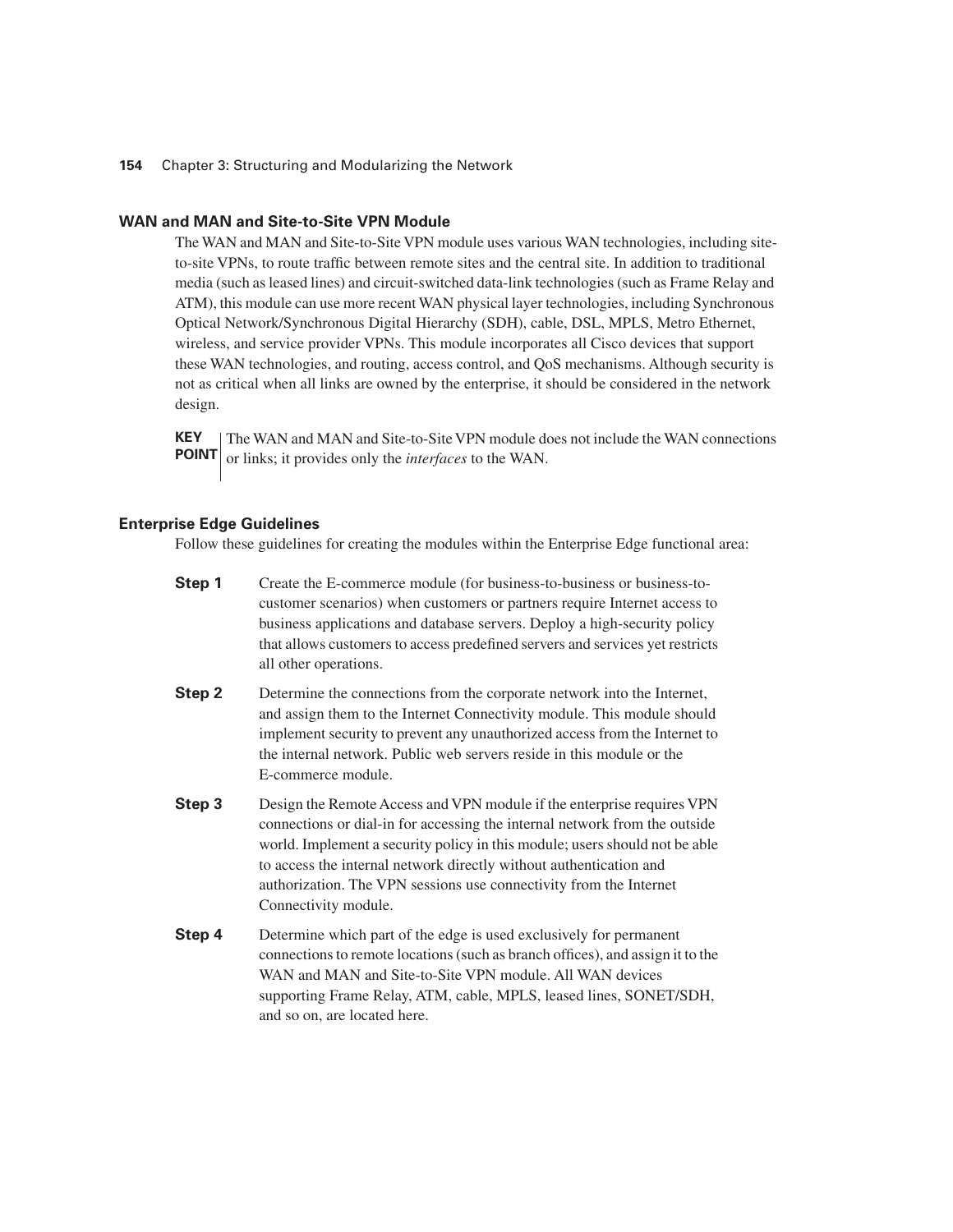### WAN and MAN and Site-to-Site VPN Module

The WAN and MAN and Site-to-Site VPN module uses various WAN technologies, including site-to-site VPNs, to route traffic between remote sites and the central site. In addition to traditional media (such as leased lines) and circuit-switched data-link technologies (such as Frame Relay and ATM), this module can use more recent WAN physical layer technologies, including Synchronous Optical Network/Synchronous Digital Hierarchy (SDH), cable, DSL, MPLS, Metro Ethernet, wireless, and service provider VPNs. This module incorporates all Cisco devices that support these WAN technologies, and routing, access control, and QoS mechanisms. Although security is not as critical when all links are owned by the enterprise, it should be considered in the network design.

**KEY POINT** The WAN and MAN and Site-to-Site VPN module does not include the WAN connections or links; it provides only the *interfaces* to the WAN.

### Enterprise Edge Guidelines

Follow these guidelines for creating the modules within the Enterprise Edge functional area:

**Step 1** Create the E-commerce module (for business-to-business or business-to-customer scenarios) when customers or partners require Internet access to business applications and database servers. Deploy a high-security policy that allows customers to access predefined servers and services yet restricts all other operations.

**Step 2** Determine the connections from the corporate network into the Internet, and assign them to the Internet Connectivity module. This module should implement security to prevent any unauthorized access from the Internet to the internal network. Public web servers reside in this module or the E-commerce module.

**Step 3** Design the Remote Access and VPN module if the enterprise requires VPN connections or dial-in for accessing the internal network from the outside world. Implement a security policy in this module; users should not be able to access the internal network directly without authentication and authorization. The VPN sessions use connectivity from the Internet Connectivity module.

**Step 4** Determine which part of the edge is used exclusively for permanent connections to remote locations (such as branch offices), and assign it to the WAN and MAN and Site-to-Site VPN module. All WAN devices supporting Frame Relay, ATM, cable, MPLS, leased lines, SONET/SDH, and so on, are located here.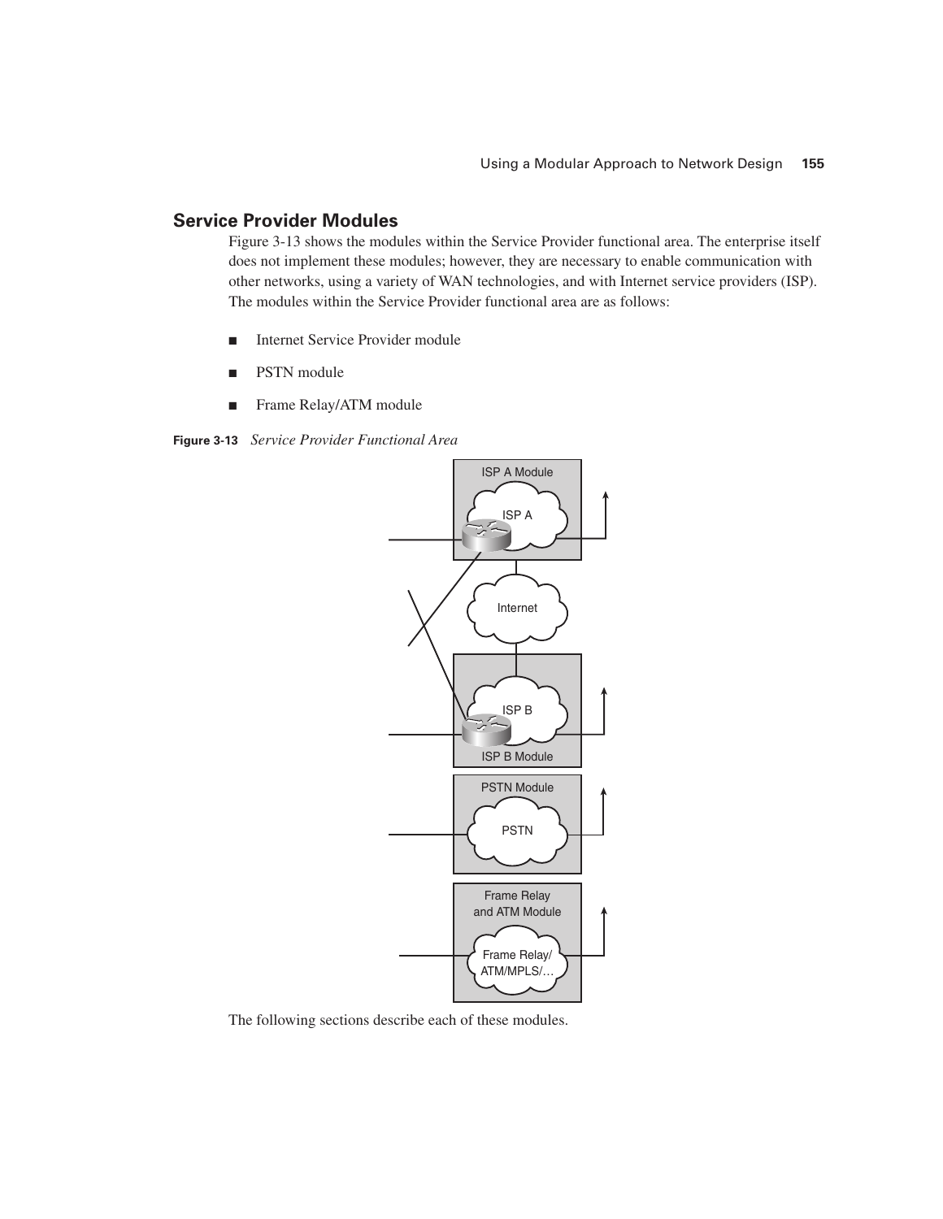## Service Provider Modules

Figure 3-13 shows the modules within the Service Provider functional area. The enterprise itself does not implement these modules; however, they are necessary to enable communication with other networks, using a variety of WAN technologies, and with Internet service providers (ISP). The modules within the Service Provider functional area are as follows:

- Internet Service Provider module
- PSTN module
- Frame Relay/ATM module

**Figure 3-13** *Service Provider Functional Area*

The following sections describe each of these modules.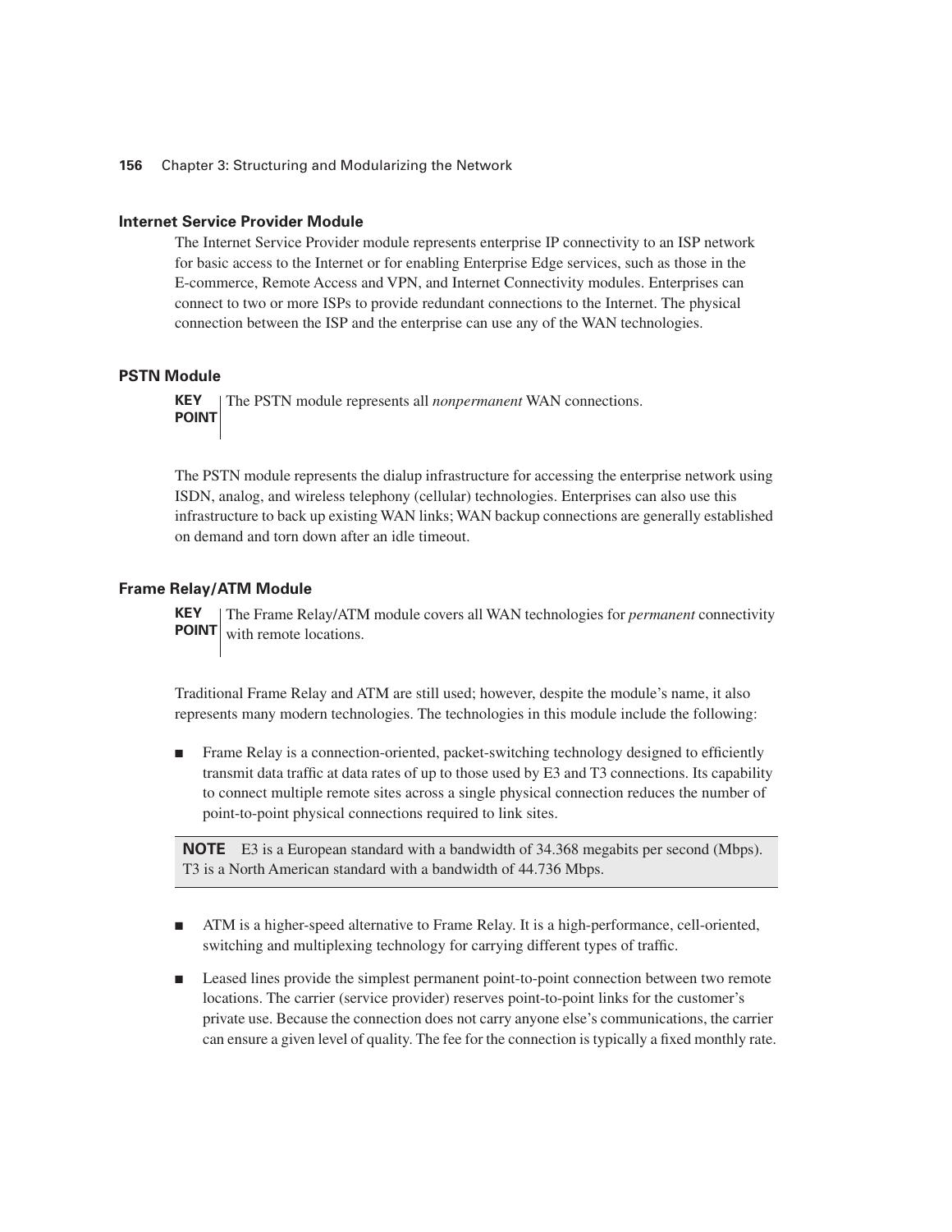### Internet Service Provider Module

The Internet Service Provider module represents enterprise IP connectivity to an ISP network for basic access to the Internet or for enabling Enterprise Edge services, such as those in the E-commerce, Remote Access and VPN, and Internet Connectivity modules. Enterprises can connect to two or more ISPs to provide redundant connections to the Internet. The physical connection between the ISP and the enterprise can use any of the WAN technologies.

### PSTN Module

**KEY POINT** The PSTN module represents all *nonpermanent* WAN connections.

The PSTN module represents the dialup infrastructure for accessing the enterprise network using ISDN, analog, and wireless telephony (cellular) technologies. Enterprises can also use this infrastructure to back up existing WAN links; WAN backup connections are generally established on demand and torn down after an idle timeout.

### Frame Relay/ATM Module

**KEY POINT** The Frame Relay/ATM module covers all WAN technologies for *permanent* connectivity with remote locations.

Traditional Frame Relay and ATM are still used; however, despite the module's name, it also represents many modern technologies. The technologies in this module include the following:

- Frame Relay is a connection-oriented, packet-switching technology designed to efficiently transmit data traffic at data rates of up to those used by E3 and T3 connections. Its capability to connect multiple remote sites across a single physical connection reduces the number of point-to-point physical connections required to link sites.

> **NOTE** E3 is a European standard with a bandwidth of 34.368 megabits per second (Mbps). T3 is a North American standard with a bandwidth of 44.736 Mbps.

- ATM is a higher-speed alternative to Frame Relay. It is a high-performance, cell-oriented, switching and multiplexing technology for carrying different types of traffic.
- Leased lines provide the simplest permanent point-to-point connection between two remote locations. The carrier (service provider) reserves point-to-point links for the customer's private use. Because the connection does not carry anyone else's communications, the carrier can ensure a given level of quality. The fee for the connection is typically a fixed monthly rate.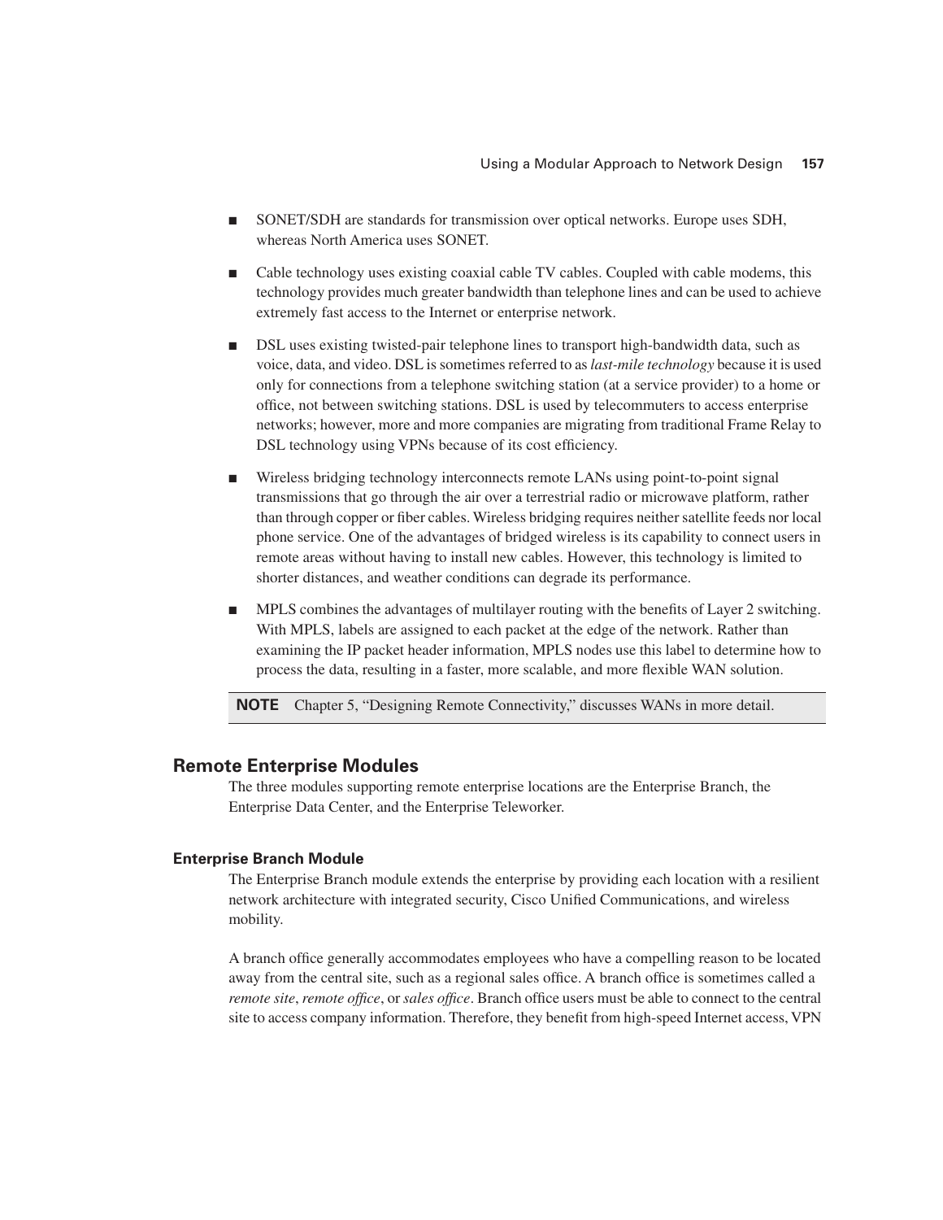- SONET/SDH are standards for transmission over optical networks. Europe uses SDH, whereas North America uses SONET.

- Cable technology uses existing coaxial cable TV cables. Coupled with cable modems, this technology provides much greater bandwidth than telephone lines and can be used to achieve extremely fast access to the Internet or enterprise network.

- DSL uses existing twisted-pair telephone lines to transport high-bandwidth data, such as voice, data, and video. DSL is sometimes referred to as *last-mile technology* because it is used only for connections from a telephone switching station (at a service provider) to a home or office, not between switching stations. DSL is used by telecommuters to access enterprise networks; however, more and more companies are migrating from traditional Frame Relay to DSL technology using VPNs because of its cost efficiency.

- Wireless bridging technology interconnects remote LANs using point-to-point signal transmissions that go through the air over a terrestrial radio or microwave platform, rather than through copper or fiber cables. Wireless bridging requires neither satellite feeds nor local phone service. One of the advantages of bridged wireless is its capability to connect users in remote areas without having to install new cables. However, this technology is limited to shorter distances, and weather conditions can degrade its performance.

- MPLS combines the advantages of multilayer routing with the benefits of Layer 2 switching. With MPLS, labels are assigned to each packet at the edge of the network. Rather than examining the IP packet header information, MPLS nodes use this label to determine how to process the data, resulting in a faster, more scalable, and more flexible WAN solution.

> **NOTE** Chapter 5, "Designing Remote Connectivity," discusses WANs in more detail.

## Remote Enterprise Modules

The three modules supporting remote enterprise locations are the Enterprise Branch, the Enterprise Data Center, and the Enterprise Teleworker.

### Enterprise Branch Module

The Enterprise Branch module extends the enterprise by providing each location with a resilient network architecture with integrated security, Cisco Unified Communications, and wireless mobility.

A branch office generally accommodates employees who have a compelling reason to be located away from the central site, such as a regional sales office. A branch office is sometimes called a *remote site*, *remote office*, or *sales office*. Branch office users must be able to connect to the central site to access company information. Therefore, they benefit from high-speed Internet access, VPN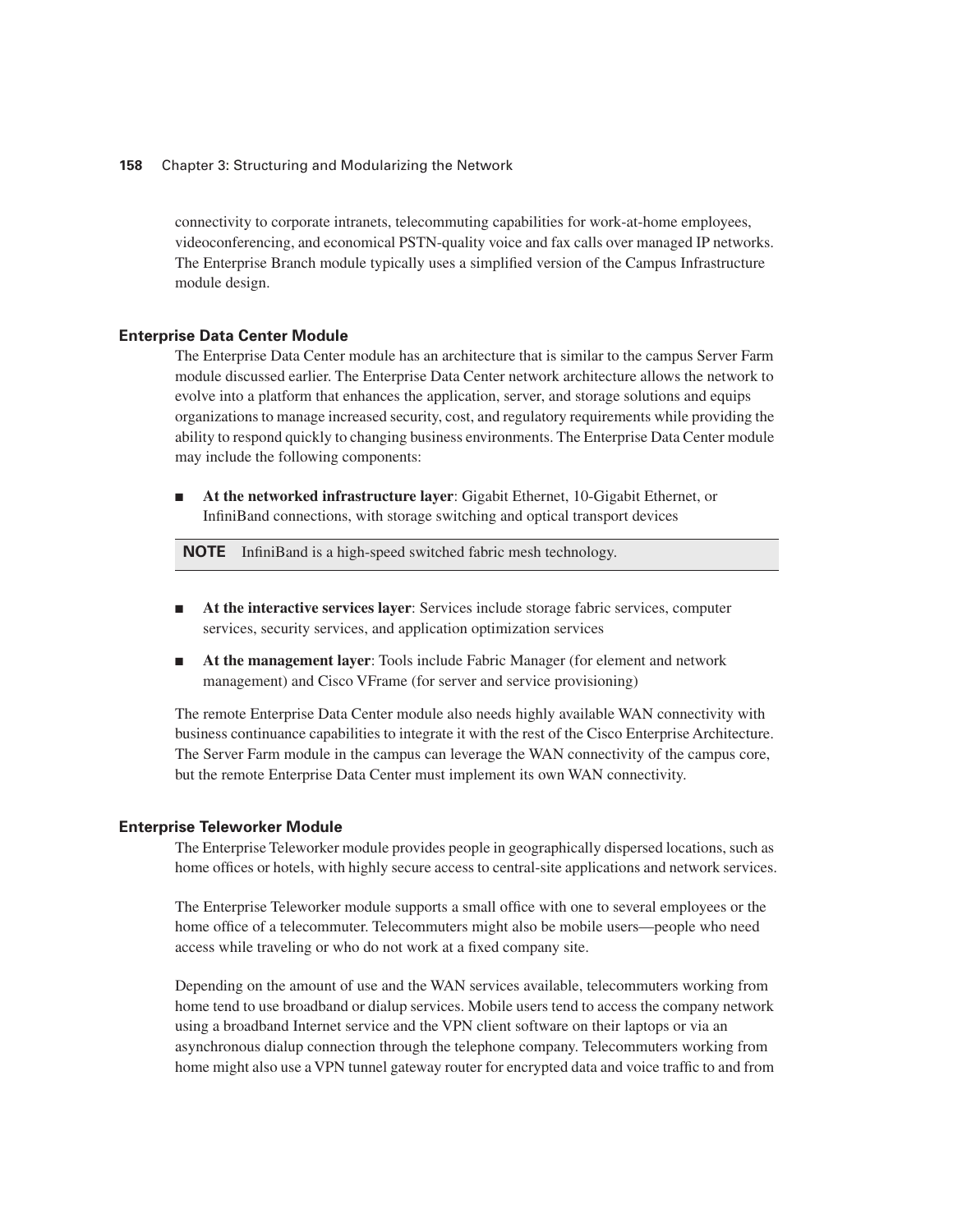connectivity to corporate intranets, telecommuting capabilities for work-at-home employees, videoconferencing, and economical PSTN-quality voice and fax calls over managed IP networks. The Enterprise Branch module typically uses a simplified version of the Campus Infrastructure module design.

### Enterprise Data Center Module

The Enterprise Data Center module has an architecture that is similar to the campus Server Farm module discussed earlier. The Enterprise Data Center network architecture allows the network to evolve into a platform that enhances the application, server, and storage solutions and equips organizations to manage increased security, cost, and regulatory requirements while providing the ability to respond quickly to changing business environments. The Enterprise Data Center module may include the following components:

- **At the networked infrastructure layer**: Gigabit Ethernet, 10-Gigabit Ethernet, or InfiniBand connections, with storage switching and optical transport devices

> **NOTE** InfiniBand is a high-speed switched fabric mesh technology.

- **At the interactive services layer**: Services include storage fabric services, computer services, security services, and application optimization services
- **At the management layer**: Tools include Fabric Manager (for element and network management) and Cisco VFrame (for server and service provisioning)

The remote Enterprise Data Center module also needs highly available WAN connectivity with business continuance capabilities to integrate it with the rest of the Cisco Enterprise Architecture. The Server Farm module in the campus can leverage the WAN connectivity of the campus core, but the remote Enterprise Data Center must implement its own WAN connectivity.

### Enterprise Teleworker Module

The Enterprise Teleworker module provides people in geographically dispersed locations, such as home offices or hotels, with highly secure access to central-site applications and network services.

The Enterprise Teleworker module supports a small office with one to several employees or the home office of a telecommuter. Telecommuters might also be mobile users—people who need access while traveling or who do not work at a fixed company site.

Depending on the amount of use and the WAN services available, telecommuters working from home tend to use broadband or dialup services. Mobile users tend to access the company network using a broadband Internet service and the VPN client software on their laptops or via an asynchronous dialup connection through the telephone company. Telecommuters working from home might also use a VPN tunnel gateway router for encrypted data and voice traffic to and from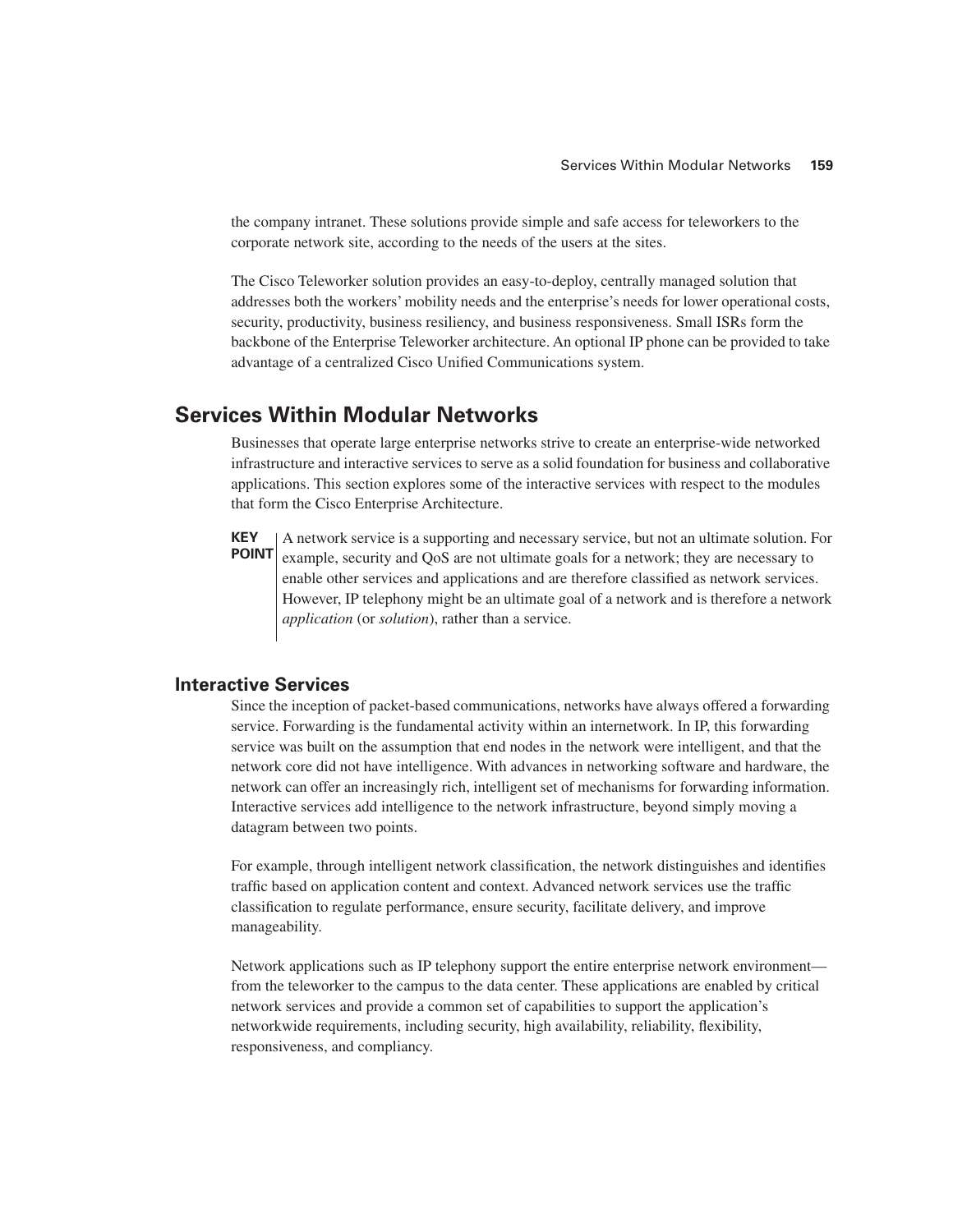the company intranet. These solutions provide simple and safe access for teleworkers to the corporate network site, according to the needs of the users at the sites.

The Cisco Teleworker solution provides an easy-to-deploy, centrally managed solution that addresses both the workers' mobility needs and the enterprise's needs for lower operational costs, security, productivity, business resiliency, and business responsiveness. Small ISRs form the backbone of the Enterprise Teleworker architecture. An optional IP phone can be provided to take advantage of a centralized Cisco Unified Communications system.

## Services Within Modular Networks

Businesses that operate large enterprise networks strive to create an enterprise-wide networked infrastructure and interactive services to serve as a solid foundation for business and collaborative applications. This section explores some of the interactive services with respect to the modules that form the Cisco Enterprise Architecture.

**KEY POINT** A network service is a supporting and necessary service, but not an ultimate solution. For example, security and QoS are not ultimate goals for a network; they are necessary to enable other services and applications and are therefore classified as network services. However, IP telephony might be an ultimate goal of a network and is therefore a network *application* (or *solution*), rather than a service.

### Interactive Services

Since the inception of packet-based communications, networks have always offered a forwarding service. Forwarding is the fundamental activity within an internetwork. In IP, this forwarding service was built on the assumption that end nodes in the network were intelligent, and that the network core did not have intelligence. With advances in networking software and hardware, the network can offer an increasingly rich, intelligent set of mechanisms for forwarding information. Interactive services add intelligence to the network infrastructure, beyond simply moving a datagram between two points.

For example, through intelligent network classification, the network distinguishes and identifies traffic based on application content and context. Advanced network services use the traffic classification to regulate performance, ensure security, facilitate delivery, and improve manageability.

Network applications such as IP telephony support the entire enterprise network environment—from the teleworker to the campus to the data center. These applications are enabled by critical network services and provide a common set of capabilities to support the application's networkwide requirements, including security, high availability, reliability, flexibility, responsiveness, and compliancy.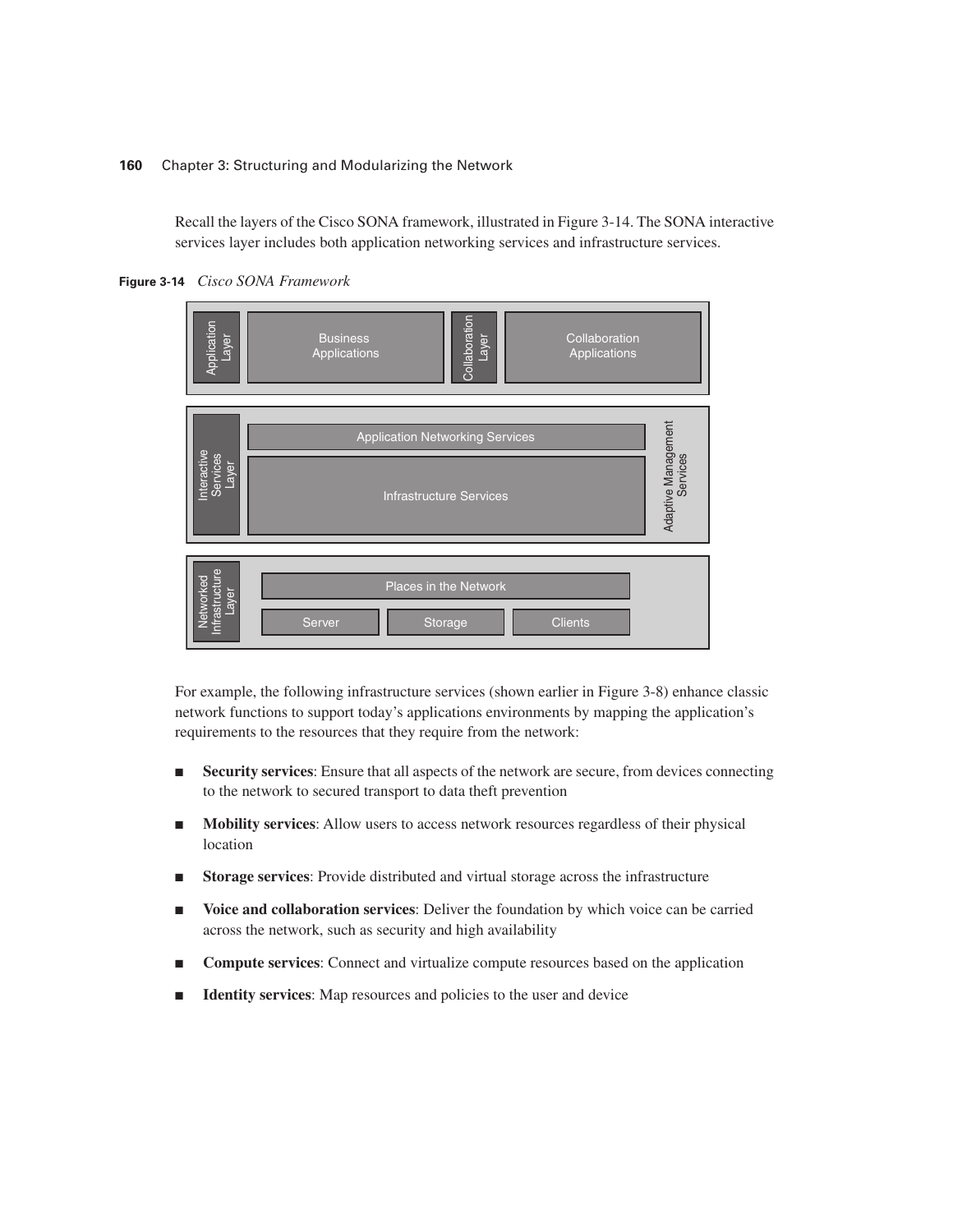Recall the layers of the Cisco SONA framework, illustrated in Figure 3-14. The SONA interactive services layer includes both application networking services and infrastructure services.

**Figure 3-14** *Cisco SONA Framework*

For example, the following infrastructure services (shown earlier in Figure 3-8) enhance classic network functions to support today's applications environments by mapping the application's requirements to the resources that they require from the network:

- **Security services**: Ensure that all aspects of the network are secure, from devices connecting to the network to secured transport to data theft prevention
- **Mobility services**: Allow users to access network resources regardless of their physical location
- **Storage services**: Provide distributed and virtual storage across the infrastructure
- **Voice and collaboration services**: Deliver the foundation by which voice can be carried across the network, such as security and high availability
- **Compute services**: Connect and virtualize compute resources based on the application
- **Identity services**: Map resources and policies to the user and device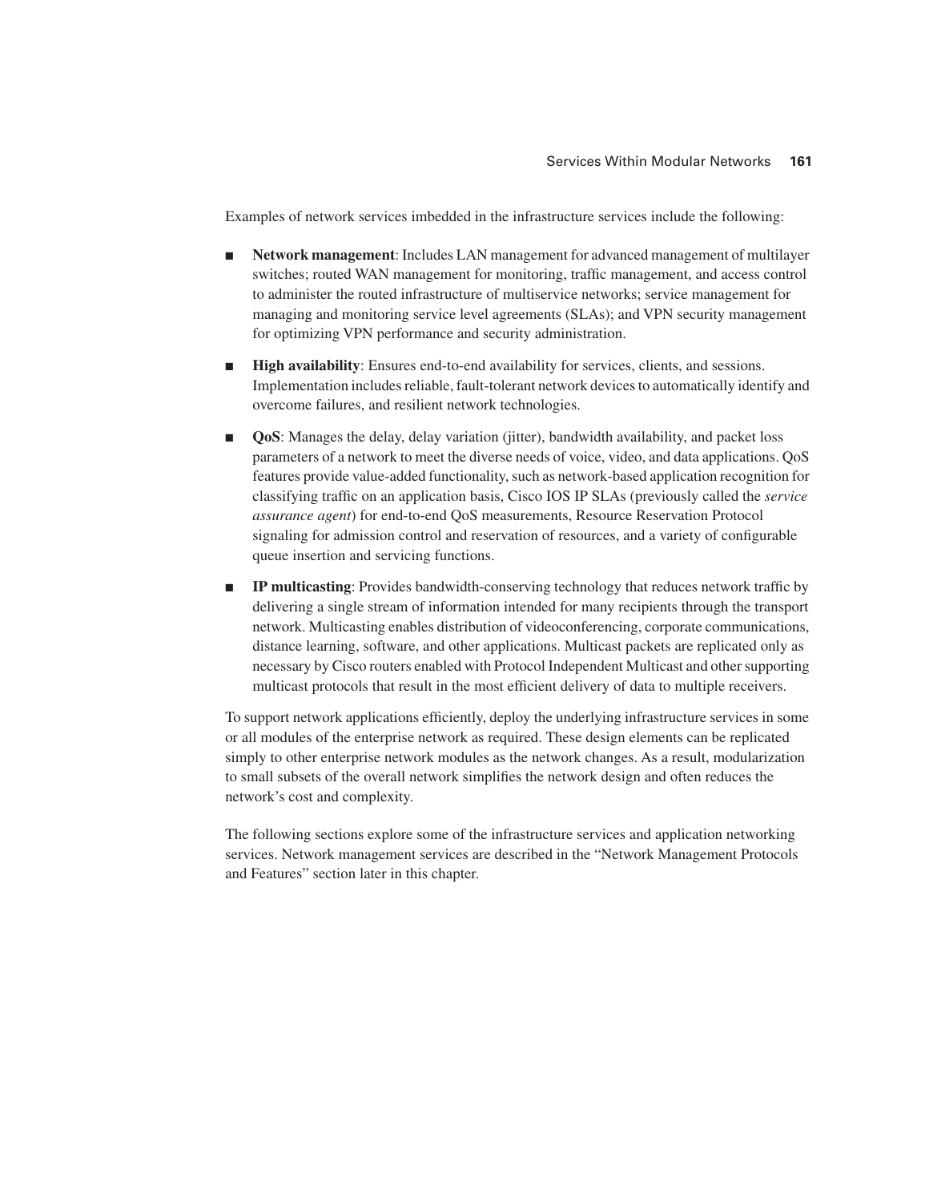Examples of network services imbedded in the infrastructure services include the following:

- **Network management**: Includes LAN management for advanced management of multilayer switches; routed WAN management for monitoring, traffic management, and access control to administer the routed infrastructure of multiservice networks; service management for managing and monitoring service level agreements (SLAs); and VPN security management for optimizing VPN performance and security administration.

- **High availability**: Ensures end-to-end availability for services, clients, and sessions. Implementation includes reliable, fault-tolerant network devices to automatically identify and overcome failures, and resilient network technologies.

- **QoS**: Manages the delay, delay variation (jitter), bandwidth availability, and packet loss parameters of a network to meet the diverse needs of voice, video, and data applications. QoS features provide value-added functionality, such as network-based application recognition for classifying traffic on an application basis, Cisco IOS IP SLAs (previously called the *service assurance agent*) for end-to-end QoS measurements, Resource Reservation Protocol signaling for admission control and reservation of resources, and a variety of configurable queue insertion and servicing functions.

- **IP multicasting**: Provides bandwidth-conserving technology that reduces network traffic by delivering a single stream of information intended for many recipients through the transport network. Multicasting enables distribution of videoconferencing, corporate communications, distance learning, software, and other applications. Multicast packets are replicated only as necessary by Cisco routers enabled with Protocol Independent Multicast and other supporting multicast protocols that result in the most efficient delivery of data to multiple receivers.

To support network applications efficiently, deploy the underlying infrastructure services in some or all modules of the enterprise network as required. These design elements can be replicated simply to other enterprise network modules as the network changes. As a result, modularization to small subsets of the overall network simplifies the network design and often reduces the network's cost and complexity.

The following sections explore some of the infrastructure services and application networking services. Network management services are described in the "Network Management Protocols and Features" section later in this chapter.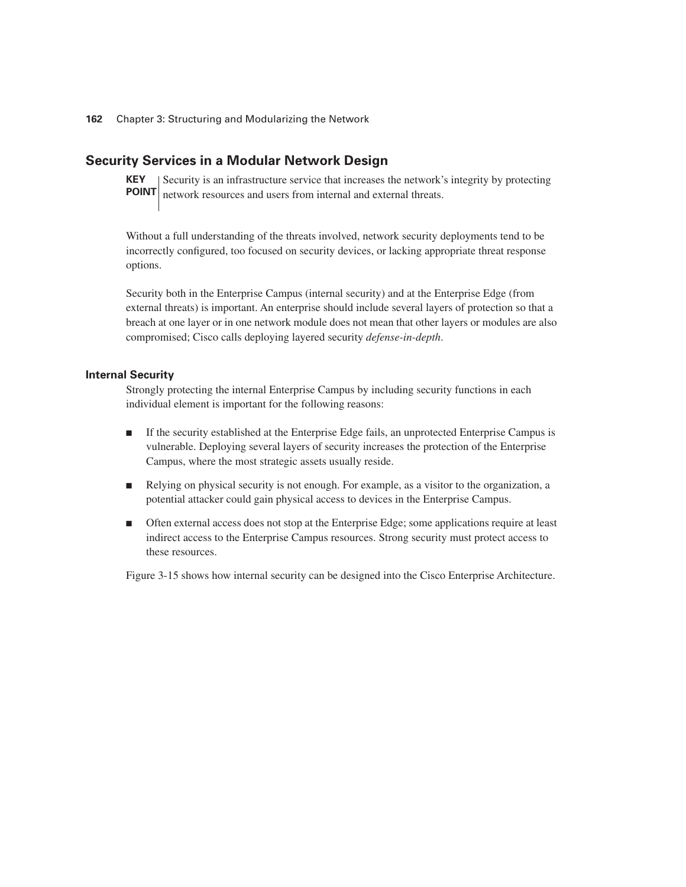## Security Services in a Modular Network Design

**KEY POINT** Security is an infrastructure service that increases the network's integrity by protecting network resources and users from internal and external threats.

Without a full understanding of the threats involved, network security deployments tend to be incorrectly configured, too focused on security devices, or lacking appropriate threat response options.

Security both in the Enterprise Campus (internal security) and at the Enterprise Edge (from external threats) is important. An enterprise should include several layers of protection so that a breach at one layer or in one network module does not mean that other layers or modules are also compromised; Cisco calls deploying layered security *defense-in-depth*.

### Internal Security

Strongly protecting the internal Enterprise Campus by including security functions in each individual element is important for the following reasons:

- If the security established at the Enterprise Edge fails, an unprotected Enterprise Campus is vulnerable. Deploying several layers of security increases the protection of the Enterprise Campus, where the most strategic assets usually reside.
- Relying on physical security is not enough. For example, as a visitor to the organization, a potential attacker could gain physical access to devices in the Enterprise Campus.
- Often external access does not stop at the Enterprise Edge; some applications require at least indirect access to the Enterprise Campus resources. Strong security must protect access to these resources.

Figure 3-15 shows how internal security can be designed into the Cisco Enterprise Architecture.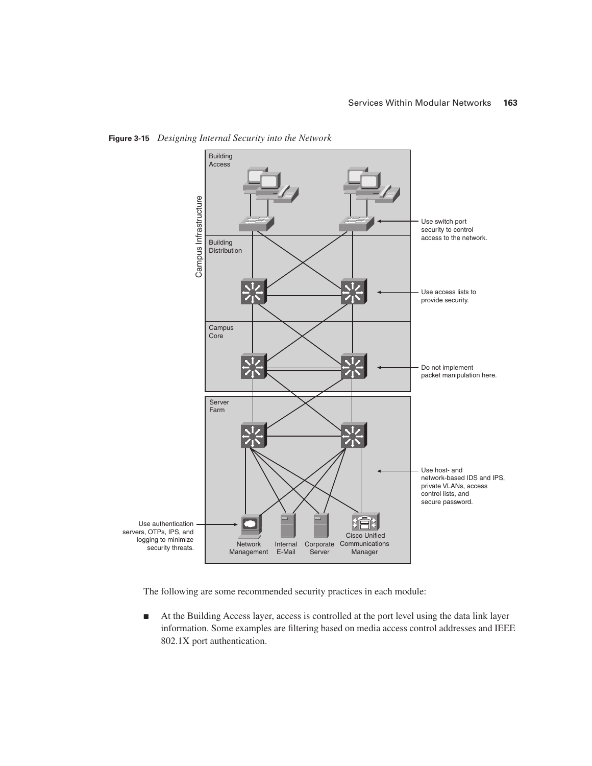**Figure 3-15** *Designing Internal Security into the Network*

Campus Infrastructure

Building Access

Use switch port security to control access to the network.

Building Distribution

Use access lists to provide security.

Campus Core

Do not implement packet manipulation here.

Server Farm

Use host- and network-based IDS and IPS, private VLANs, access control lists, and secure password.

Use authentication servers, OTPs, IPS, and logging to minimize security threats.

Network Management | Internal E-Mail | Corporate Server | Cisco Unified Communications Manager

The following are some recommended security practices in each module:

- At the Building Access layer, access is controlled at the port level using the data link layer information. Some examples are filtering based on media access control addresses and IEEE 802.1X port authentication.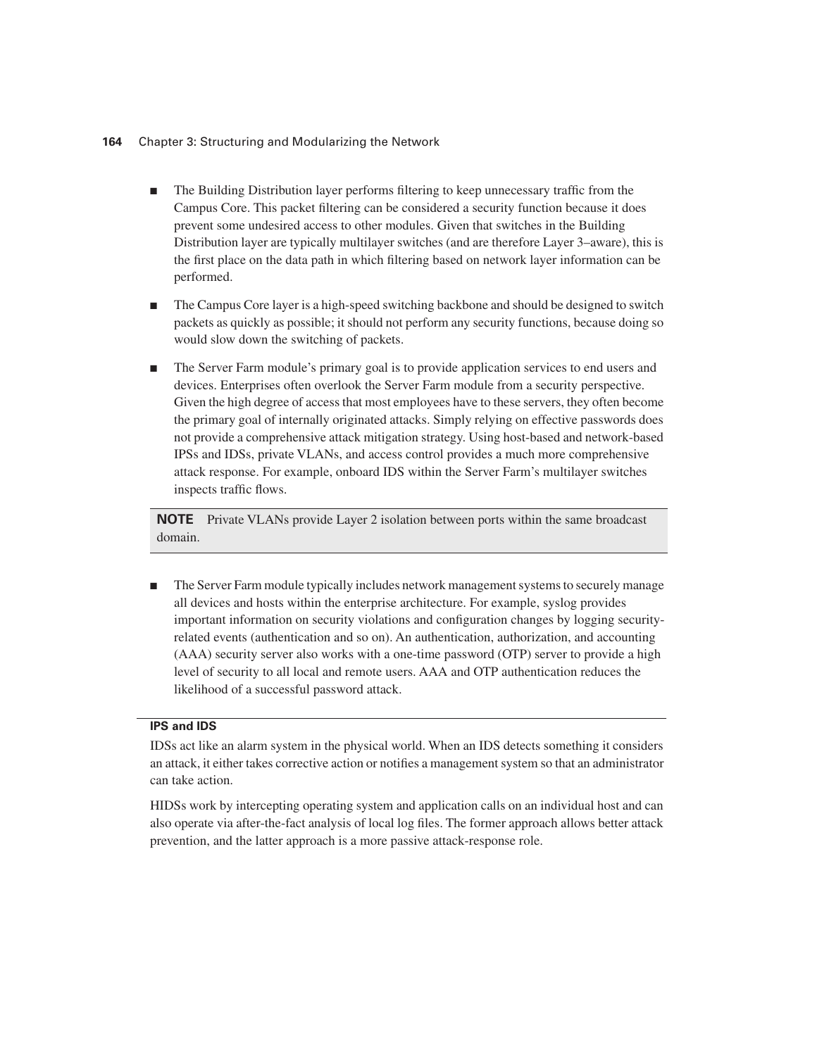- The Building Distribution layer performs filtering to keep unnecessary traffic from the Campus Core. This packet filtering can be considered a security function because it does prevent some undesired access to other modules. Given that switches in the Building Distribution layer are typically multilayer switches (and are therefore Layer 3–aware), this is the first place on the data path in which filtering based on network layer information can be performed.

- The Campus Core layer is a high-speed switching backbone and should be designed to switch packets as quickly as possible; it should not perform any security functions, because doing so would slow down the switching of packets.

- The Server Farm module's primary goal is to provide application services to end users and devices. Enterprises often overlook the Server Farm module from a security perspective. Given the high degree of access that most employees have to these servers, they often become the primary goal of internally originated attacks. Simply relying on effective passwords does not provide a comprehensive attack mitigation strategy. Using host-based and network-based IPSs and IDSs, private VLANs, and access control provides a much more comprehensive attack response. For example, onboard IDS within the Server Farm's multilayer switches inspects traffic flows.

> **NOTE** Private VLANs provide Layer 2 isolation between ports within the same broadcast domain.

- The Server Farm module typically includes network management systems to securely manage all devices and hosts within the enterprise architecture. For example, syslog provides important information on security violations and configuration changes by logging security-related events (authentication and so on). An authentication, authorization, and accounting (AAA) security server also works with a one-time password (OTP) server to provide a high level of security to all local and remote users. AAA and OTP authentication reduces the likelihood of a successful password attack.

#### IPS and IDS

IDSs act like an alarm system in the physical world. When an IDS detects something it considers an attack, it either takes corrective action or notifies a management system so that an administrator can take action.

HIDSs work by intercepting operating system and application calls on an individual host and can also operate via after-the-fact analysis of local log files. The former approach allows better attack prevention, and the latter approach is a more passive attack-response role.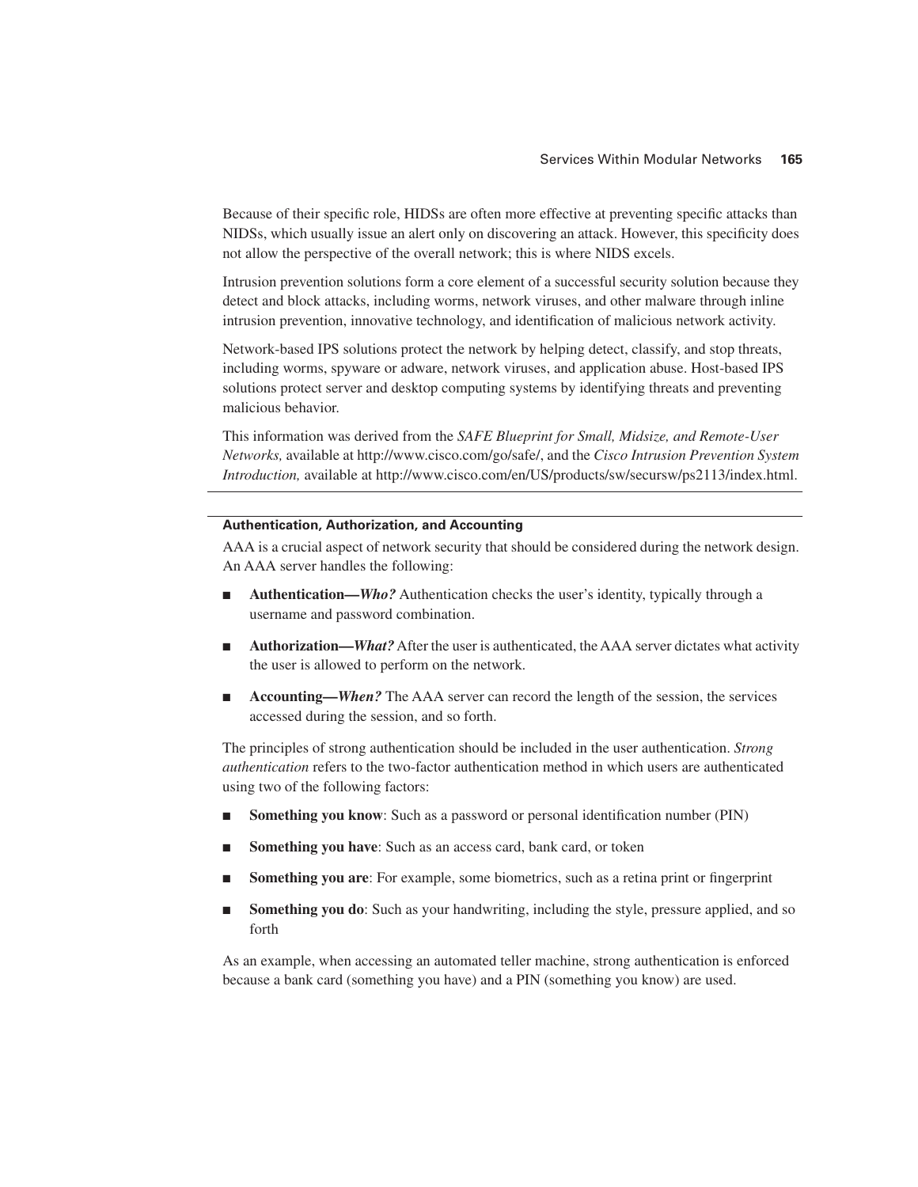Because of their specific role, HIDSs are often more effective at preventing specific attacks than NIDSs, which usually issue an alert only on discovering an attack. However, this specificity does not allow the perspective of the overall network; this is where NIDS excels.

Intrusion prevention solutions form a core element of a successful security solution because they detect and block attacks, including worms, network viruses, and other malware through inline intrusion prevention, innovative technology, and identification of malicious network activity.

Network-based IPS solutions protect the network by helping detect, classify, and stop threats, including worms, spyware or adware, network viruses, and application abuse. Host-based IPS solutions protect server and desktop computing systems by identifying threats and preventing malicious behavior.

This information was derived from the *SAFE Blueprint for Small, Midsize, and Remote-User Networks,* available at http://www.cisco.com/go/safe/, and the *Cisco Intrusion Prevention System Introduction,* available at http://www.cisco.com/en/US/products/sw/secursw/ps2113/index.html.

---

### Authentication, Authorization, and Accounting

AAA is a crucial aspect of network security that should be considered during the network design. An AAA server handles the following:

- **Authentication—*Who?*** Authentication checks the user's identity, typically through a username and password combination.
- **Authorization—*What?*** After the user is authenticated, the AAA server dictates what activity the user is allowed to perform on the network.
- **Accounting—*When?*** The AAA server can record the length of the session, the services accessed during the session, and so forth.

The principles of strong authentication should be included in the user authentication. *Strong authentication* refers to the two-factor authentication method in which users are authenticated using two of the following factors:

- **Something you know**: Such as a password or personal identification number (PIN)
- **Something you have**: Such as an access card, bank card, or token
- **Something you are**: For example, some biometrics, such as a retina print or fingerprint
- **Something you do**: Such as your handwriting, including the style, pressure applied, and so forth

As an example, when accessing an automated teller machine, strong authentication is enforced because a bank card (something you have) and a PIN (something you know) are used.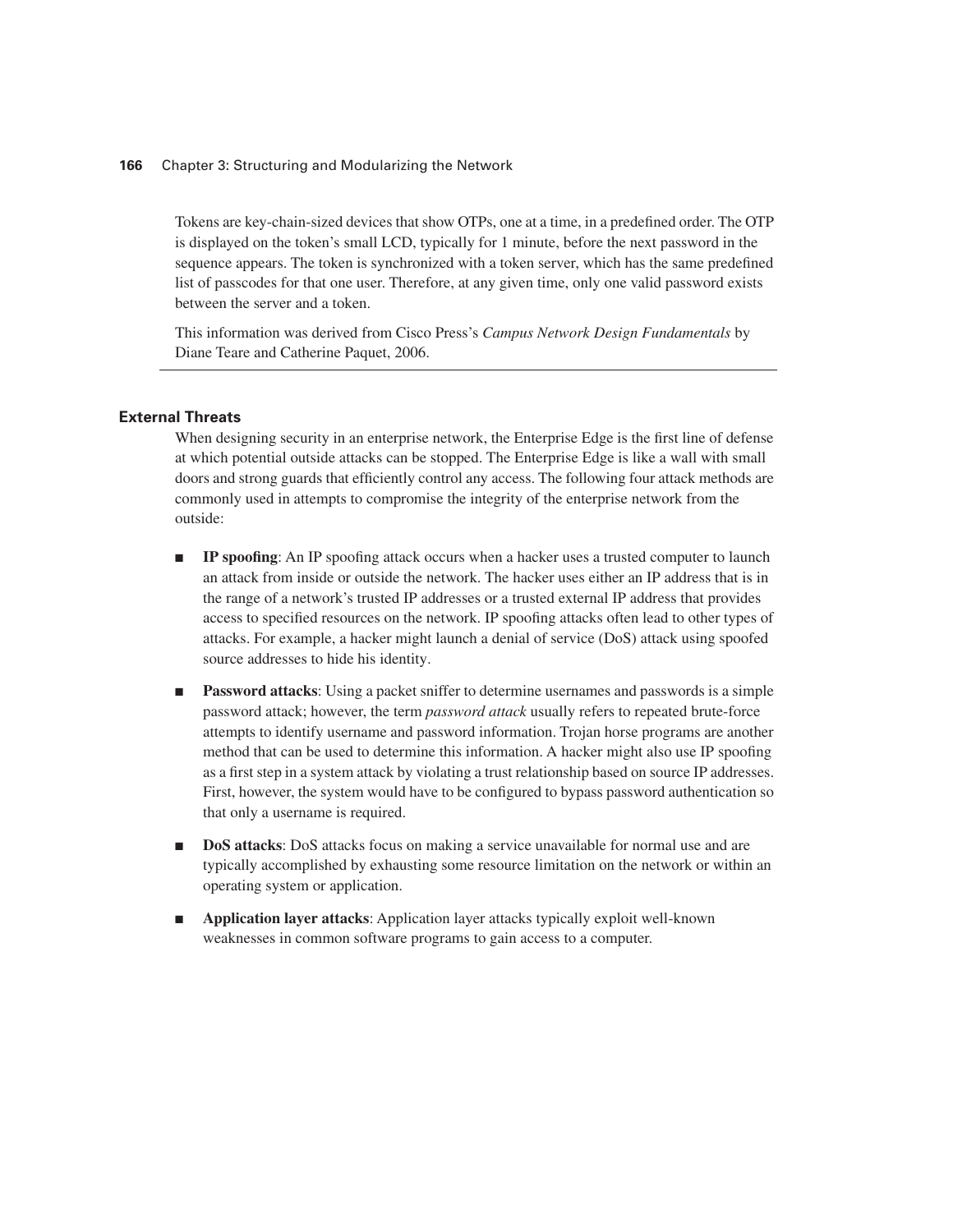Tokens are key-chain-sized devices that show OTPs, one at a time, in a predefined order. The OTP is displayed on the token's small LCD, typically for 1 minute, before the next password in the sequence appears. The token is synchronized with a token server, which has the same predefined list of passcodes for that one user. Therefore, at any given time, only one valid password exists between the server and a token.

This information was derived from Cisco Press's *Campus Network Design Fundamentals* by Diane Teare and Catherine Paquet, 2006.

---

### External Threats

When designing security in an enterprise network, the Enterprise Edge is the first line of defense at which potential outside attacks can be stopped. The Enterprise Edge is like a wall with small doors and strong guards that efficiently control any access. The following four attack methods are commonly used in attempts to compromise the integrity of the enterprise network from the outside:

- **IP spoofing**: An IP spoofing attack occurs when a hacker uses a trusted computer to launch an attack from inside or outside the network. The hacker uses either an IP address that is in the range of a network's trusted IP addresses or a trusted external IP address that provides access to specified resources on the network. IP spoofing attacks often lead to other types of attacks. For example, a hacker might launch a denial of service (DoS) attack using spoofed source addresses to hide his identity.
- **Password attacks**: Using a packet sniffer to determine usernames and passwords is a simple password attack; however, the term *password attack* usually refers to repeated brute-force attempts to identify username and password information. Trojan horse programs are another method that can be used to determine this information. A hacker might also use IP spoofing as a first step in a system attack by violating a trust relationship based on source IP addresses. First, however, the system would have to be configured to bypass password authentication so that only a username is required.
- **DoS attacks**: DoS attacks focus on making a service unavailable for normal use and are typically accomplished by exhausting some resource limitation on the network or within an operating system or application.
- **Application layer attacks**: Application layer attacks typically exploit well-known weaknesses in common software programs to gain access to a computer.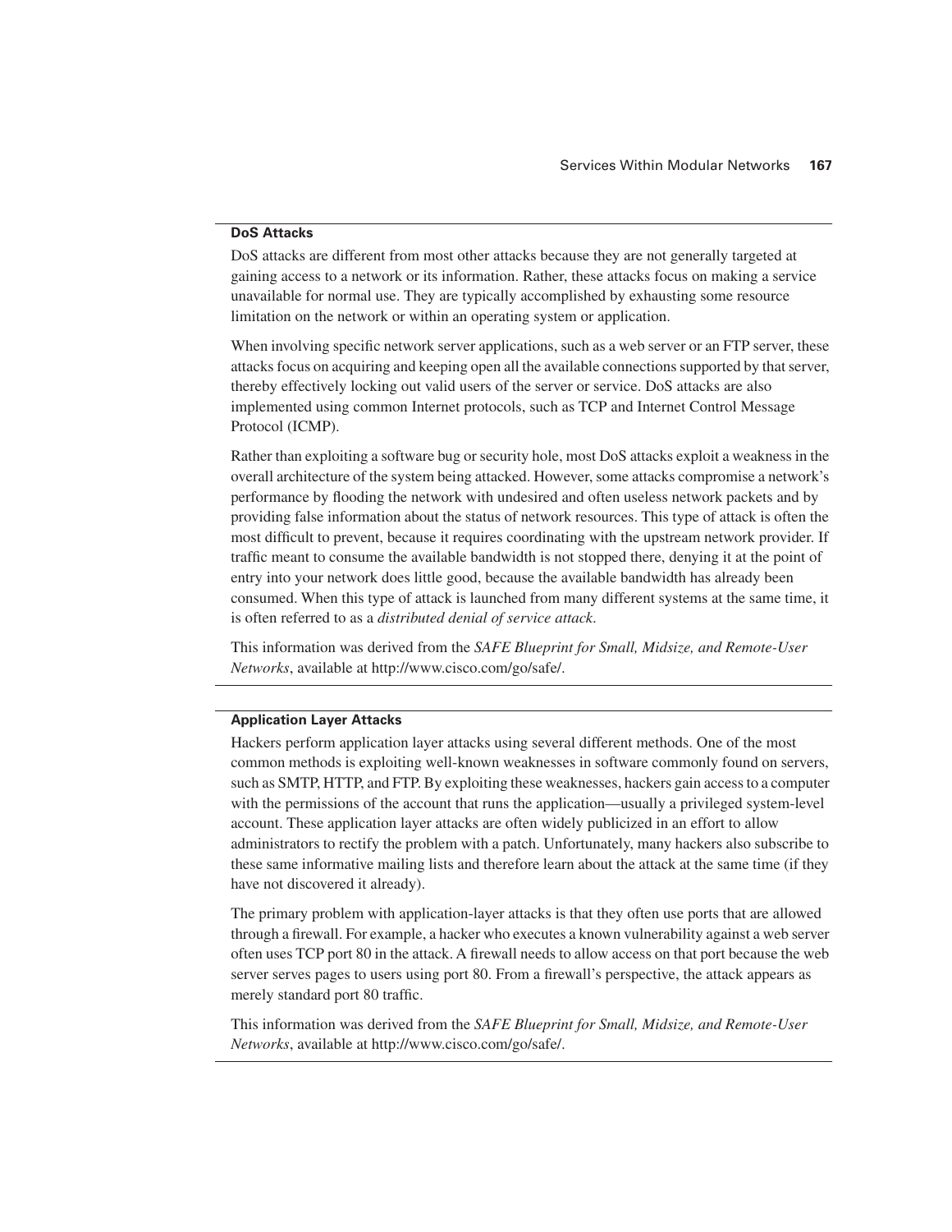### DoS Attacks

DoS attacks are different from most other attacks because they are not generally targeted at gaining access to a network or its information. Rather, these attacks focus on making a service unavailable for normal use. They are typically accomplished by exhausting some resource limitation on the network or within an operating system or application.

When involving specific network server applications, such as a web server or an FTP server, these attacks focus on acquiring and keeping open all the available connections supported by that server, thereby effectively locking out valid users of the server or service. DoS attacks are also implemented using common Internet protocols, such as TCP and Internet Control Message Protocol (ICMP).

Rather than exploiting a software bug or security hole, most DoS attacks exploit a weakness in the overall architecture of the system being attacked. However, some attacks compromise a network's performance by flooding the network with undesired and often useless network packets and by providing false information about the status of network resources. This type of attack is often the most difficult to prevent, because it requires coordinating with the upstream network provider. If traffic meant to consume the available bandwidth is not stopped there, denying it at the point of entry into your network does little good, because the available bandwidth has already been consumed. When this type of attack is launched from many different systems at the same time, it is often referred to as a *distributed denial of service attack*.

This information was derived from the *SAFE Blueprint for Small, Midsize, and Remote-User Networks*, available at http://www.cisco.com/go/safe/.

### Application Layer Attacks

Hackers perform application layer attacks using several different methods. One of the most common methods is exploiting well-known weaknesses in software commonly found on servers, such as SMTP, HTTP, and FTP. By exploiting these weaknesses, hackers gain access to a computer with the permissions of the account that runs the application—usually a privileged system-level account. These application layer attacks are often widely publicized in an effort to allow administrators to rectify the problem with a patch. Unfortunately, many hackers also subscribe to these same informative mailing lists and therefore learn about the attack at the same time (if they have not discovered it already).

The primary problem with application-layer attacks is that they often use ports that are allowed through a firewall. For example, a hacker who executes a known vulnerability against a web server often uses TCP port 80 in the attack. A firewall needs to allow access on that port because the web server serves pages to users using port 80. From a firewall's perspective, the attack appears as merely standard port 80 traffic.

This information was derived from the *SAFE Blueprint for Small, Midsize, and Remote-User Networks*, available at http://www.cisco.com/go/safe/.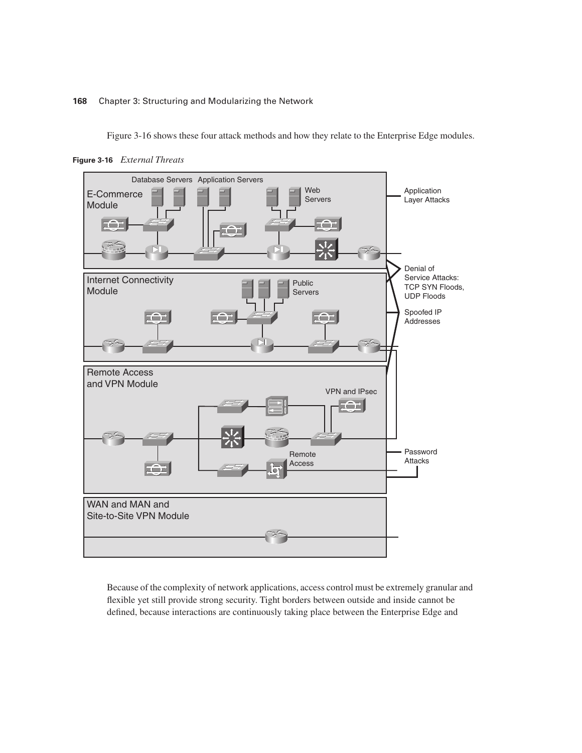Figure 3-16 shows these four attack methods and how they relate to the Enterprise Edge modules.

**Figure 3-16** *External Threats*

Because of the complexity of network applications, access control must be extremely granular and flexible yet still provide strong security. Tight borders between outside and inside cannot be defined, because interactions are continuously taking place between the Enterprise Edge and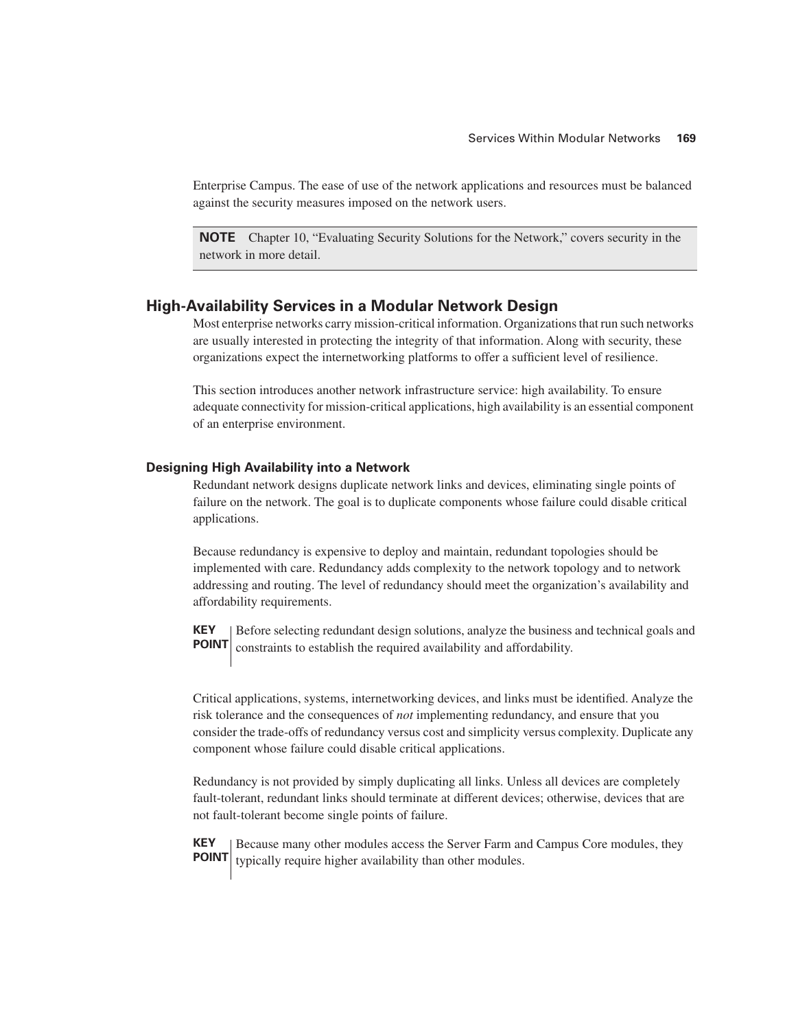Enterprise Campus. The ease of use of the network applications and resources must be balanced against the security measures imposed on the network users.

> **NOTE** Chapter 10, "Evaluating Security Solutions for the Network," covers security in the network in more detail.

## High-Availability Services in a Modular Network Design

Most enterprise networks carry mission-critical information. Organizations that run such networks are usually interested in protecting the integrity of that information. Along with security, these organizations expect the internetworking platforms to offer a sufficient level of resilience.

This section introduces another network infrastructure service: high availability. To ensure adequate connectivity for mission-critical applications, high availability is an essential component of an enterprise environment.

### Designing High Availability into a Network

Redundant network designs duplicate network links and devices, eliminating single points of failure on the network. The goal is to duplicate components whose failure could disable critical applications.

Because redundancy is expensive to deploy and maintain, redundant topologies should be implemented with care. Redundancy adds complexity to the network topology and to network addressing and routing. The level of redundancy should meet the organization's availability and affordability requirements.

**KEY POINT** Before selecting redundant design solutions, analyze the business and technical goals and constraints to establish the required availability and affordability.

Critical applications, systems, internetworking devices, and links must be identified. Analyze the risk tolerance and the consequences of *not* implementing redundancy, and ensure that you consider the trade-offs of redundancy versus cost and simplicity versus complexity. Duplicate any component whose failure could disable critical applications.

Redundancy is not provided by simply duplicating all links. Unless all devices are completely fault-tolerant, redundant links should terminate at different devices; otherwise, devices that are not fault-tolerant become single points of failure.

**KEY POINT** Because many other modules access the Server Farm and Campus Core modules, they typically require higher availability than other modules.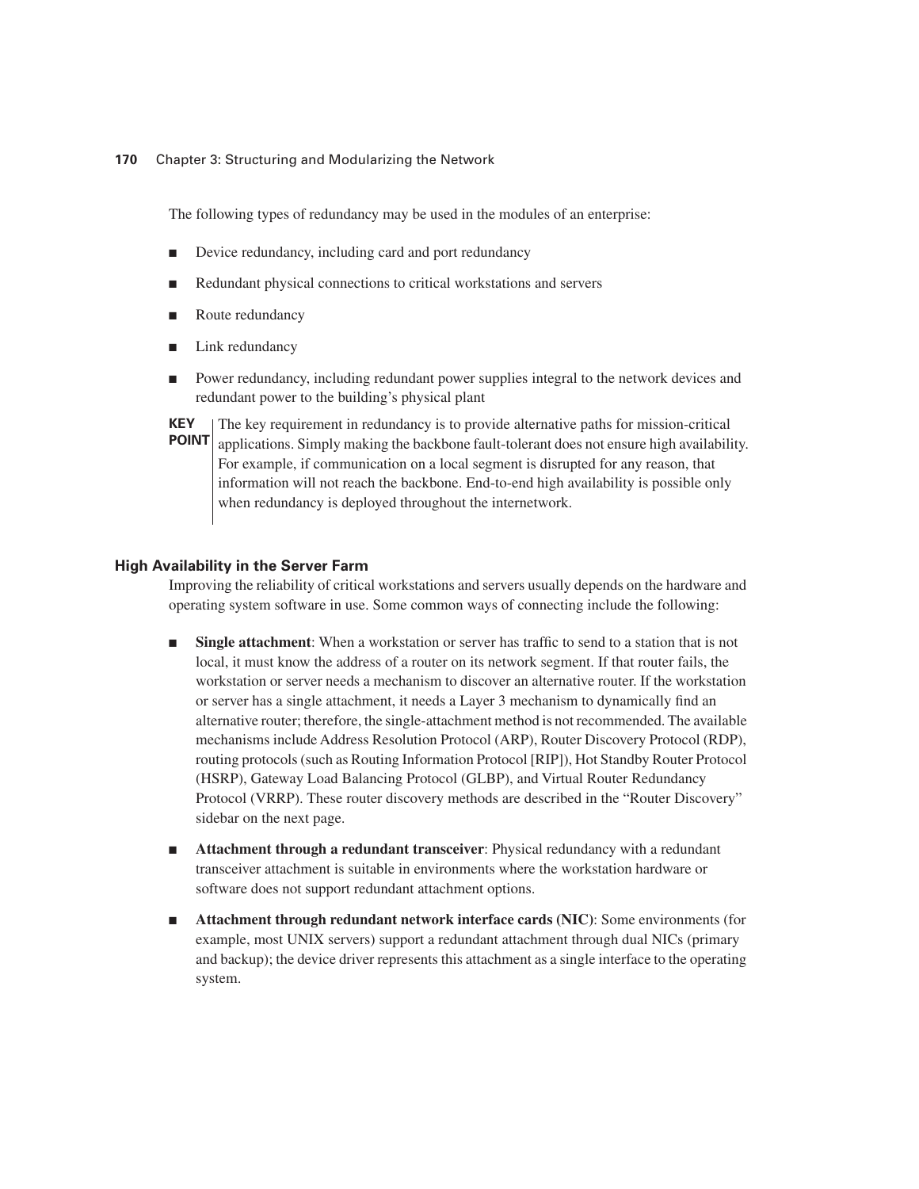The following types of redundancy may be used in the modules of an enterprise:

- Device redundancy, including card and port redundancy
- Redundant physical connections to critical workstations and servers
- Route redundancy
- Link redundancy
- Power redundancy, including redundant power supplies integral to the network devices and redundant power to the building's physical plant

**KEY POINT** The key requirement in redundancy is to provide alternative paths for mission-critical applications. Simply making the backbone fault-tolerant does not ensure high availability. For example, if communication on a local segment is disrupted for any reason, that information will not reach the backbone. End-to-end high availability is possible only when redundancy is deployed throughout the internetwork.

### High Availability in the Server Farm

Improving the reliability of critical workstations and servers usually depends on the hardware and operating system software in use. Some common ways of connecting include the following:

- **Single attachment**: When a workstation or server has traffic to send to a station that is not local, it must know the address of a router on its network segment. If that router fails, the workstation or server needs a mechanism to discover an alternative router. If the workstation or server has a single attachment, it needs a Layer 3 mechanism to dynamically find an alternative router; therefore, the single-attachment method is not recommended. The available mechanisms include Address Resolution Protocol (ARP), Router Discovery Protocol (RDP), routing protocols (such as Routing Information Protocol [RIP]), Hot Standby Router Protocol (HSRP), Gateway Load Balancing Protocol (GLBP), and Virtual Router Redundancy Protocol (VRRP). These router discovery methods are described in the "Router Discovery" sidebar on the next page.
- **Attachment through a redundant transceiver**: Physical redundancy with a redundant transceiver attachment is suitable in environments where the workstation hardware or software does not support redundant attachment options.
- **Attachment through redundant network interface cards (NIC)**: Some environments (for example, most UNIX servers) support a redundant attachment through dual NICs (primary and backup); the device driver represents this attachment as a single interface to the operating system.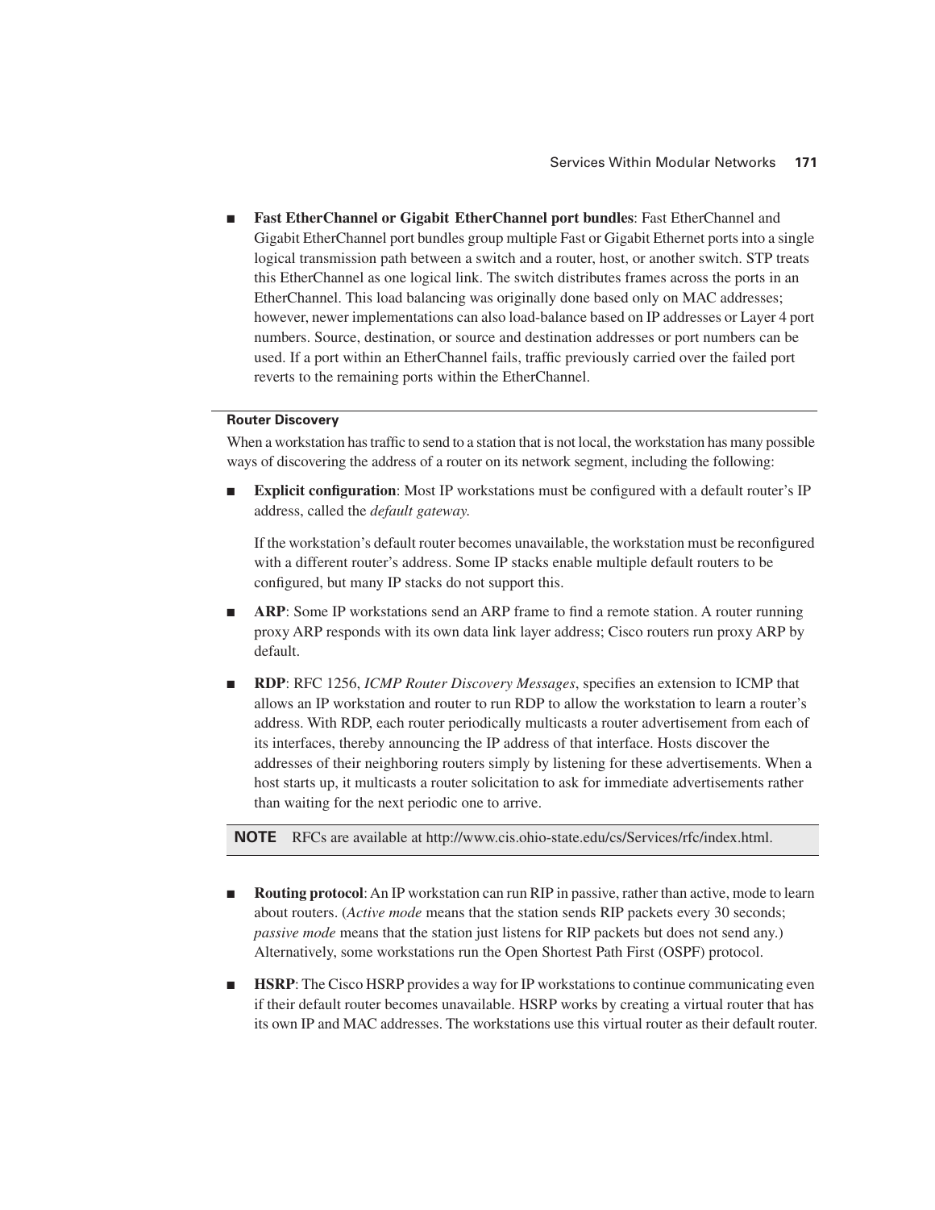- **Fast EtherChannel or Gigabit EtherChannel port bundles**: Fast EtherChannel and Gigabit EtherChannel port bundles group multiple Fast or Gigabit Ethernet ports into a single logical transmission path between a switch and a router, host, or another switch. STP treats this EtherChannel as one logical link. The switch distributes frames across the ports in an EtherChannel. This load balancing was originally done based only on MAC addresses; however, newer implementations can also load-balance based on IP addresses or Layer 4 port numbers. Source, destination, or source and destination addresses or port numbers can be used. If a port within an EtherChannel fails, traffic previously carried over the failed port reverts to the remaining ports within the EtherChannel.

#### Router Discovery

When a workstation has traffic to send to a station that is not local, the workstation has many possible ways of discovering the address of a router on its network segment, including the following:

- **Explicit configuration**: Most IP workstations must be configured with a default router's IP address, called the *default gateway.*

  If the workstation's default router becomes unavailable, the workstation must be reconfigured with a different router's address. Some IP stacks enable multiple default routers to be configured, but many IP stacks do not support this.

- **ARP**: Some IP workstations send an ARP frame to find a remote station. A router running proxy ARP responds with its own data link layer address; Cisco routers run proxy ARP by default.

- **RDP**: RFC 1256, *ICMP Router Discovery Messages*, specifies an extension to ICMP that allows an IP workstation and router to run RDP to allow the workstation to learn a router's address. With RDP, each router periodically multicasts a router advertisement from each of its interfaces, thereby announcing the IP address of that interface. Hosts discover the addresses of their neighboring routers simply by listening for these advertisements. When a host starts up, it multicasts a router solicitation to ask for immediate advertisements rather than waiting for the next periodic one to arrive.

> **NOTE** RFCs are available at http://www.cis.ohio-state.edu/cs/Services/rfc/index.html.

- **Routing protocol**: An IP workstation can run RIP in passive, rather than active, mode to learn about routers. (*Active mode* means that the station sends RIP packets every 30 seconds; *passive mode* means that the station just listens for RIP packets but does not send any.) Alternatively, some workstations run the Open Shortest Path First (OSPF) protocol.

- **HSRP**: The Cisco HSRP provides a way for IP workstations to continue communicating even if their default router becomes unavailable. HSRP works by creating a virtual router that has its own IP and MAC addresses. The workstations use this virtual router as their default router.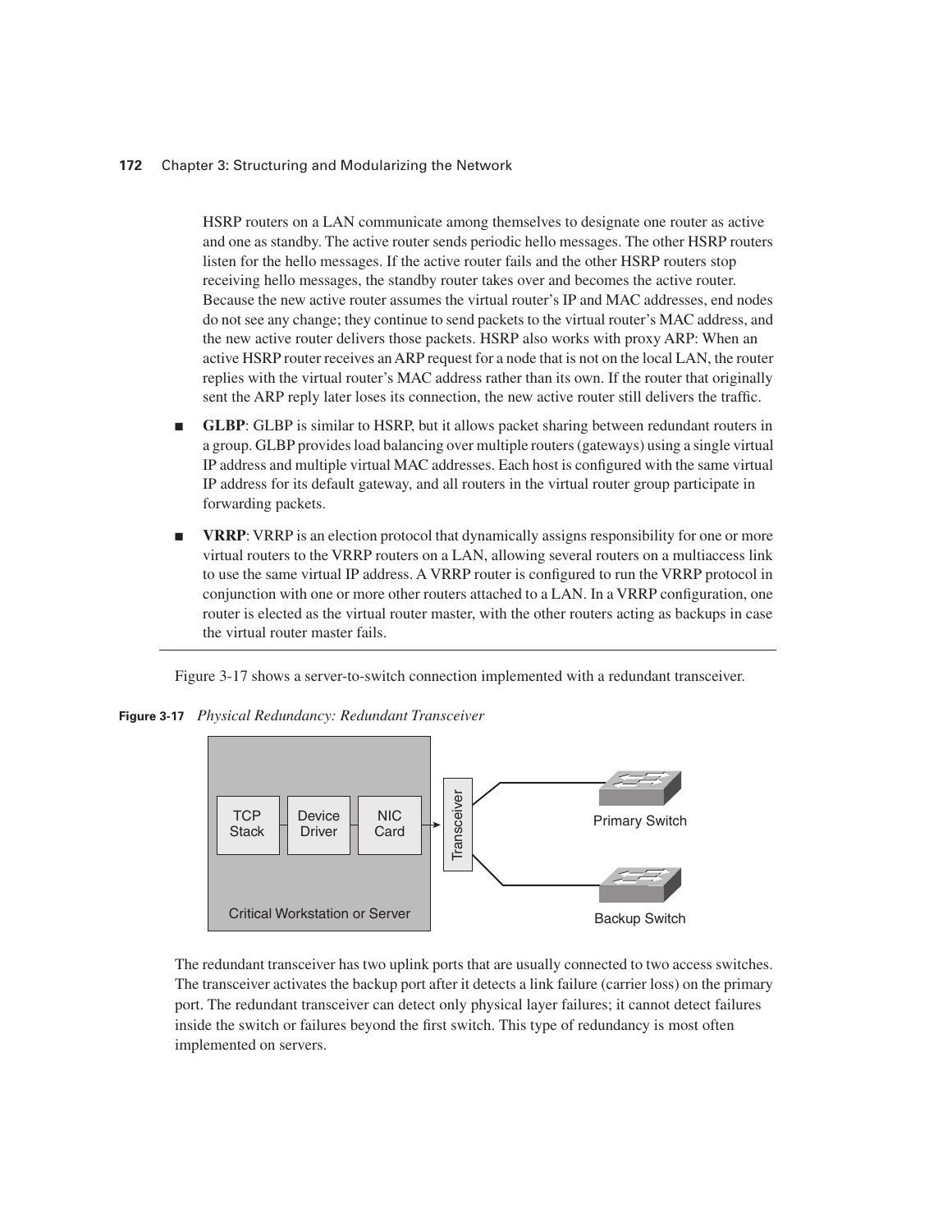HSRP routers on a LAN communicate among themselves to designate one router as active and one as standby. The active router sends periodic hello messages. The other HSRP routers listen for the hello messages. If the active router fails and the other HSRP routers stop receiving hello messages, the standby router takes over and becomes the active router. Because the new active router assumes the virtual router's IP and MAC addresses, end nodes do not see any change; they continue to send packets to the virtual router's MAC address, and the new active router delivers those packets. HSRP also works with proxy ARP: When an active HSRP router receives an ARP request for a node that is not on the local LAN, the router replies with the virtual router's MAC address rather than its own. If the router that originally sent the ARP reply later loses its connection, the new active router still delivers the traffic.

- **GLBP**: GLBP is similar to HSRP, but it allows packet sharing between redundant routers in a group. GLBP provides load balancing over multiple routers (gateways) using a single virtual IP address and multiple virtual MAC addresses. Each host is configured with the same virtual IP address for its default gateway, and all routers in the virtual router group participate in forwarding packets.

- **VRRP**: VRRP is an election protocol that dynamically assigns responsibility for one or more virtual routers to the VRRP routers on a LAN, allowing several routers on a multiaccess link to use the same virtual IP address. A VRRP router is configured to run the VRRP protocol in conjunction with one or more other routers attached to a LAN. In a VRRP configuration, one router is elected as the virtual router master, with the other routers acting as backups in case the virtual router master fails.

Figure 3-17 shows a server-to-switch connection implemented with a redundant transceiver.

**Figure 3-17** *Physical Redundancy: Redundant Transceiver*

TCP Stack
Device Driver
NIC Card
Transceiver
Critical Workstation or Server
Primary Switch
Backup Switch

The redundant transceiver has two uplink ports that are usually connected to two access switches. The transceiver activates the backup port after it detects a link failure (carrier loss) on the primary port. The redundant transceiver can detect only physical layer failures; it cannot detect failures inside the switch or failures beyond the first switch. This type of redundancy is most often implemented on servers.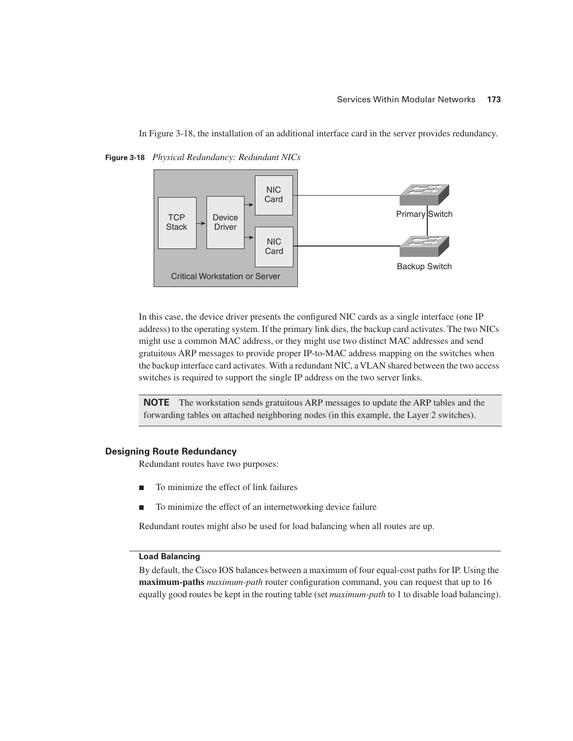In Figure 3-18, the installation of an additional interface card in the server provides redundancy.

**Figure 3-18** *Physical Redundancy: Redundant NICs*

In this case, the device driver presents the configured NIC cards as a single interface (one IP address) to the operating system. If the primary link dies, the backup card activates. The two NICs might use a common MAC address, or they might use two distinct MAC addresses and send gratuitous ARP messages to provide proper IP-to-MAC address mapping on the switches when the backup interface card activates. With a redundant NIC, a VLAN shared between the two access switches is required to support the single IP address on the two server links.

> **NOTE** The workstation sends gratuitous ARP messages to update the ARP tables and the forwarding tables on attached neighboring nodes (in this example, the Layer 2 switches).

### Designing Route Redundancy

Redundant routes have two purposes:

- To minimize the effect of link failures
- To minimize the effect of an internetworking device failure

Redundant routes might also be used for load balancing when all routes are up.

#### Load Balancing

By default, the Cisco IOS balances between a maximum of four equal-cost paths for IP. Using the **maximum-paths** *maximum-path* router configuration command, you can request that up to 16 equally good routes be kept in the routing table (set *maximum-path* to 1 to disable load balancing).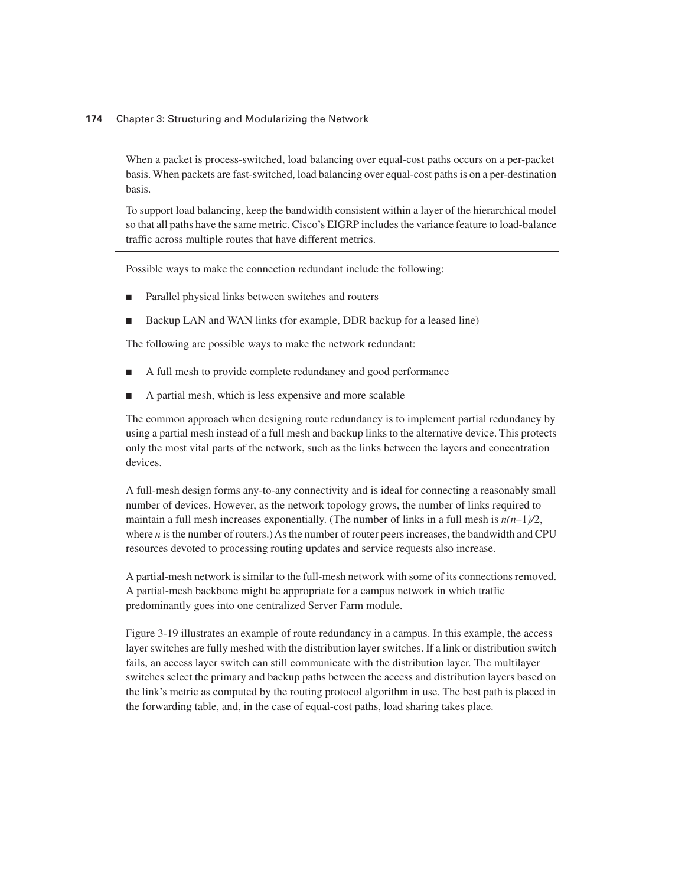When a packet is process-switched, load balancing over equal-cost paths occurs on a per-packet basis. When packets are fast-switched, load balancing over equal-cost paths is on a per-destination basis.

To support load balancing, keep the bandwidth consistent within a layer of the hierarchical model so that all paths have the same metric. Cisco's EIGRP includes the variance feature to load-balance traffic across multiple routes that have different metrics.

---

Possible ways to make the connection redundant include the following:

- Parallel physical links between switches and routers
- Backup LAN and WAN links (for example, DDR backup for a leased line)

The following are possible ways to make the network redundant:

- A full mesh to provide complete redundancy and good performance
- A partial mesh, which is less expensive and more scalable

The common approach when designing route redundancy is to implement partial redundancy by using a partial mesh instead of a full mesh and backup links to the alternative device. This protects only the most vital parts of the network, such as the links between the layers and concentration devices.

A full-mesh design forms any-to-any connectivity and is ideal for connecting a reasonably small number of devices. However, as the network topology grows, the number of links required to maintain a full mesh increases exponentially. (The number of links in a full mesh is $n(n-1)/2$, where $n$ is the number of routers.) As the number of router peers increases, the bandwidth and CPU resources devoted to processing routing updates and service requests also increase.

A partial-mesh network is similar to the full-mesh network with some of its connections removed. A partial-mesh backbone might be appropriate for a campus network in which traffic predominantly goes into one centralized Server Farm module.

Figure 3-19 illustrates an example of route redundancy in a campus. In this example, the access layer switches are fully meshed with the distribution layer switches. If a link or distribution switch fails, an access layer switch can still communicate with the distribution layer. The multilayer switches select the primary and backup paths between the access and distribution layers based on the link's metric as computed by the routing protocol algorithm in use. The best path is placed in the forwarding table, and, in the case of equal-cost paths, load sharing takes place.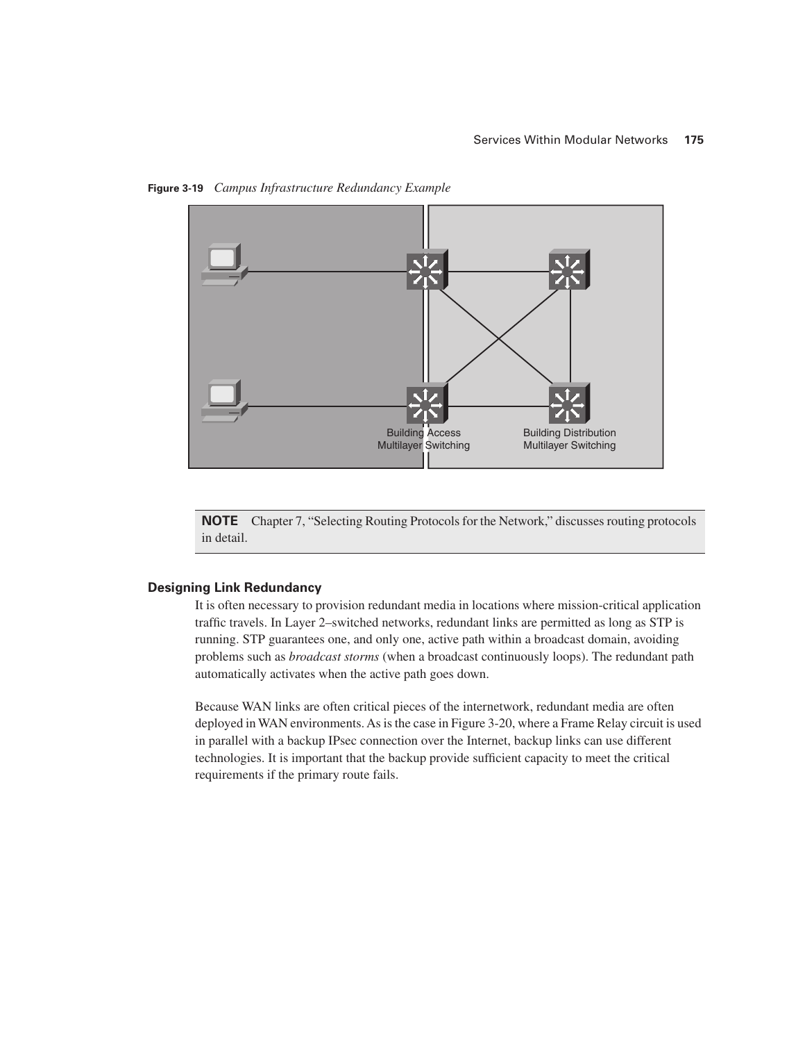**Figure 3-19** *Campus Infrastructure Redundancy Example*

Building Access Multilayer Switching

Building Distribution Multilayer Switching

**NOTE** Chapter 7, "Selecting Routing Protocols for the Network," discusses routing protocols in detail.

### Designing Link Redundancy

It is often necessary to provision redundant media in locations where mission-critical application traffic travels. In Layer 2–switched networks, redundant links are permitted as long as STP is running. STP guarantees one, and only one, active path within a broadcast domain, avoiding problems such as *broadcast storms* (when a broadcast continuously loops). The redundant path automatically activates when the active path goes down.

Because WAN links are often critical pieces of the internetwork, redundant media are often deployed in WAN environments. As is the case in Figure 3-20, where a Frame Relay circuit is used in parallel with a backup IPsec connection over the Internet, backup links can use different technologies. It is important that the backup provide sufficient capacity to meet the critical requirements if the primary route fails.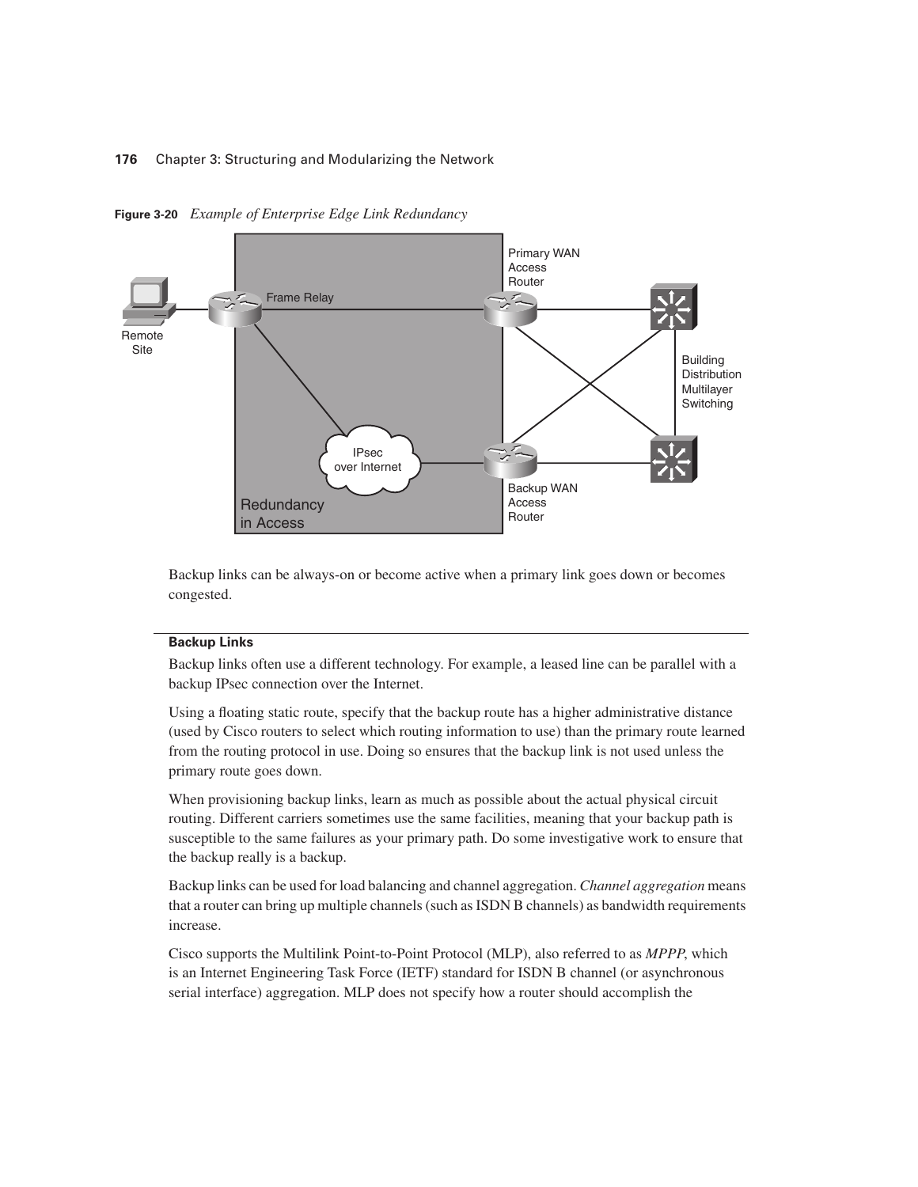**Figure 3-20** *Example of Enterprise Edge Link Redundancy*

Backup links can be always-on or become active when a primary link goes down or becomes congested.

**Backup Links**

Backup links often use a different technology. For example, a leased line can be parallel with a backup IPsec connection over the Internet.

Using a floating static route, specify that the backup route has a higher administrative distance (used by Cisco routers to select which routing information to use) than the primary route learned from the routing protocol in use. Doing so ensures that the backup link is not used unless the primary route goes down.

When provisioning backup links, learn as much as possible about the actual physical circuit routing. Different carriers sometimes use the same facilities, meaning that your backup path is susceptible to the same failures as your primary path. Do some investigative work to ensure that the backup really is a backup.

Backup links can be used for load balancing and channel aggregation. *Channel aggregation* means that a router can bring up multiple channels (such as ISDN B channels) as bandwidth requirements increase.

Cisco supports the Multilink Point-to-Point Protocol (MLP), also referred to as *MPPP*, which is an Internet Engineering Task Force (IETF) standard for ISDN B channel (or asynchronous serial interface) aggregation. MLP does not specify how a router should accomplish the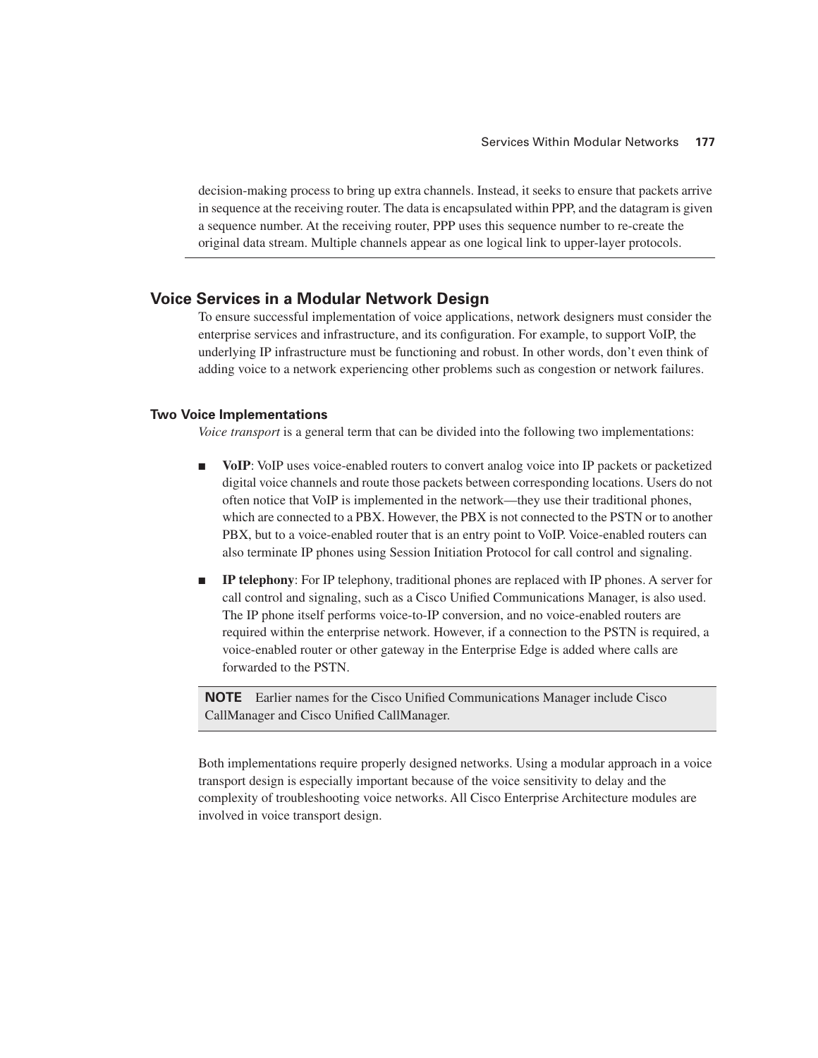decision-making process to bring up extra channels. Instead, it seeks to ensure that packets arrive in sequence at the receiving router. The data is encapsulated within PPP, and the datagram is given a sequence number. At the receiving router, PPP uses this sequence number to re-create the original data stream. Multiple channels appear as one logical link to upper-layer protocols.

## Voice Services in a Modular Network Design

To ensure successful implementation of voice applications, network designers must consider the enterprise services and infrastructure, and its configuration. For example, to support VoIP, the underlying IP infrastructure must be functioning and robust. In other words, don't even think of adding voice to a network experiencing other problems such as congestion or network failures.

### Two Voice Implementations

*Voice transport* is a general term that can be divided into the following two implementations:

- **VoIP**: VoIP uses voice-enabled routers to convert analog voice into IP packets or packetized digital voice channels and route those packets between corresponding locations. Users do not often notice that VoIP is implemented in the network—they use their traditional phones, which are connected to a PBX. However, the PBX is not connected to the PSTN or to another PBX, but to a voice-enabled router that is an entry point to VoIP. Voice-enabled routers can also terminate IP phones using Session Initiation Protocol for call control and signaling.
- **IP telephony**: For IP telephony, traditional phones are replaced with IP phones. A server for call control and signaling, such as a Cisco Unified Communications Manager, is also used. The IP phone itself performs voice-to-IP conversion, and no voice-enabled routers are required within the enterprise network. However, if a connection to the PSTN is required, a voice-enabled router or other gateway in the Enterprise Edge is added where calls are forwarded to the PSTN.

**NOTE** Earlier names for the Cisco Unified Communications Manager include Cisco CallManager and Cisco Unified CallManager.

Both implementations require properly designed networks. Using a modular approach in a voice transport design is especially important because of the voice sensitivity to delay and the complexity of troubleshooting voice networks. All Cisco Enterprise Architecture modules are involved in voice transport design.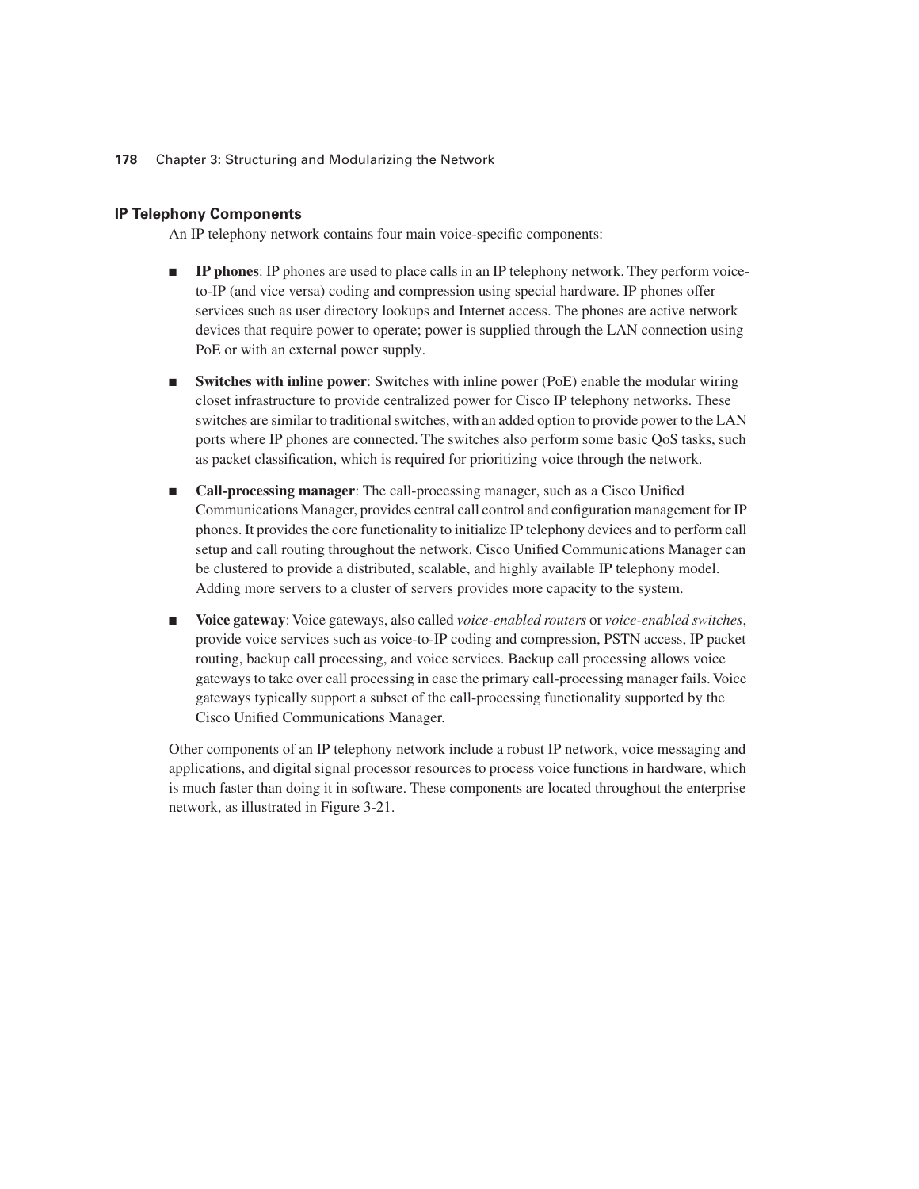### IP Telephony Components

An IP telephony network contains four main voice-specific components:

- **IP phones**: IP phones are used to place calls in an IP telephony network. They perform voice-to-IP (and vice versa) coding and compression using special hardware. IP phones offer services such as user directory lookups and Internet access. The phones are active network devices that require power to operate; power is supplied through the LAN connection using PoE or with an external power supply.
- **Switches with inline power**: Switches with inline power (PoE) enable the modular wiring closet infrastructure to provide centralized power for Cisco IP telephony networks. These switches are similar to traditional switches, with an added option to provide power to the LAN ports where IP phones are connected. The switches also perform some basic QoS tasks, such as packet classification, which is required for prioritizing voice through the network.
- **Call-processing manager**: The call-processing manager, such as a Cisco Unified Communications Manager, provides central call control and configuration management for IP phones. It provides the core functionality to initialize IP telephony devices and to perform call setup and call routing throughout the network. Cisco Unified Communications Manager can be clustered to provide a distributed, scalable, and highly available IP telephony model. Adding more servers to a cluster of servers provides more capacity to the system.
- **Voice gateway**: Voice gateways, also called *voice-enabled routers* or *voice-enabled switches*, provide voice services such as voice-to-IP coding and compression, PSTN access, IP packet routing, backup call processing, and voice services. Backup call processing allows voice gateways to take over call processing in case the primary call-processing manager fails. Voice gateways typically support a subset of the call-processing functionality supported by the Cisco Unified Communications Manager.

Other components of an IP telephony network include a robust IP network, voice messaging and applications, and digital signal processor resources to process voice functions in hardware, which is much faster than doing it in software. These components are located throughout the enterprise network, as illustrated in Figure 3-21.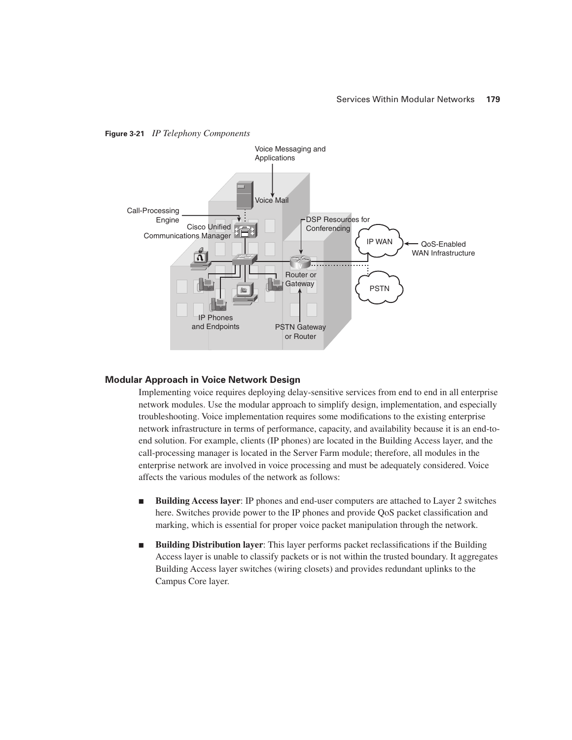**Figure 3-21** *IP Telephony Components*

### Modular Approach in Voice Network Design

Implementing voice requires deploying delay-sensitive services from end to end in all enterprise network modules. Use the modular approach to simplify design, implementation, and especially troubleshooting. Voice implementation requires some modifications to the existing enterprise network infrastructure in terms of performance, capacity, and availability because it is an end-to-end solution. For example, clients (IP phones) are located in the Building Access layer, and the call-processing manager is located in the Server Farm module; therefore, all modules in the enterprise network are involved in voice processing and must be adequately considered. Voice affects the various modules of the network as follows:

- **Building Access layer**: IP phones and end-user computers are attached to Layer 2 switches here. Switches provide power to the IP phones and provide QoS packet classification and marking, which is essential for proper voice packet manipulation through the network.
- **Building Distribution layer**: This layer performs packet reclassifications if the Building Access layer is unable to classify packets or is not within the trusted boundary. It aggregates Building Access layer switches (wiring closets) and provides redundant uplinks to the Campus Core layer.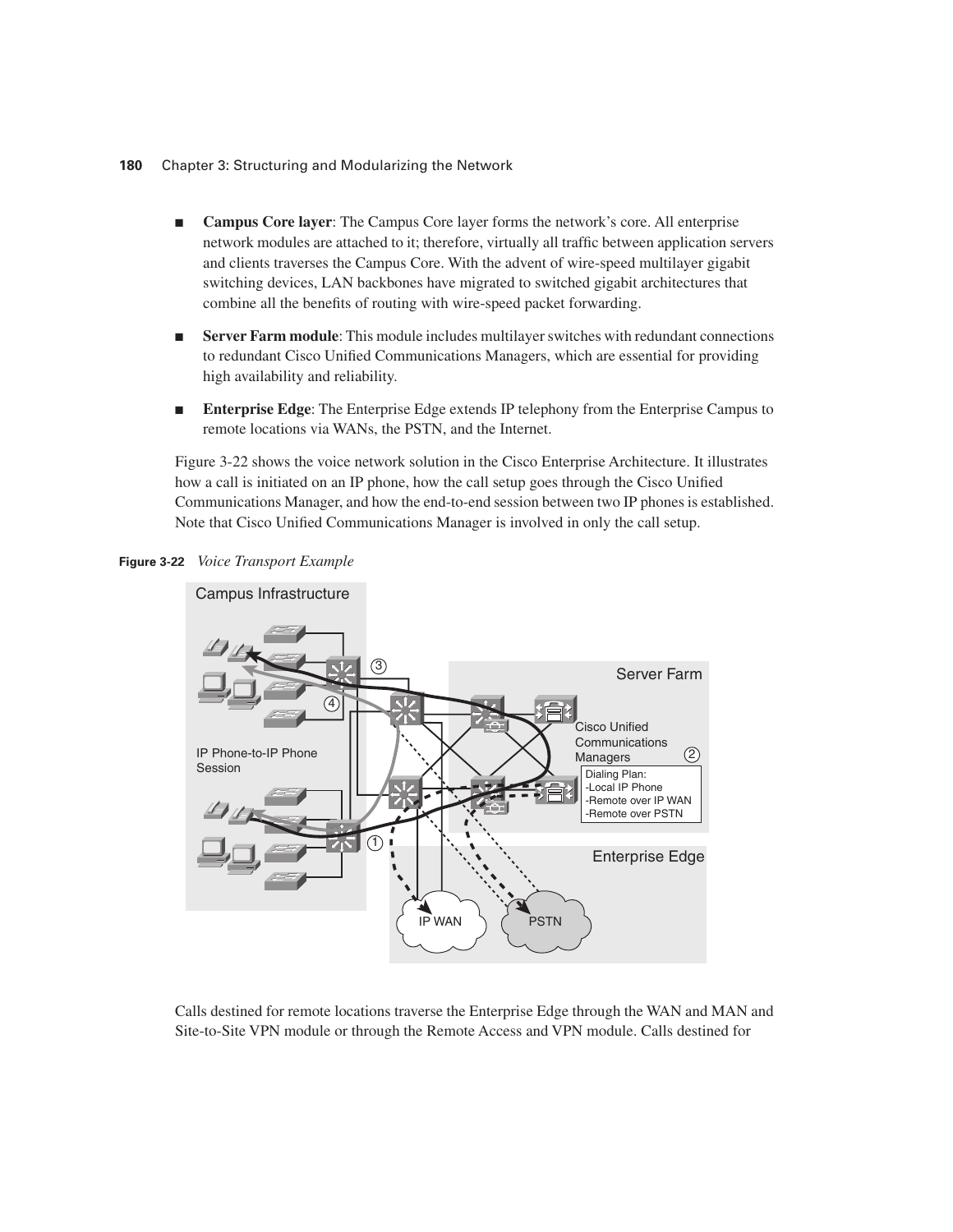- **Campus Core layer**: The Campus Core layer forms the network's core. All enterprise network modules are attached to it; therefore, virtually all traffic between application servers and clients traverses the Campus Core. With the advent of wire-speed multilayer gigabit switching devices, LAN backbones have migrated to switched gigabit architectures that combine all the benefits of routing with wire-speed packet forwarding.

- **Server Farm module**: This module includes multilayer switches with redundant connections to redundant Cisco Unified Communications Managers, which are essential for providing high availability and reliability.

- **Enterprise Edge**: The Enterprise Edge extends IP telephony from the Enterprise Campus to remote locations via WANs, the PSTN, and the Internet.

Figure 3-22 shows the voice network solution in the Cisco Enterprise Architecture. It illustrates how a call is initiated on an IP phone, how the call setup goes through the Cisco Unified Communications Manager, and how the end-to-end session between two IP phones is established. Note that Cisco Unified Communications Manager is involved in only the call setup.

**Figure 3-22** *Voice Transport Example*

Calls destined for remote locations traverse the Enterprise Edge through the WAN and MAN and Site-to-Site VPN module or through the Remote Access and VPN module. Calls destined for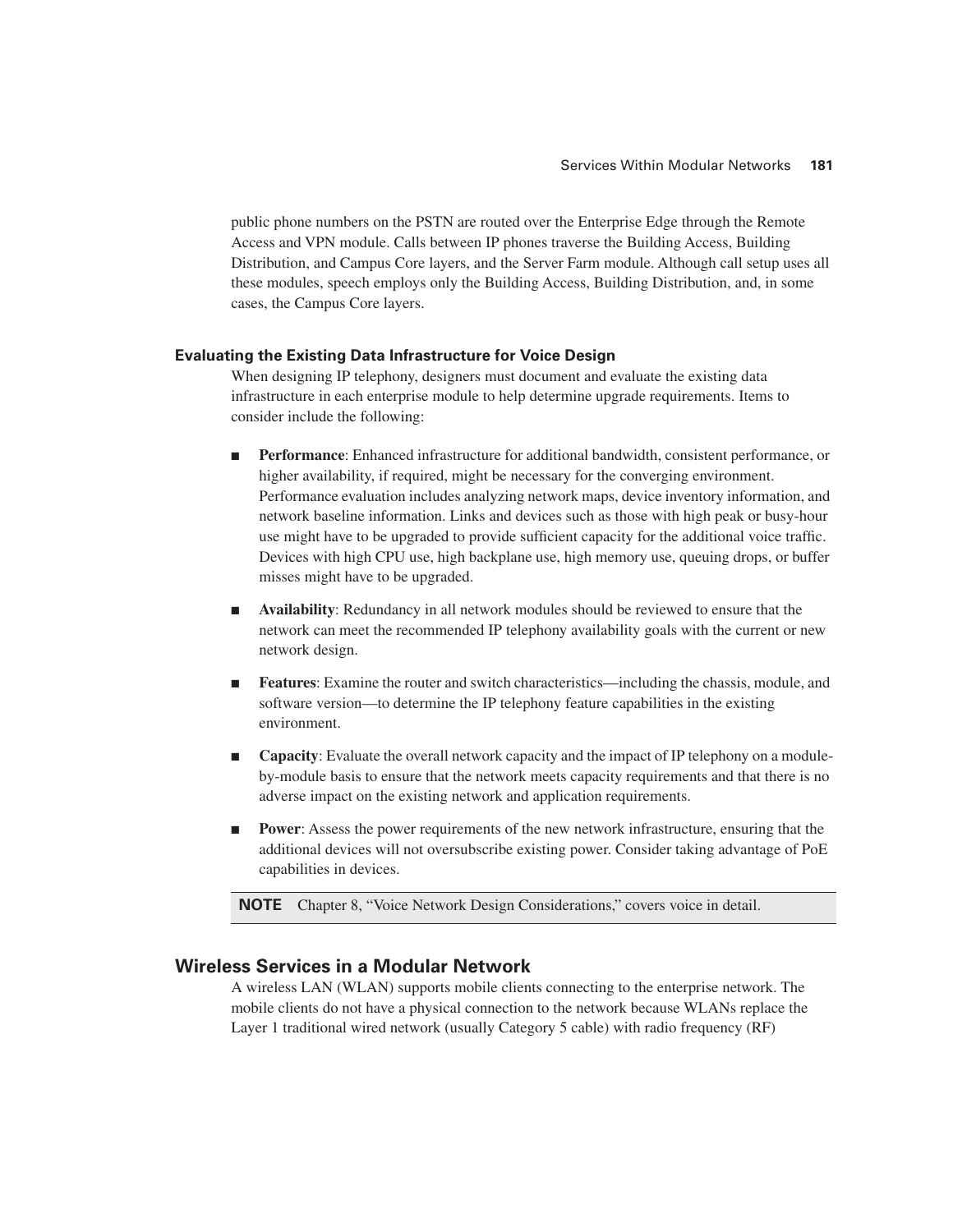public phone numbers on the PSTN are routed over the Enterprise Edge through the Remote Access and VPN module. Calls between IP phones traverse the Building Access, Building Distribution, and Campus Core layers, and the Server Farm module. Although call setup uses all these modules, speech employs only the Building Access, Building Distribution, and, in some cases, the Campus Core layers.

### Evaluating the Existing Data Infrastructure for Voice Design

When designing IP telephony, designers must document and evaluate the existing data infrastructure in each enterprise module to help determine upgrade requirements. Items to consider include the following:

- **Performance**: Enhanced infrastructure for additional bandwidth, consistent performance, or higher availability, if required, might be necessary for the converging environment. Performance evaluation includes analyzing network maps, device inventory information, and network baseline information. Links and devices such as those with high peak or busy-hour use might have to be upgraded to provide sufficient capacity for the additional voice traffic. Devices with high CPU use, high backplane use, high memory use, queuing drops, or buffer misses might have to be upgraded.

- **Availability**: Redundancy in all network modules should be reviewed to ensure that the network can meet the recommended IP telephony availability goals with the current or new network design.

- **Features**: Examine the router and switch characteristics—including the chassis, module, and software version—to determine the IP telephony feature capabilities in the existing environment.

- **Capacity**: Evaluate the overall network capacity and the impact of IP telephony on a module-by-module basis to ensure that the network meets capacity requirements and that there is no adverse impact on the existing network and application requirements.

- **Power**: Assess the power requirements of the new network infrastructure, ensuring that the additional devices will not oversubscribe existing power. Consider taking advantage of PoE capabilities in devices.

**NOTE** Chapter 8, "Voice Network Design Considerations," covers voice in detail.

## Wireless Services in a Modular Network

A wireless LAN (WLAN) supports mobile clients connecting to the enterprise network. The mobile clients do not have a physical connection to the network because WLANs replace the Layer 1 traditional wired network (usually Category 5 cable) with radio frequency (RF)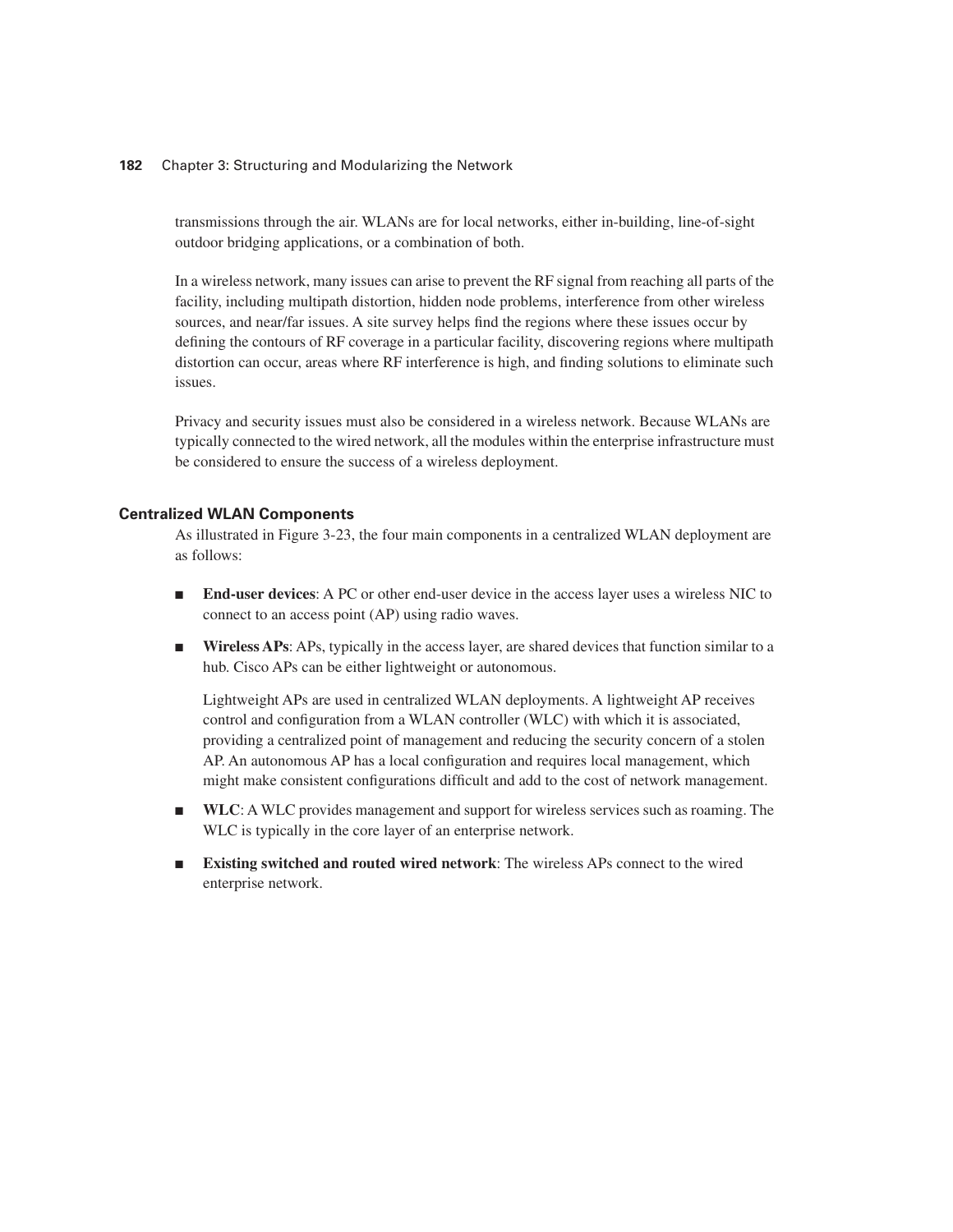transmissions through the air. WLANs are for local networks, either in-building, line-of-sight outdoor bridging applications, or a combination of both.

In a wireless network, many issues can arise to prevent the RF signal from reaching all parts of the facility, including multipath distortion, hidden node problems, interference from other wireless sources, and near/far issues. A site survey helps find the regions where these issues occur by defining the contours of RF coverage in a particular facility, discovering regions where multipath distortion can occur, areas where RF interference is high, and finding solutions to eliminate such issues.

Privacy and security issues must also be considered in a wireless network. Because WLANs are typically connected to the wired network, all the modules within the enterprise infrastructure must be considered to ensure the success of a wireless deployment.

### Centralized WLAN Components

As illustrated in Figure 3-23, the four main components in a centralized WLAN deployment are as follows:

- **End-user devices**: A PC or other end-user device in the access layer uses a wireless NIC to connect to an access point (AP) using radio waves.
- **Wireless APs**: APs, typically in the access layer, are shared devices that function similar to a hub. Cisco APs can be either lightweight or autonomous.

  Lightweight APs are used in centralized WLAN deployments. A lightweight AP receives control and configuration from a WLAN controller (WLC) with which it is associated, providing a centralized point of management and reducing the security concern of a stolen AP. An autonomous AP has a local configuration and requires local management, which might make consistent configurations difficult and add to the cost of network management.
- **WLC**: A WLC provides management and support for wireless services such as roaming. The WLC is typically in the core layer of an enterprise network.
- **Existing switched and routed wired network**: The wireless APs connect to the wired enterprise network.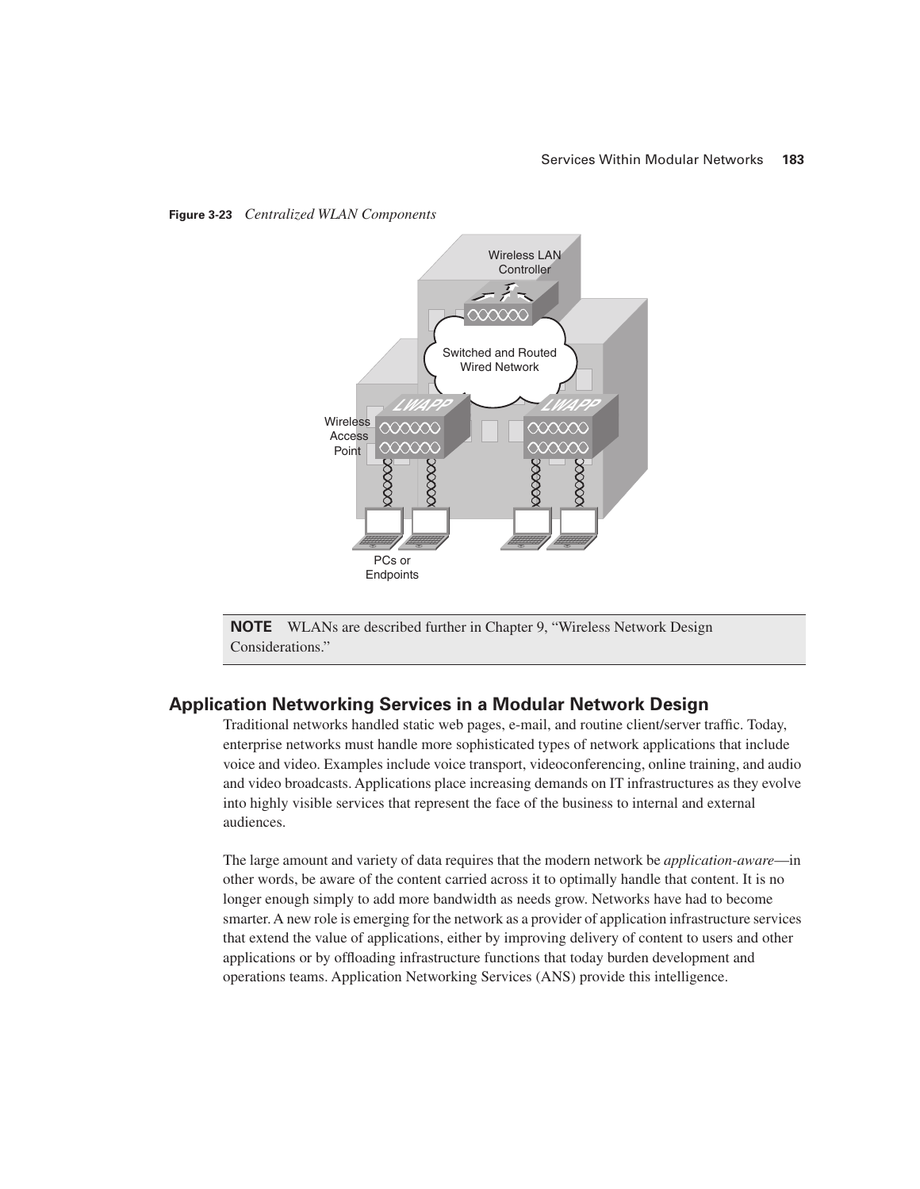**Figure 3-23** *Centralized WLAN Components*

**NOTE** WLANs are described further in Chapter 9, "Wireless Network Design Considerations."

## Application Networking Services in a Modular Network Design

Traditional networks handled static web pages, e-mail, and routine client/server traffic. Today, enterprise networks must handle more sophisticated types of network applications that include voice and video. Examples include voice transport, videoconferencing, online training, and audio and video broadcasts. Applications place increasing demands on IT infrastructures as they evolve into highly visible services that represent the face of the business to internal and external audiences.

The large amount and variety of data requires that the modern network be *application-aware*—in other words, be aware of the content carried across it to optimally handle that content. It is no longer enough simply to add more bandwidth as needs grow. Networks have had to become smarter. A new role is emerging for the network as a provider of application infrastructure services that extend the value of applications, either by improving delivery of content to users and other applications or by offloading infrastructure functions that today burden development and operations teams. Application Networking Services (ANS) provide this intelligence.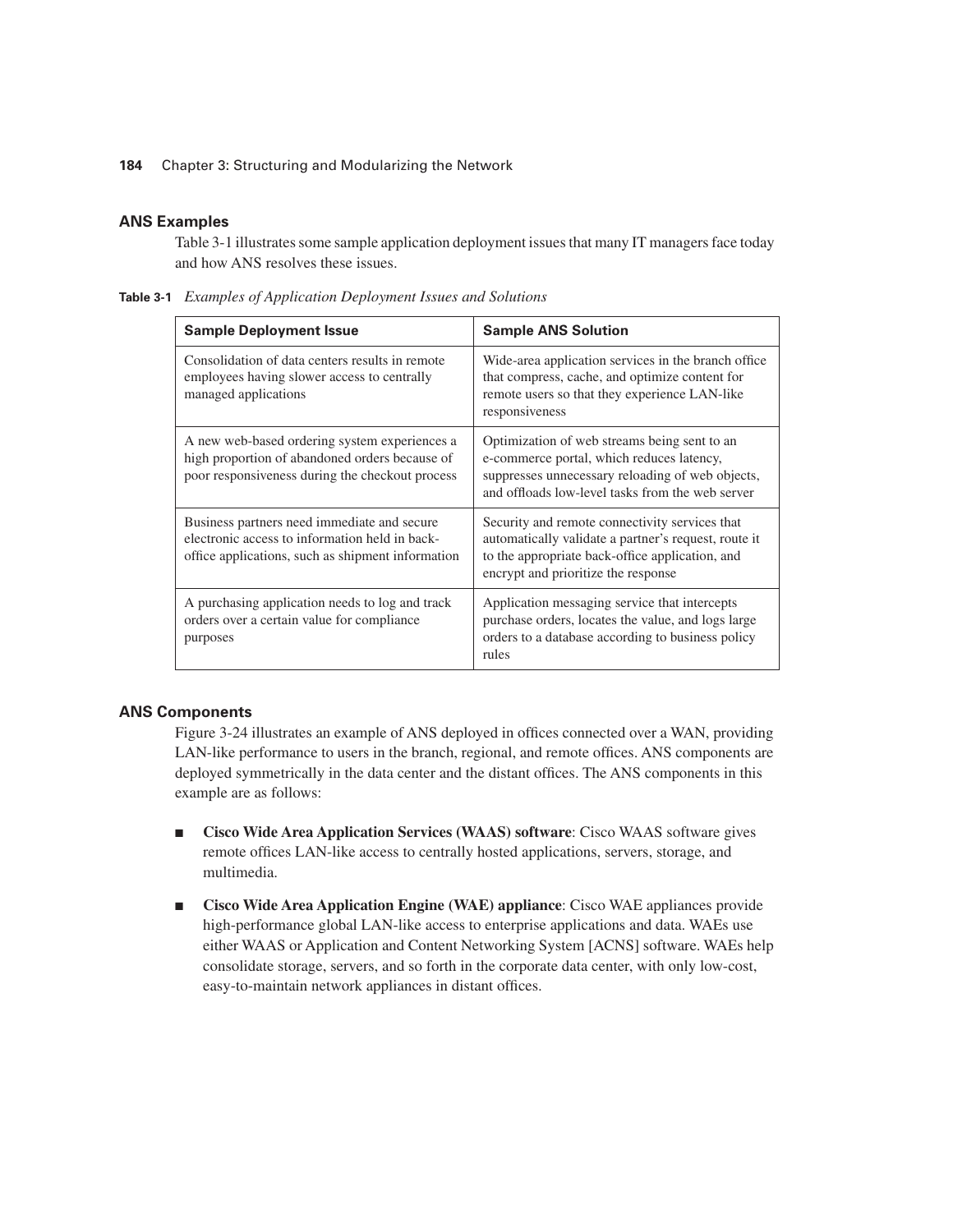### ANS Examples

Table 3-1 illustrates some sample application deployment issues that many IT managers face today and how ANS resolves these issues.

**Table 3-1** *Examples of Application Deployment Issues and Solutions*

| Sample Deployment Issue | Sample ANS Solution |
|---|---|
| Consolidation of data centers results in remote employees having slower access to centrally managed applications | Wide-area application services in the branch office that compress, cache, and optimize content for remote users so that they experience LAN-like responsiveness |
| A new web-based ordering system experiences a high proportion of abandoned orders because of poor responsiveness during the checkout process | Optimization of web streams being sent to an e-commerce portal, which reduces latency, suppresses unnecessary reloading of web objects, and offloads low-level tasks from the web server |
| Business partners need immediate and secure electronic access to information held in back-office applications, such as shipment information | Security and remote connectivity services that automatically validate a partner's request, route it to the appropriate back-office application, and encrypt and prioritize the response |
| A purchasing application needs to log and track orders over a certain value for compliance purposes | Application messaging service that intercepts purchase orders, locates the value, and logs large orders to a database according to business policy rules |

### ANS Components

Figure 3-24 illustrates an example of ANS deployed in offices connected over a WAN, providing LAN-like performance to users in the branch, regional, and remote offices. ANS components are deployed symmetrically in the data center and the distant offices. The ANS components in this example are as follows:

- **Cisco Wide Area Application Services (WAAS) software**: Cisco WAAS software gives remote offices LAN-like access to centrally hosted applications, servers, storage, and multimedia.
- **Cisco Wide Area Application Engine (WAE) appliance**: Cisco WAE appliances provide high-performance global LAN-like access to enterprise applications and data. WAEs use either WAAS or Application and Content Networking System [ACNS] software. WAEs help consolidate storage, servers, and so forth in the corporate data center, with only low-cost, easy-to-maintain network appliances in distant offices.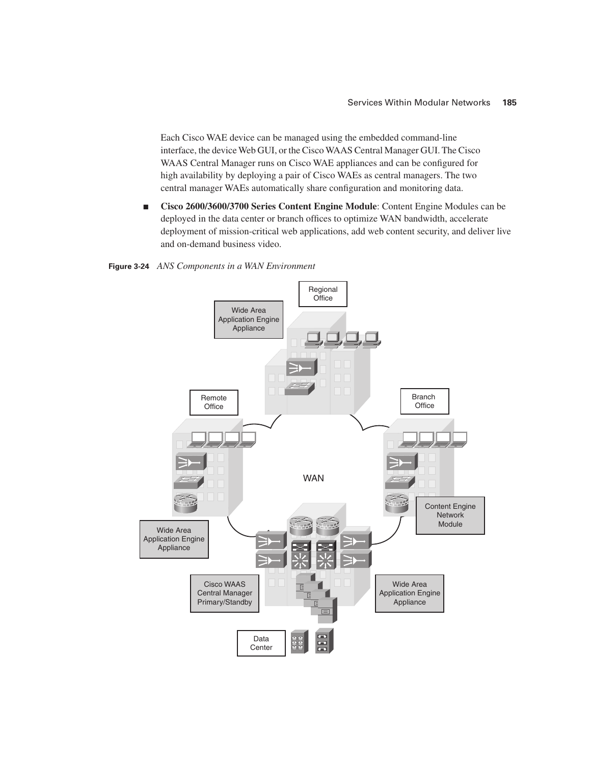Each Cisco WAE device can be managed using the embedded command-line interface, the device Web GUI, or the Cisco WAAS Central Manager GUI. The Cisco WAAS Central Manager runs on Cisco WAE appliances and can be configured for high availability by deploying a pair of Cisco WAEs as central managers. The two central manager WAEs automatically share configuration and monitoring data.

- **Cisco 2600/3600/3700 Series Content Engine Module**: Content Engine Modules can be deployed in the data center or branch offices to optimize WAN bandwidth, accelerate deployment of mission-critical web applications, add web content security, and deliver live and on-demand business video.

**Figure 3-24** *ANS Components in a WAN Environment*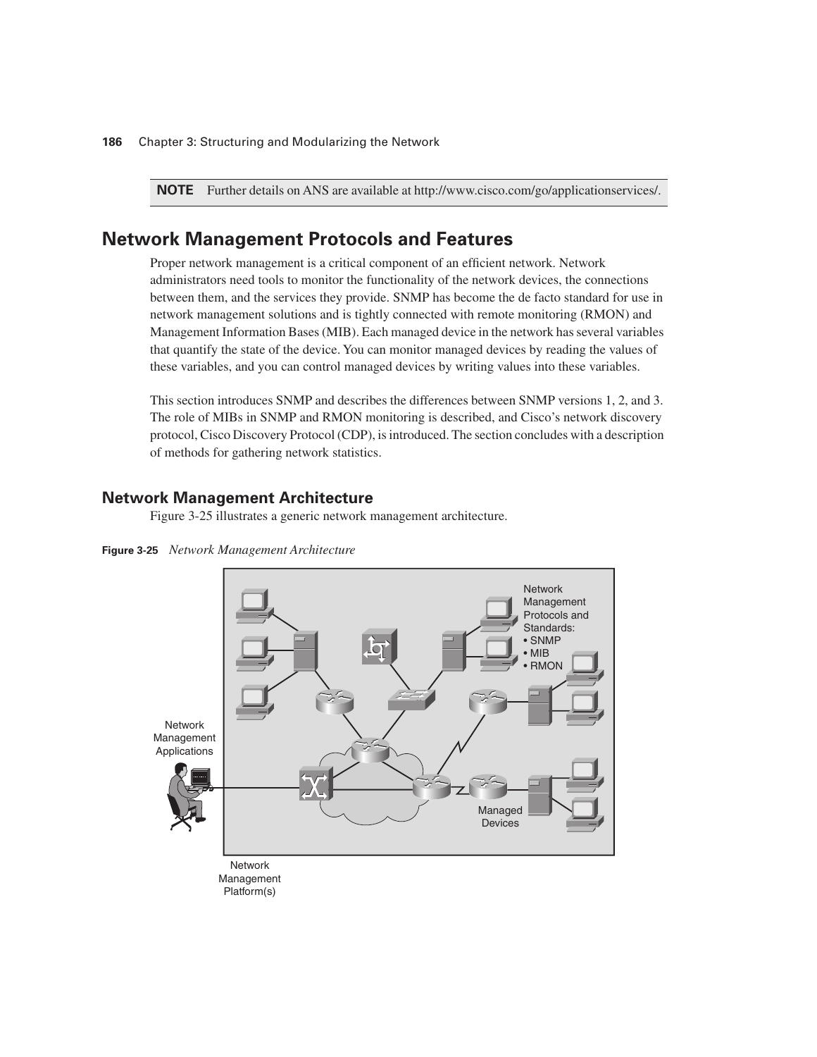**NOTE** Further details on ANS are available at http://www.cisco.com/go/applicationservices/.

## Network Management Protocols and Features

Proper network management is a critical component of an efficient network. Network administrators need tools to monitor the functionality of the network devices, the connections between them, and the services they provide. SNMP has become the de facto standard for use in network management solutions and is tightly connected with remote monitoring (RMON) and Management Information Bases (MIB). Each managed device in the network has several variables that quantify the state of the device. You can monitor managed devices by reading the values of these variables, and you can control managed devices by writing values into these variables.

This section introduces SNMP and describes the differences between SNMP versions 1, 2, and 3. The role of MIBs in SNMP and RMON monitoring is described, and Cisco's network discovery protocol, Cisco Discovery Protocol (CDP), is introduced. The section concludes with a description of methods for gathering network statistics.

### Network Management Architecture

Figure 3-25 illustrates a generic network management architecture.

**Figure 3-25** *Network Management Architecture*

Network Management Protocols and Standards:
- SNMP
- MIB
- RMON

Network Management Applications

Managed Devices

Network Management Platform(s)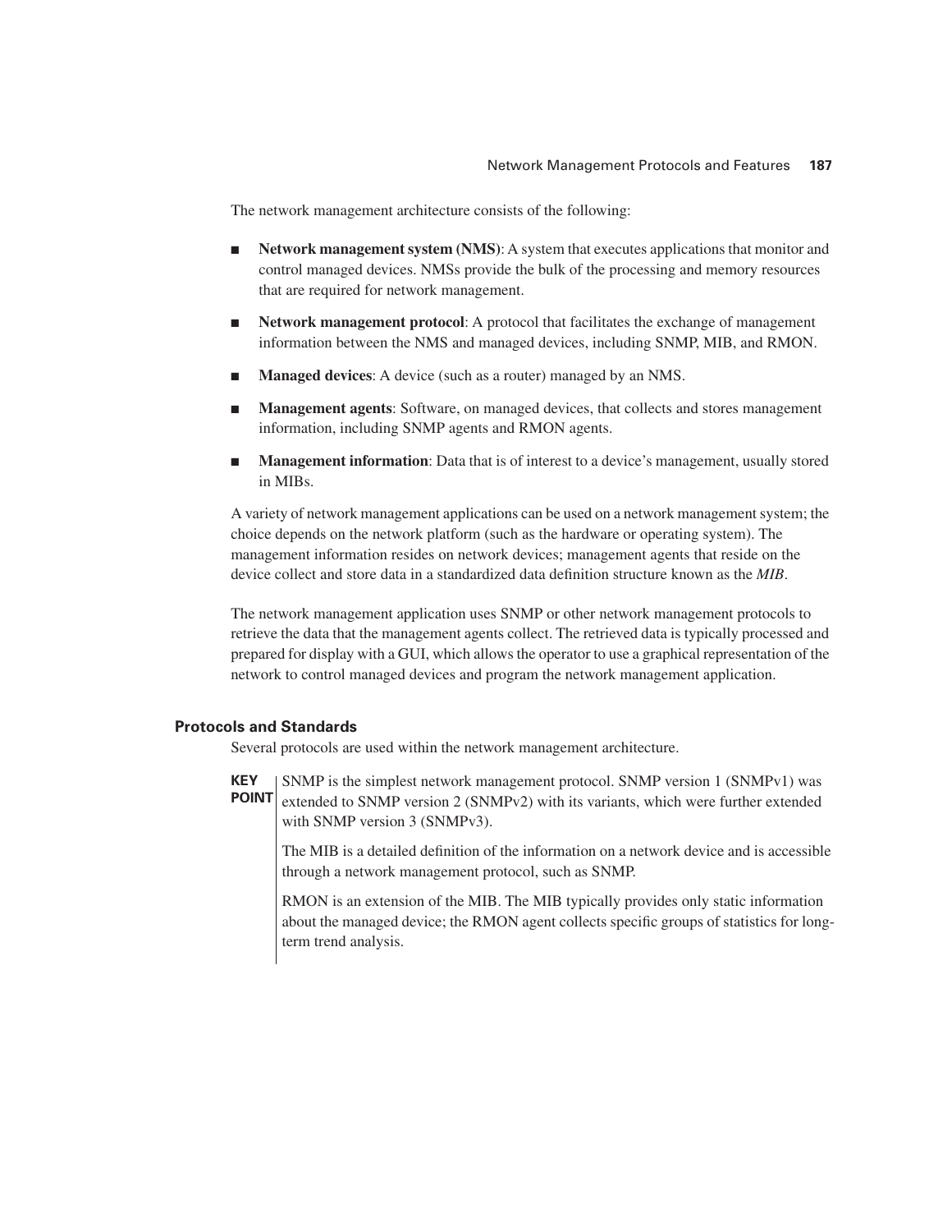The network management architecture consists of the following:

- **Network management system (NMS)**: A system that executes applications that monitor and control managed devices. NMSs provide the bulk of the processing and memory resources that are required for network management.
- **Network management protocol**: A protocol that facilitates the exchange of management information between the NMS and managed devices, including SNMP, MIB, and RMON.
- **Managed devices**: A device (such as a router) managed by an NMS.
- **Management agents**: Software, on managed devices, that collects and stores management information, including SNMP agents and RMON agents.
- **Management information**: Data that is of interest to a device's management, usually stored in MIBs.

A variety of network management applications can be used on a network management system; the choice depends on the network platform (such as the hardware or operating system). The management information resides on network devices; management agents that reside on the device collect and store data in a standardized data definition structure known as the *MIB*.

The network management application uses SNMP or other network management protocols to retrieve the data that the management agents collect. The retrieved data is typically processed and prepared for display with a GUI, which allows the operator to use a graphical representation of the network to control managed devices and program the network management application.

### Protocols and Standards

Several protocols are used within the network management architecture.

**KEY POINT**

SNMP is the simplest network management protocol. SNMP version 1 (SNMPv1) was extended to SNMP version 2 (SNMPv2) with its variants, which were further extended with SNMP version 3 (SNMPv3).

The MIB is a detailed definition of the information on a network device and is accessible through a network management protocol, such as SNMP.

RMON is an extension of the MIB. The MIB typically provides only static information about the managed device; the RMON agent collects specific groups of statistics for long-term trend analysis.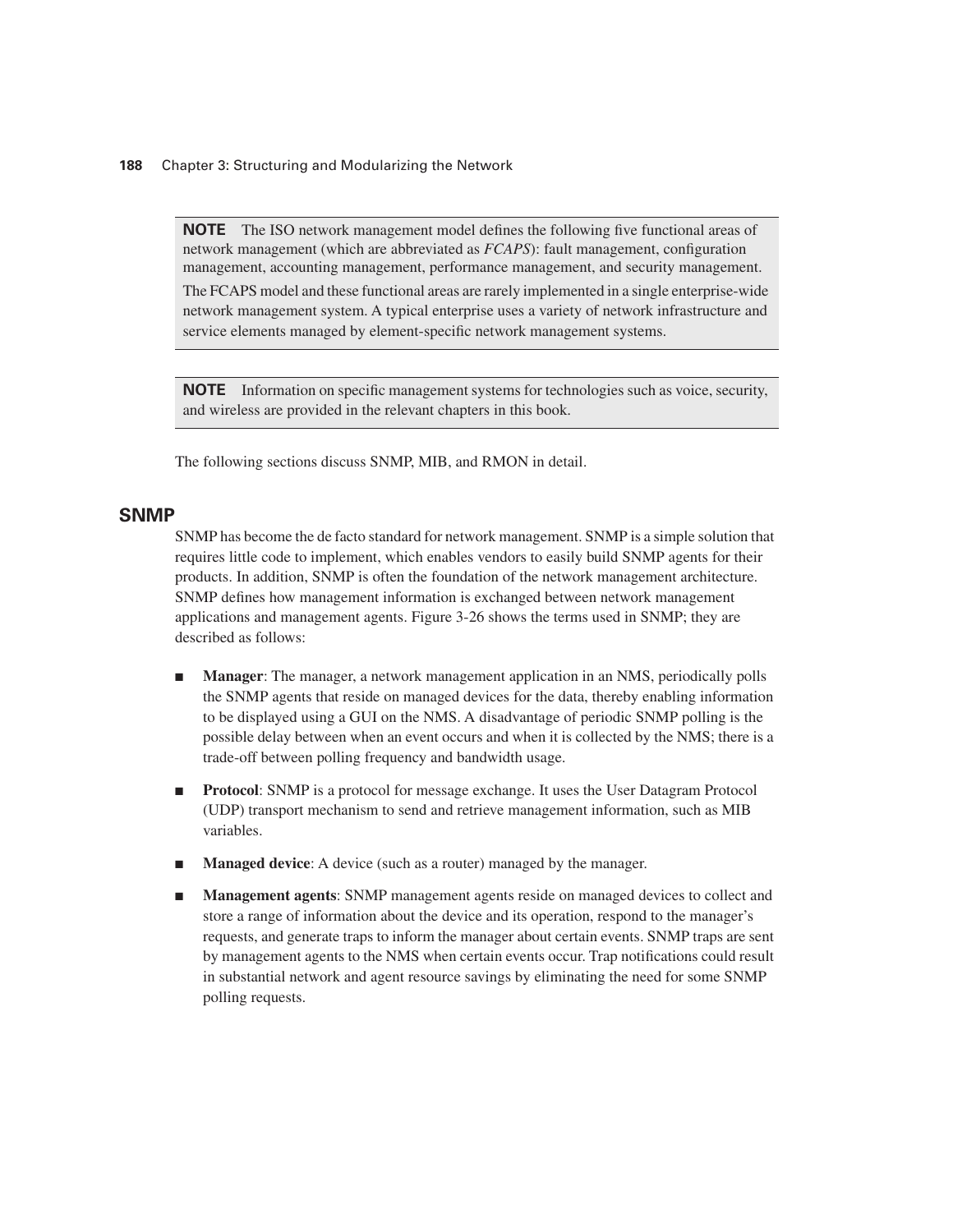**NOTE** The ISO network management model defines the following five functional areas of network management (which are abbreviated as *FCAPS*): fault management, configuration management, accounting management, performance management, and security management.

The FCAPS model and these functional areas are rarely implemented in a single enterprise-wide network management system. A typical enterprise uses a variety of network infrastructure and service elements managed by element-specific network management systems.

**NOTE** Information on specific management systems for technologies such as voice, security, and wireless are provided in the relevant chapters in this book.

The following sections discuss SNMP, MIB, and RMON in detail.

## SNMP

SNMP has become the de facto standard for network management. SNMP is a simple solution that requires little code to implement, which enables vendors to easily build SNMP agents for their products. In addition, SNMP is often the foundation of the network management architecture. SNMP defines how management information is exchanged between network management applications and management agents. Figure 3-26 shows the terms used in SNMP; they are described as follows:

- **Manager**: The manager, a network management application in an NMS, periodically polls the SNMP agents that reside on managed devices for the data, thereby enabling information to be displayed using a GUI on the NMS. A disadvantage of periodic SNMP polling is the possible delay between when an event occurs and when it is collected by the NMS; there is a trade-off between polling frequency and bandwidth usage.
- **Protocol**: SNMP is a protocol for message exchange. It uses the User Datagram Protocol (UDP) transport mechanism to send and retrieve management information, such as MIB variables.
- **Managed device**: A device (such as a router) managed by the manager.
- **Management agents**: SNMP management agents reside on managed devices to collect and store a range of information about the device and its operation, respond to the manager's requests, and generate traps to inform the manager about certain events. SNMP traps are sent by management agents to the NMS when certain events occur. Trap notifications could result in substantial network and agent resource savings by eliminating the need for some SNMP polling requests.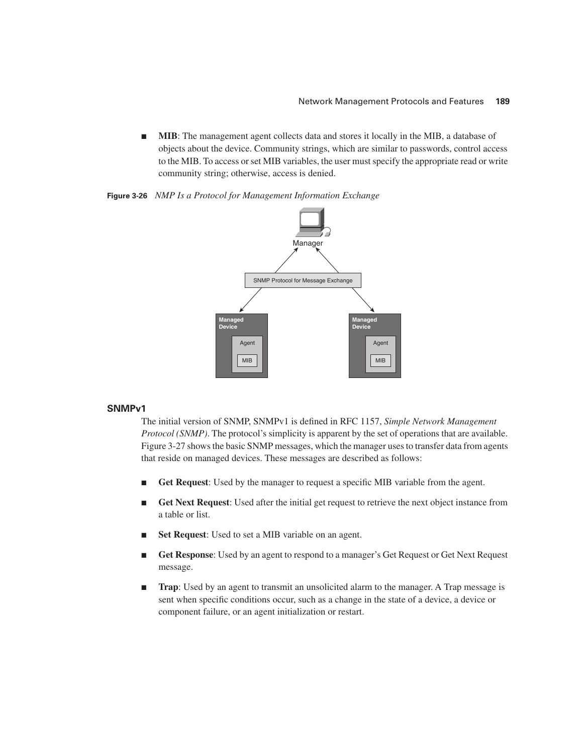- **MIB**: The management agent collects data and stores it locally in the MIB, a database of objects about the device. Community strings, which are similar to passwords, control access to the MIB. To access or set MIB variables, the user must specify the appropriate read or write community string; otherwise, access is denied.

**Figure 3-26** *NMP Is a Protocol for Management Information Exchange*

## SNMPv1

The initial version of SNMP, SNMPv1 is defined in RFC 1157, *Simple Network Management Protocol (SNMP)*. The protocol's simplicity is apparent by the set of operations that are available. Figure 3-27 shows the basic SNMP messages, which the manager uses to transfer data from agents that reside on managed devices. These messages are described as follows:

- **Get Request**: Used by the manager to request a specific MIB variable from the agent.
- **Get Next Request**: Used after the initial get request to retrieve the next object instance from a table or list.
- **Set Request**: Used to set a MIB variable on an agent.
- **Get Response**: Used by an agent to respond to a manager's Get Request or Get Next Request message.
- **Trap**: Used by an agent to transmit an unsolicited alarm to the manager. A Trap message is sent when specific conditions occur, such as a change in the state of a device, a device or component failure, or an agent initialization or restart.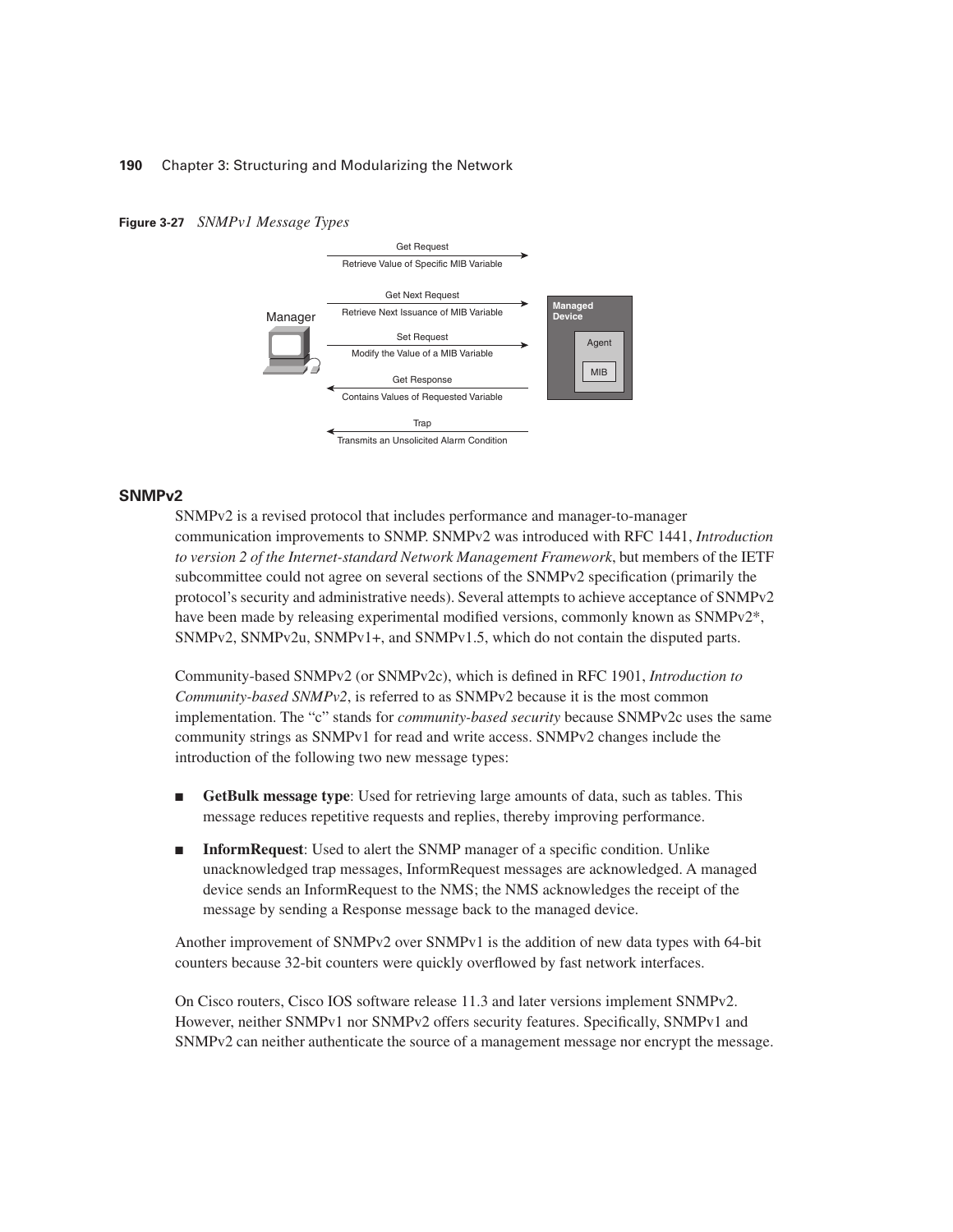**Figure 3-27** *SNMPv1 Message Types*

Get Request
Retrieve Value of Specific MIB Variable

Get Next Request
Retrieve Next Issuance of MIB Variable

Set Request
Modify the Value of a MIB Variable

Get Response
Contains Values of Requested Variable

Trap
Transmits an Unsolicited Alarm Condition

Manager

Managed Device

Agent

MIB

### SNMPv2

SNMPv2 is a revised protocol that includes performance and manager-to-manager communication improvements to SNMP. SNMPv2 was introduced with RFC 1441, *Introduction to version 2 of the Internet-standard Network Management Framework*, but members of the IETF subcommittee could not agree on several sections of the SNMPv2 specification (primarily the protocol's security and administrative needs). Several attempts to achieve acceptance of SNMPv2 have been made by releasing experimental modified versions, commonly known as SNMPv2*, SNMPv2, SNMPv2u, SNMPv1+, and SNMPv1.5, which do not contain the disputed parts.

Community-based SNMPv2 (or SNMPv2c), which is defined in RFC 1901, *Introduction to Community-based SNMPv2*, is referred to as SNMPv2 because it is the most common implementation. The "c" stands for *community-based security* because SNMPv2c uses the same community strings as SNMPv1 for read and write access. SNMPv2 changes include the introduction of the following two new message types:

- **GetBulk message type**: Used for retrieving large amounts of data, such as tables. This message reduces repetitive requests and replies, thereby improving performance.
- **InformRequest**: Used to alert the SNMP manager of a specific condition. Unlike unacknowledged trap messages, InformRequest messages are acknowledged. A managed device sends an InformRequest to the NMS; the NMS acknowledges the receipt of the message by sending a Response message back to the managed device.

Another improvement of SNMPv2 over SNMPv1 is the addition of new data types with 64-bit counters because 32-bit counters were quickly overflowed by fast network interfaces.

On Cisco routers, Cisco IOS software release 11.3 and later versions implement SNMPv2. However, neither SNMPv1 nor SNMPv2 offers security features. Specifically, SNMPv1 and SNMPv2 can neither authenticate the source of a management message nor encrypt the message.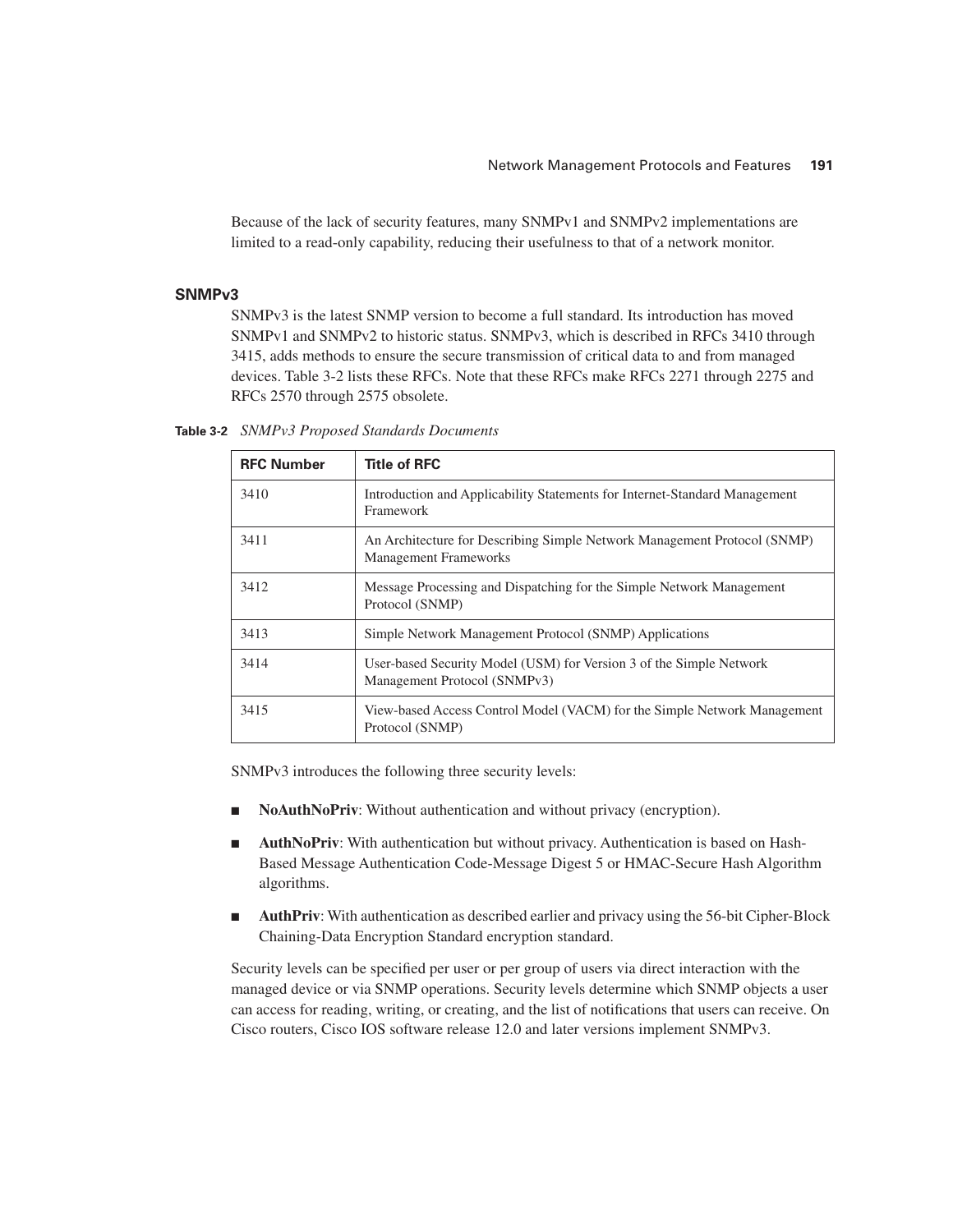Because of the lack of security features, many SNMPv1 and SNMPv2 implementations are limited to a read-only capability, reducing their usefulness to that of a network monitor.

### SNMPv3

SNMPv3 is the latest SNMP version to become a full standard. Its introduction has moved SNMPv1 and SNMPv2 to historic status. SNMPv3, which is described in RFCs 3410 through 3415, adds methods to ensure the secure transmission of critical data to and from managed devices. Table 3-2 lists these RFCs. Note that these RFCs make RFCs 2271 through 2275 and RFCs 2570 through 2575 obsolete.

**Table 3-2** *SNMPv3 Proposed Standards Documents*

| RFC Number | Title of RFC |
|---|---|
| 3410 | Introduction and Applicability Statements for Internet-Standard Management Framework |
| 3411 | An Architecture for Describing Simple Network Management Protocol (SNMP) Management Frameworks |
| 3412 | Message Processing and Dispatching for the Simple Network Management Protocol (SNMP) |
| 3413 | Simple Network Management Protocol (SNMP) Applications |
| 3414 | User-based Security Model (USM) for Version 3 of the Simple Network Management Protocol (SNMPv3) |
| 3415 | View-based Access Control Model (VACM) for the Simple Network Management Protocol (SNMP) |

SNMPv3 introduces the following three security levels:

- **NoAuthNoPriv**: Without authentication and without privacy (encryption).
- **AuthNoPriv**: With authentication but without privacy. Authentication is based on Hash-Based Message Authentication Code-Message Digest 5 or HMAC-Secure Hash Algorithm algorithms.
- **AuthPriv**: With authentication as described earlier and privacy using the 56-bit Cipher-Block Chaining-Data Encryption Standard encryption standard.

Security levels can be specified per user or per group of users via direct interaction with the managed device or via SNMP operations. Security levels determine which SNMP objects a user can access for reading, writing, or creating, and the list of notifications that users can receive. On Cisco routers, Cisco IOS software release 12.0 and later versions implement SNMPv3.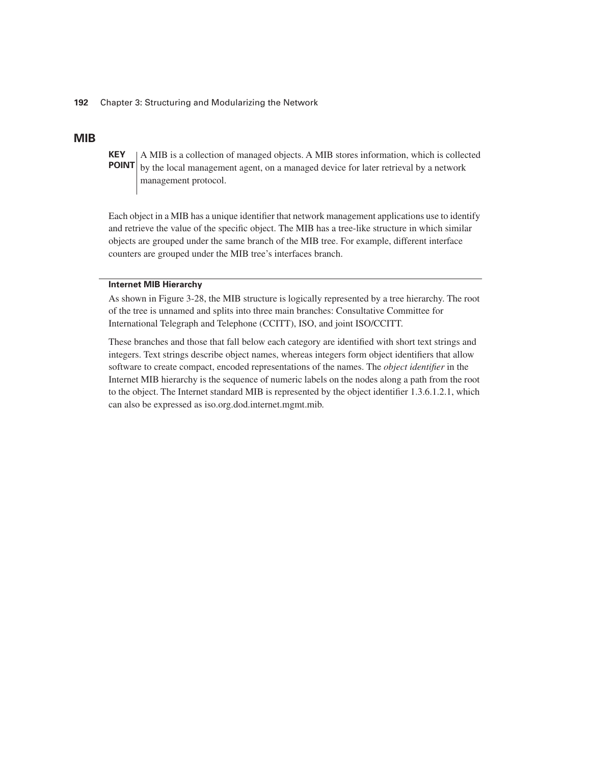## MIB

**KEY POINT** A MIB is a collection of managed objects. A MIB stores information, which is collected by the local management agent, on a managed device for later retrieval by a network management protocol.

Each object in a MIB has a unique identifier that network management applications use to identify and retrieve the value of the specific object. The MIB has a tree-like structure in which similar objects are grouped under the same branch of the MIB tree. For example, different interface counters are grouped under the MIB tree's interfaces branch.

### Internet MIB Hierarchy

As shown in Figure 3-28, the MIB structure is logically represented by a tree hierarchy. The root of the tree is unnamed and splits into three main branches: Consultative Committee for International Telegraph and Telephone (CCITT), ISO, and joint ISO/CCITT.

These branches and those that fall below each category are identified with short text strings and integers. Text strings describe object names, whereas integers form object identifiers that allow software to create compact, encoded representations of the names. The *object identifier* in the Internet MIB hierarchy is the sequence of numeric labels on the nodes along a path from the root to the object. The Internet standard MIB is represented by the object identifier 1.3.6.1.2.1, which can also be expressed as iso.org.dod.internet.mgmt.mib.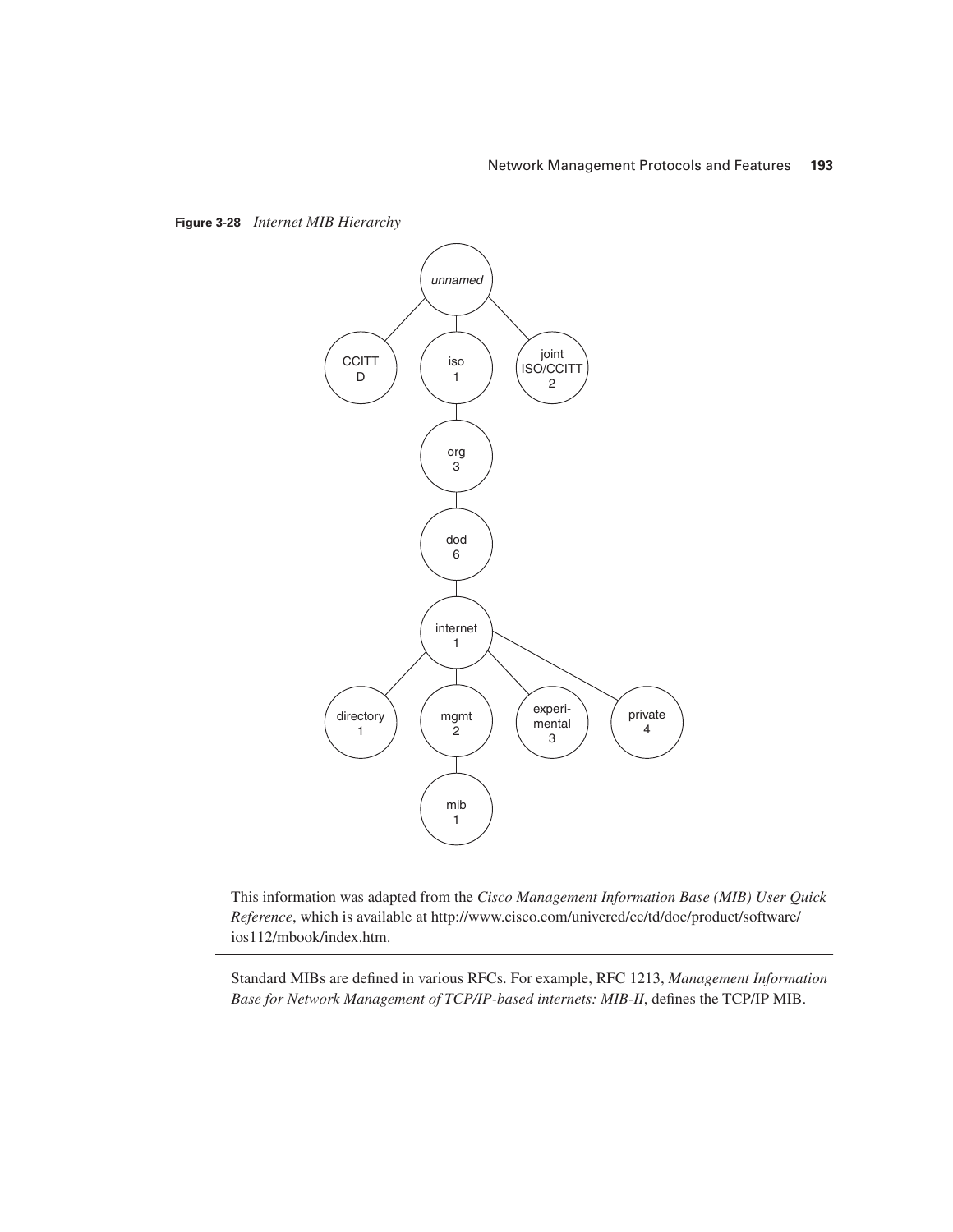**Figure 3-28** *Internet MIB Hierarchy*

This information was adapted from the *Cisco Management Information Base (MIB) User Quick Reference*, which is available at http://www.cisco.com/univercd/cc/td/doc/product/software/ios112/mbook/index.htm.

---

Standard MIBs are defined in various RFCs. For example, RFC 1213, *Management Information Base for Network Management of TCP/IP-based internets: MIB-II*, defines the TCP/IP MIB.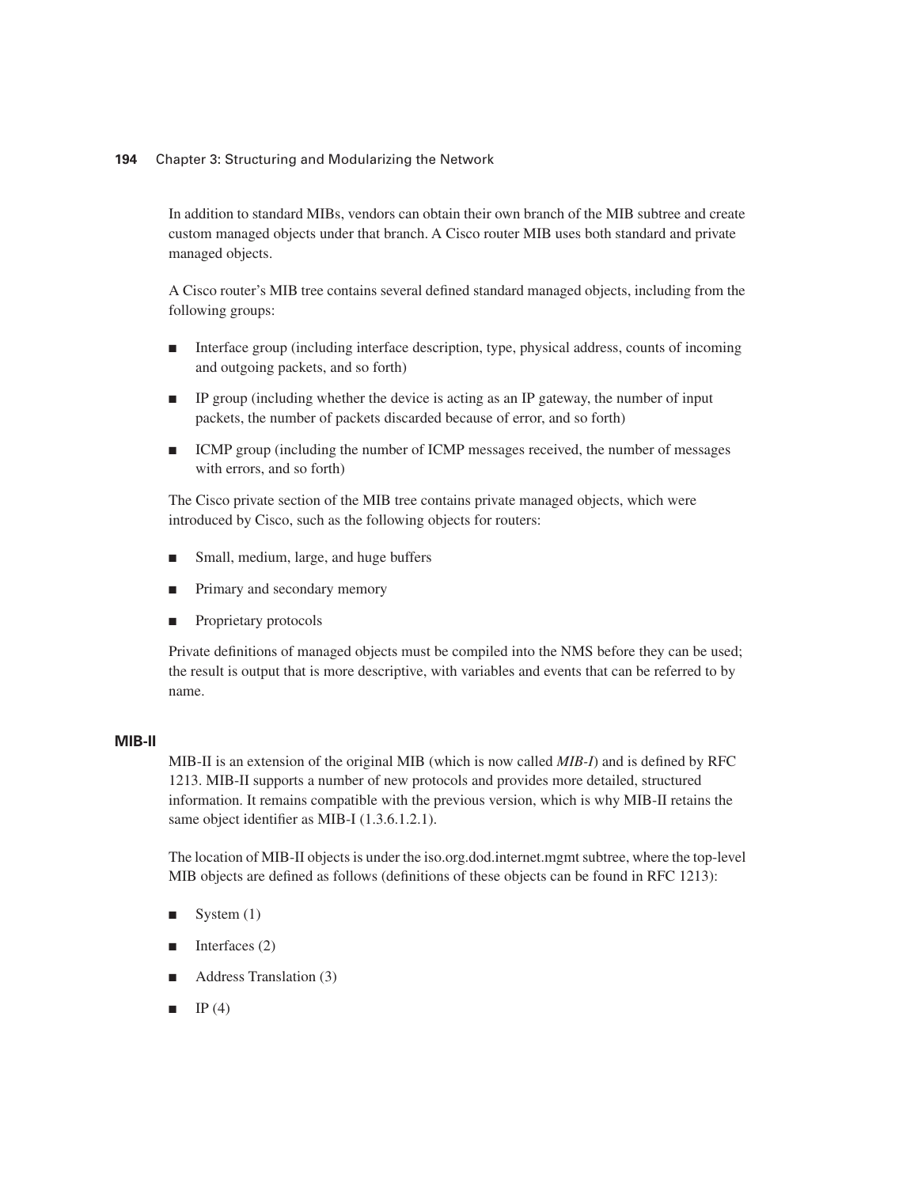In addition to standard MIBs, vendors can obtain their own branch of the MIB subtree and create custom managed objects under that branch. A Cisco router MIB uses both standard and private managed objects.

A Cisco router's MIB tree contains several defined standard managed objects, including from the following groups:

- Interface group (including interface description, type, physical address, counts of incoming and outgoing packets, and so forth)
- IP group (including whether the device is acting as an IP gateway, the number of input packets, the number of packets discarded because of error, and so forth)
- ICMP group (including the number of ICMP messages received, the number of messages with errors, and so forth)

The Cisco private section of the MIB tree contains private managed objects, which were introduced by Cisco, such as the following objects for routers:

- Small, medium, large, and huge buffers
- Primary and secondary memory
- Proprietary protocols

Private definitions of managed objects must be compiled into the NMS before they can be used; the result is output that is more descriptive, with variables and events that can be referred to by name.

### MIB-II

MIB-II is an extension of the original MIB (which is now called *MIB-I*) and is defined by RFC 1213. MIB-II supports a number of new protocols and provides more detailed, structured information. It remains compatible with the previous version, which is why MIB-II retains the same object identifier as MIB-I (1.3.6.1.2.1).

The location of MIB-II objects is under the iso.org.dod.internet.mgmt subtree, where the top-level MIB objects are defined as follows (definitions of these objects can be found in RFC 1213):

- System (1)
- Interfaces (2)
- Address Translation (3)
- IP (4)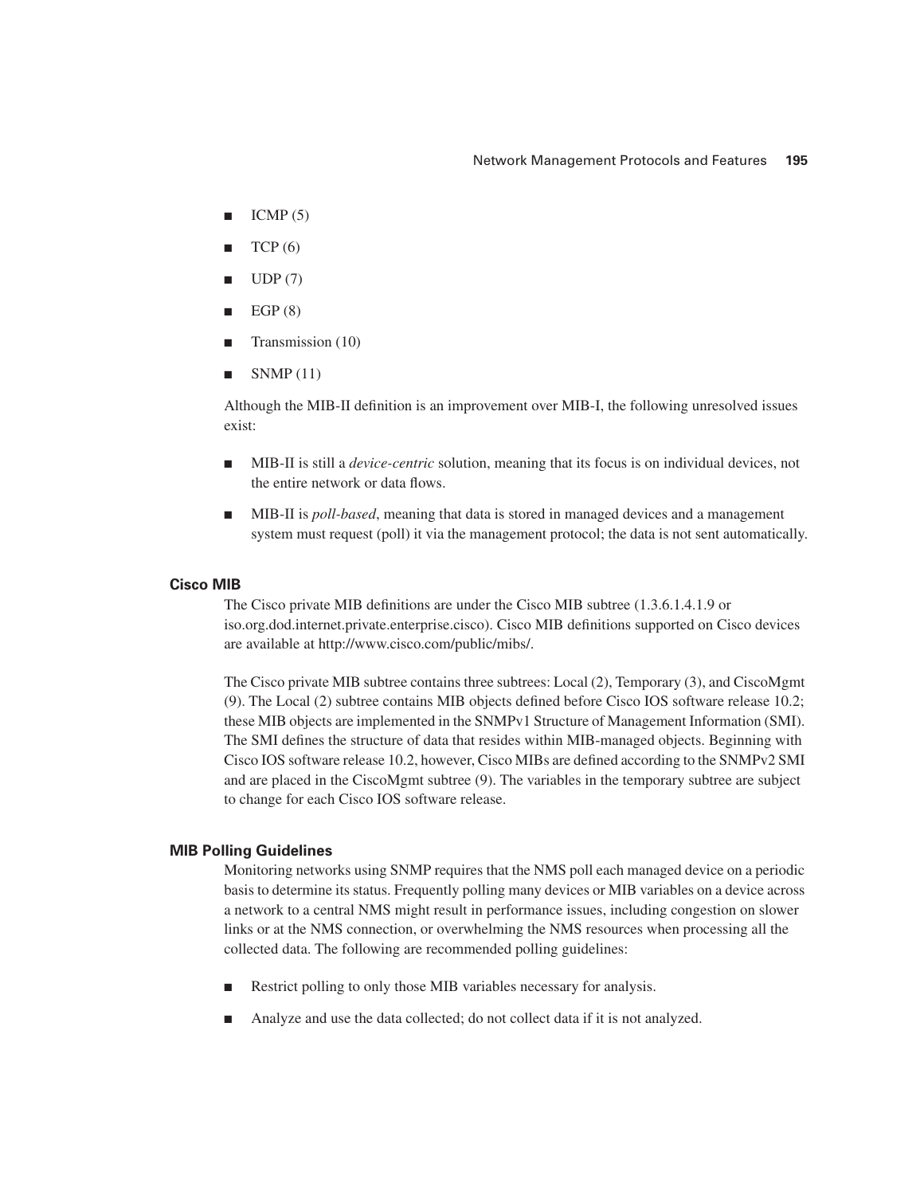- ICMP (5)
- TCP (6)
- UDP (7)
- EGP (8)
- Transmission (10)
- SNMP (11)

Although the MIB-II definition is an improvement over MIB-I, the following unresolved issues exist:

- MIB-II is still a *device-centric* solution, meaning that its focus is on individual devices, not the entire network or data flows.
- MIB-II is *poll-based*, meaning that data is stored in managed devices and a management system must request (poll) it via the management protocol; the data is not sent automatically.

#### Cisco MIB

The Cisco private MIB definitions are under the Cisco MIB subtree (1.3.6.1.4.1.9 or iso.org.dod.internet.private.enterprise.cisco). Cisco MIB definitions supported on Cisco devices are available at http://www.cisco.com/public/mibs/.

The Cisco private MIB subtree contains three subtrees: Local (2), Temporary (3), and CiscoMgmt (9). The Local (2) subtree contains MIB objects defined before Cisco IOS software release 10.2; these MIB objects are implemented in the SNMPv1 Structure of Management Information (SMI). The SMI defines the structure of data that resides within MIB-managed objects. Beginning with Cisco IOS software release 10.2, however, Cisco MIBs are defined according to the SNMPv2 SMI and are placed in the CiscoMgmt subtree (9). The variables in the temporary subtree are subject to change for each Cisco IOS software release.

#### MIB Polling Guidelines

Monitoring networks using SNMP requires that the NMS poll each managed device on a periodic basis to determine its status. Frequently polling many devices or MIB variables on a device across a network to a central NMS might result in performance issues, including congestion on slower links or at the NMS connection, or overwhelming the NMS resources when processing all the collected data. The following are recommended polling guidelines:

- Restrict polling to only those MIB variables necessary for analysis.
- Analyze and use the data collected; do not collect data if it is not analyzed.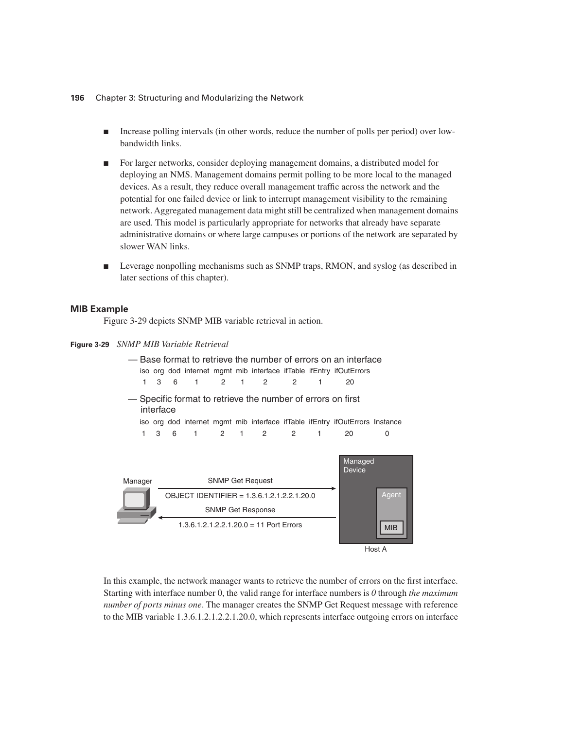- Increase polling intervals (in other words, reduce the number of polls per period) over low-bandwidth links.
- For larger networks, consider deploying management domains, a distributed model for deploying an NMS. Management domains permit polling to be more local to the managed devices. As a result, they reduce overall management traffic across the network and the potential for one failed device or link to interrupt management visibility to the remaining network. Aggregated management data might still be centralized when management domains are used. This model is particularly appropriate for networks that already have separate administrative domains or where large campuses or portions of the network are separated by slower WAN links.
- Leverage nonpolling mechanisms such as SNMP traps, RMON, and syslog (as described in later sections of this chapter).

### MIB Example

Figure 3-29 depicts SNMP MIB variable retrieval in action.

**Figure 3-29** *SNMP MIB Variable Retrieval*

— Base format to retrieve the number of errors on an interface

| iso | org | dod | internet | mgmt | mib | interface | ifTable | ifEntry | ifOutErrors |
|---|---|---|---|---|---|---|---|---|---|
| 1 | 3 | 6 | 1 | 2 | 1 | 2 | 2 | 1 | 20 |

— Specific format to retrieve the number of errors on first interface

| iso | org | dod | internet | mgmt | mib | interface | ifTable | ifEntry | ifOutErrors | Instance |
|---|---|---|---|---|---|---|---|---|---|---|
| 1 | 3 | 6 | 1 | 2 | 1 | 2 | 2 | 1 | 20 | 0 |

Manager — SNMP Get Request: OBJECT IDENTIFIER = 1.3.6.1.2.1.2.2.1.20.0 → Managed Device (Agent, MIB) Host A

SNMP Get Response: 1.3.6.1.2.1.2.2.1.20.0 = 11 Port Errors

In this example, the network manager wants to retrieve the number of errors on the first interface. Starting with interface number 0, the valid range for interface numbers is *0* through *the maximum number of ports minus one*. The manager creates the SNMP Get Request message with reference to the MIB variable 1.3.6.1.2.1.2.2.1.20.0, which represents interface outgoing errors on interface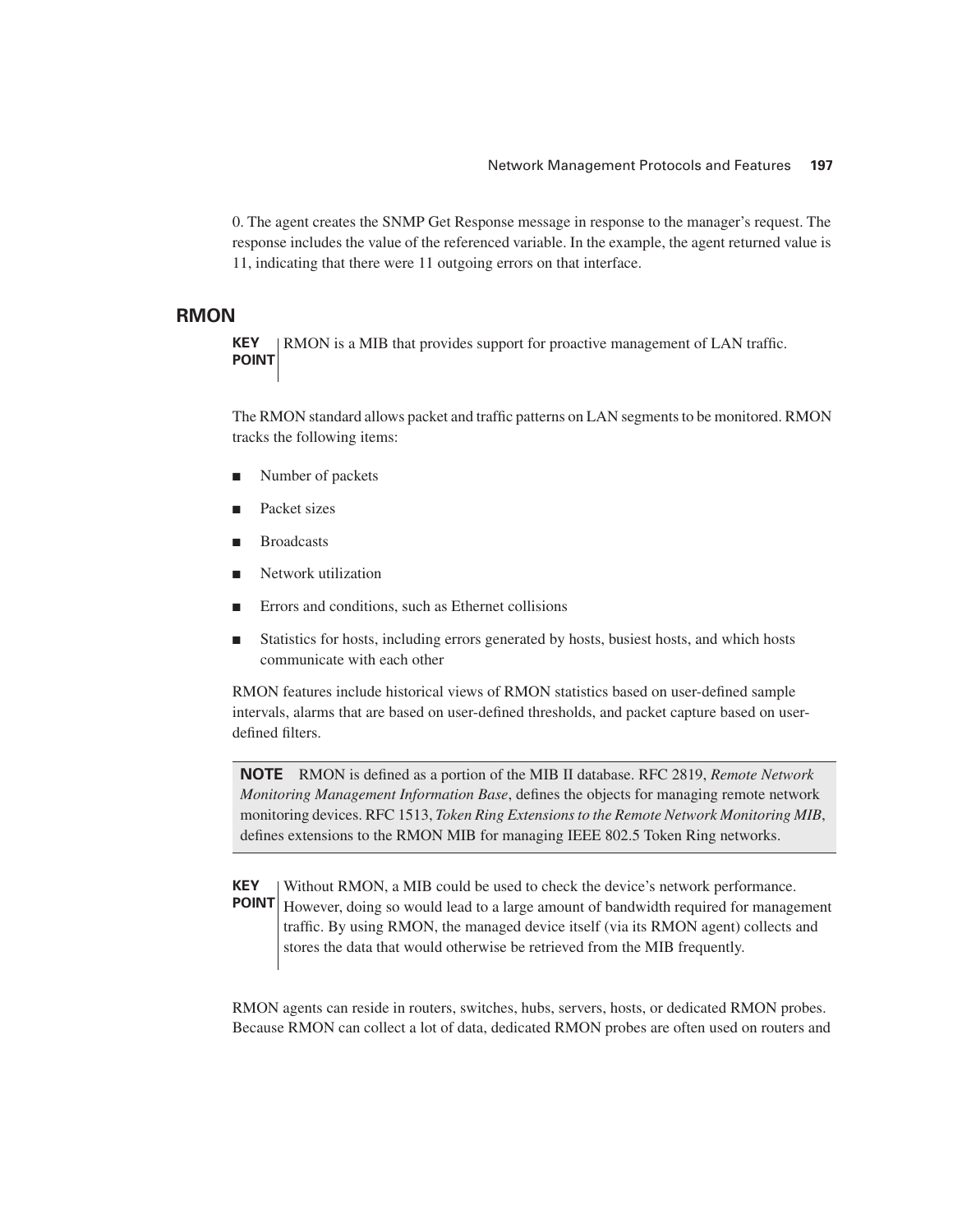0. The agent creates the SNMP Get Response message in response to the manager's request. The response includes the value of the referenced variable. In the example, the agent returned value is 11, indicating that there were 11 outgoing errors on that interface.

## RMON

**KEY POINT** RMON is a MIB that provides support for proactive management of LAN traffic.

The RMON standard allows packet and traffic patterns on LAN segments to be monitored. RMON tracks the following items:

- Number of packets
- Packet sizes
- Broadcasts
- Network utilization
- Errors and conditions, such as Ethernet collisions
- Statistics for hosts, including errors generated by hosts, busiest hosts, and which hosts communicate with each other

RMON features include historical views of RMON statistics based on user-defined sample intervals, alarms that are based on user-defined thresholds, and packet capture based on user-defined filters.

> **NOTE** RMON is defined as a portion of the MIB II database. RFC 2819, *Remote Network Monitoring Management Information Base*, defines the objects for managing remote network monitoring devices. RFC 1513, *Token Ring Extensions to the Remote Network Monitoring MIB*, defines extensions to the RMON MIB for managing IEEE 802.5 Token Ring networks.

**KEY POINT** Without RMON, a MIB could be used to check the device's network performance. However, doing so would lead to a large amount of bandwidth required for management traffic. By using RMON, the managed device itself (via its RMON agent) collects and stores the data that would otherwise be retrieved from the MIB frequently.

RMON agents can reside in routers, switches, hubs, servers, hosts, or dedicated RMON probes. Because RMON can collect a lot of data, dedicated RMON probes are often used on routers and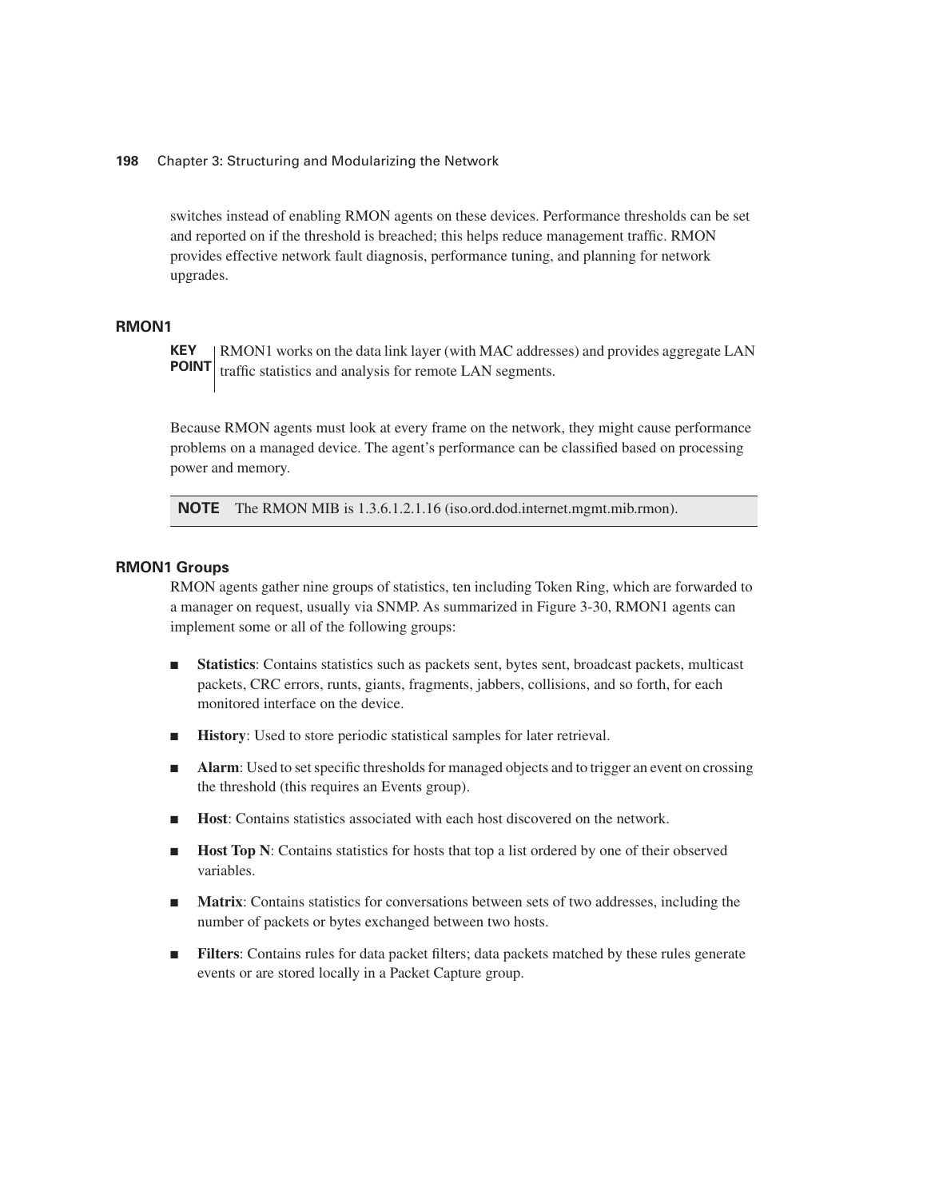switches instead of enabling RMON agents on these devices. Performance thresholds can be set and reported on if the threshold is breached; this helps reduce management traffic. RMON provides effective network fault diagnosis, performance tuning, and planning for network upgrades.

### RMON1

**KEY POINT** RMON1 works on the data link layer (with MAC addresses) and provides aggregate LAN traffic statistics and analysis for remote LAN segments.

Because RMON agents must look at every frame on the network, they might cause performance problems on a managed device. The agent's performance can be classified based on processing power and memory.

**NOTE** The RMON MIB is 1.3.6.1.2.1.16 (iso.ord.dod.internet.mgmt.mib.rmon).

#### RMON1 Groups

RMON agents gather nine groups of statistics, ten including Token Ring, which are forwarded to a manager on request, usually via SNMP. As summarized in Figure 3-30, RMON1 agents can implement some or all of the following groups:

- **Statistics**: Contains statistics such as packets sent, bytes sent, broadcast packets, multicast packets, CRC errors, runts, giants, fragments, jabbers, collisions, and so forth, for each monitored interface on the device.
- **History**: Used to store periodic statistical samples for later retrieval.
- **Alarm**: Used to set specific thresholds for managed objects and to trigger an event on crossing the threshold (this requires an Events group).
- **Host**: Contains statistics associated with each host discovered on the network.
- **Host Top N**: Contains statistics for hosts that top a list ordered by one of their observed variables.
- **Matrix**: Contains statistics for conversations between sets of two addresses, including the number of packets or bytes exchanged between two hosts.
- **Filters**: Contains rules for data packet filters; data packets matched by these rules generate events or are stored locally in a Packet Capture group.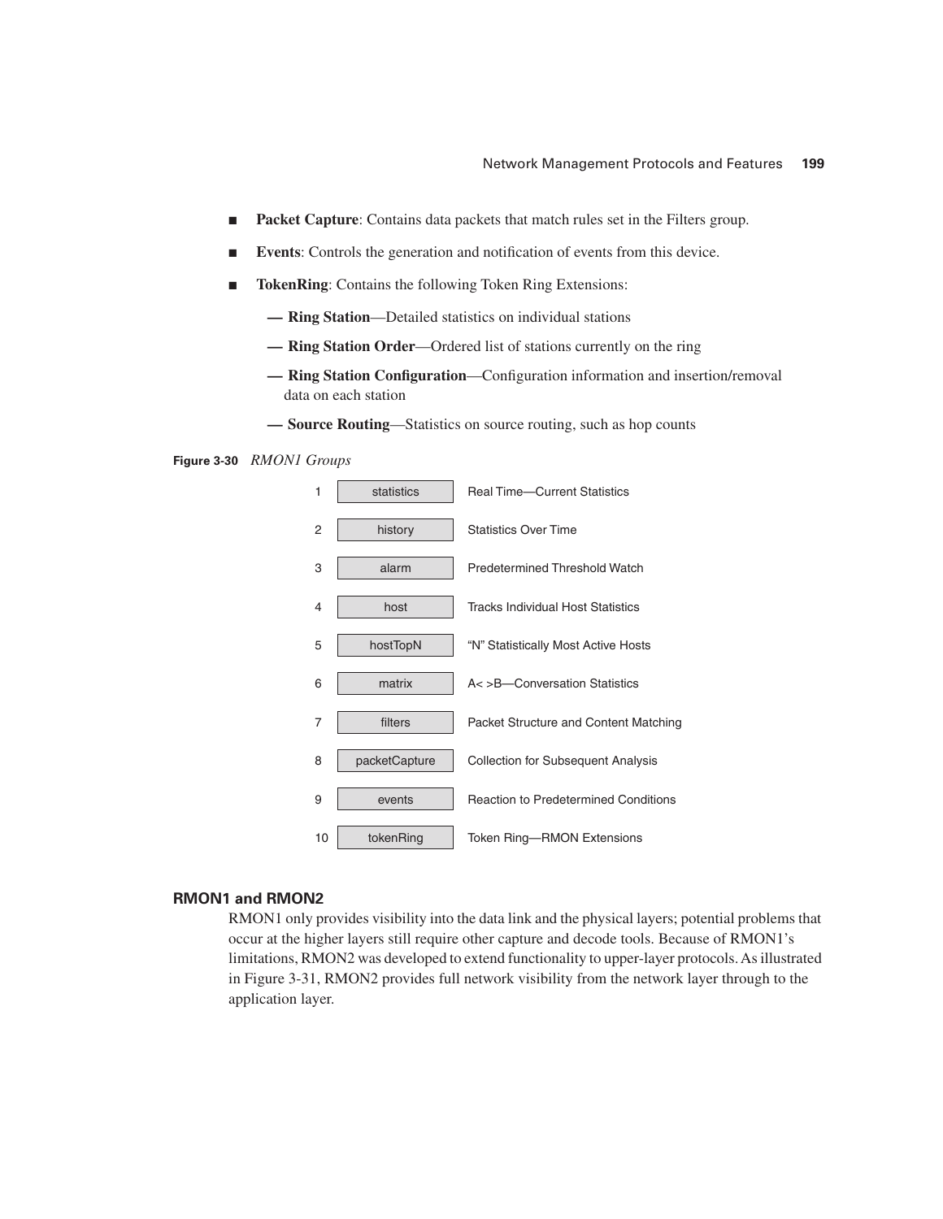- **Packet Capture**: Contains data packets that match rules set in the Filters group.
- **Events**: Controls the generation and notification of events from this device.
- **TokenRing**: Contains the following Token Ring Extensions:
  - **— Ring Station**—Detailed statistics on individual stations
  - **— Ring Station Order**—Ordered list of stations currently on the ring
  - **— Ring Station Configuration**—Configuration information and insertion/removal data on each station
  - **— Source Routing**—Statistics on source routing, such as hop counts

**Figure 3-30** *RMON1 Groups*

| | Group | Description |
|---|---|---|
| 1 | statistics | Real Time—Current Statistics |
| 2 | history | Statistics Over Time |
| 3 | alarm | Predetermined Threshold Watch |
| 4 | host | Tracks Individual Host Statistics |
| 5 | hostTopN | "N" Statistically Most Active Hosts |
| 6 | matrix | A< >B—Conversation Statistics |
| 7 | filters | Packet Structure and Content Matching |
| 8 | packetCapture | Collection for Subsequent Analysis |
| 9 | events | Reaction to Predetermined Conditions |
| 10 | tokenRing | Token Ring—RMON Extensions |

### RMON1 and RMON2

RMON1 only provides visibility into the data link and the physical layers; potential problems that occur at the higher layers still require other capture and decode tools. Because of RMON1's limitations, RMON2 was developed to extend functionality to upper-layer protocols. As illustrated in Figure 3-31, RMON2 provides full network visibility from the network layer through to the application layer.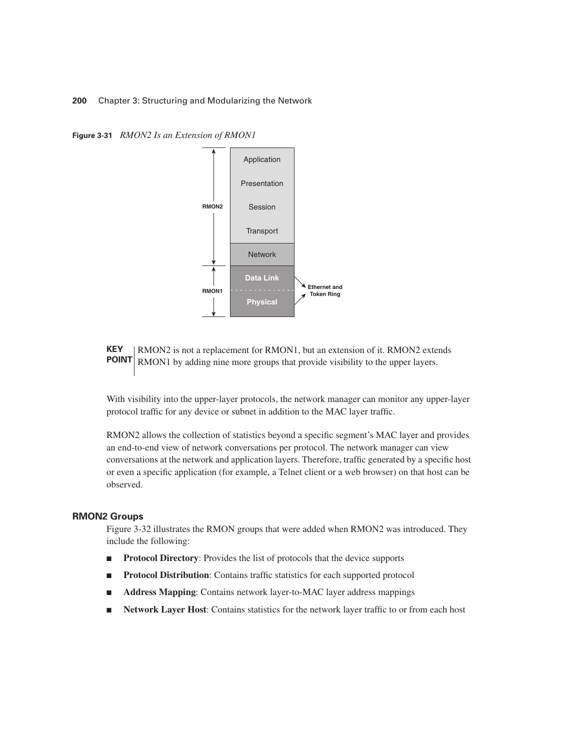**Figure 3-31** *RMON2 Is an Extension of RMON1*

**KEY POINT** RMON2 is not a replacement for RMON1, but an extension of it. RMON2 extends RMON1 by adding nine more groups that provide visibility to the upper layers.

With visibility into the upper-layer protocols, the network manager can monitor any upper-layer protocol traffic for any device or subnet in addition to the MAC layer traffic.

RMON2 allows the collection of statistics beyond a specific segment's MAC layer and provides an end-to-end view of network conversations per protocol. The network manager can view conversations at the network and application layers. Therefore, traffic generated by a specific host or even a specific application (for example, a Telnet client or a web browser) on that host can be observed.

### RMON2 Groups

Figure 3-32 illustrates the RMON groups that were added when RMON2 was introduced. They include the following:

- **Protocol Directory**: Provides the list of protocols that the device supports
- **Protocol Distribution**: Contains traffic statistics for each supported protocol
- **Address Mapping**: Contains network layer-to-MAC layer address mappings
- **Network Layer Host**: Contains statistics for the network layer traffic to or from each host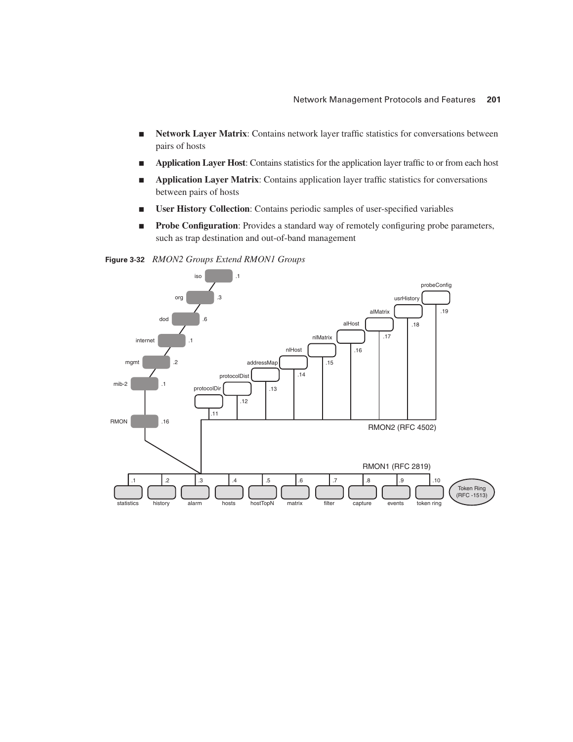- **Network Layer Matrix**: Contains network layer traffic statistics for conversations between pairs of hosts
- **Application Layer Host**: Contains statistics for the application layer traffic to or from each host
- **Application Layer Matrix**: Contains application layer traffic statistics for conversations between pairs of hosts
- **User History Collection**: Contains periodic samples of user-specified variables
- **Probe Configuration**: Provides a standard way of remotely configuring probe parameters, such as trap destination and out-of-band management

**Figure 3-32** *RMON2 Groups Extend RMON1 Groups*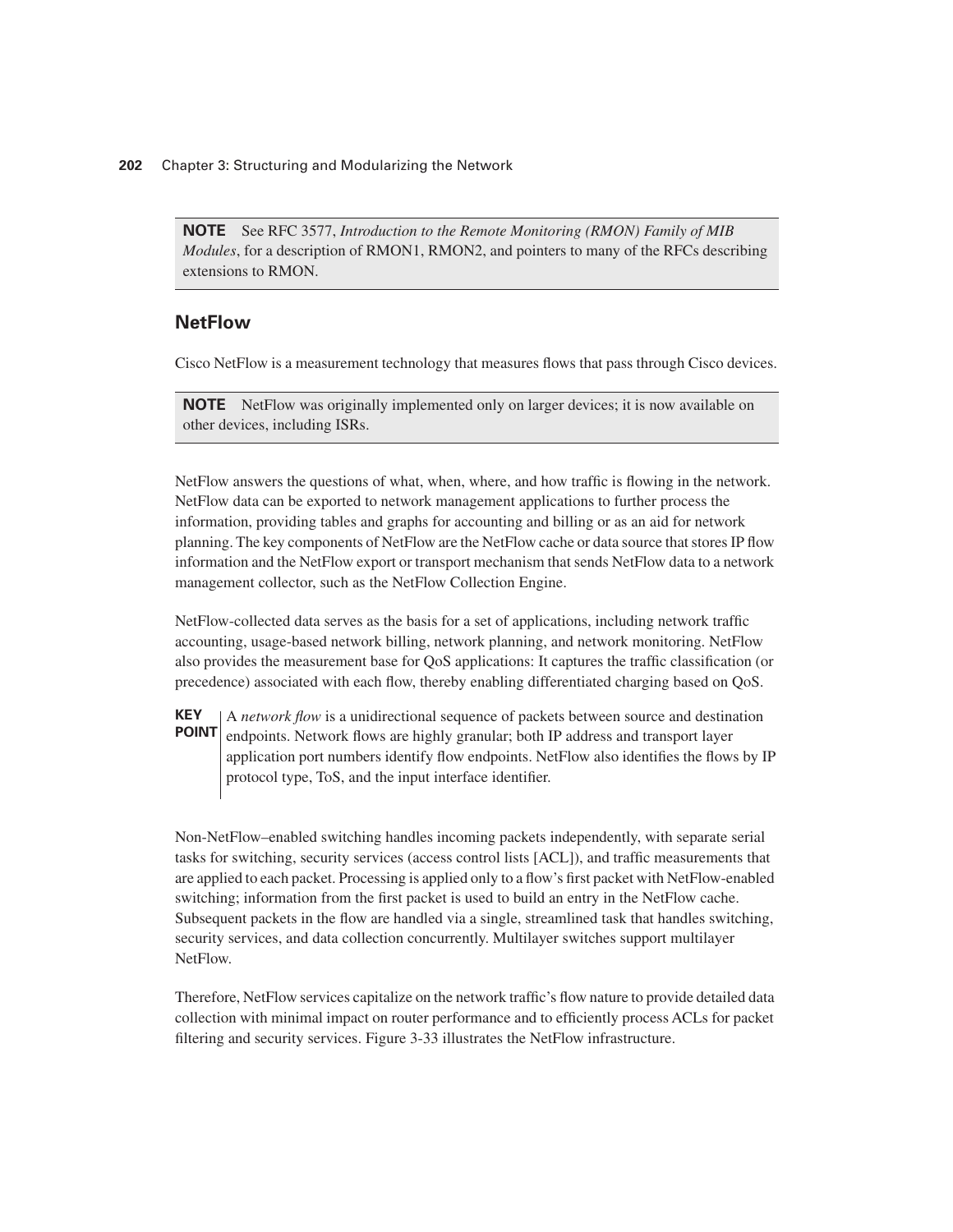**NOTE** See RFC 3577, *Introduction to the Remote Monitoring (RMON) Family of MIB Modules*, for a description of RMON1, RMON2, and pointers to many of the RFCs describing extensions to RMON.

## NetFlow

Cisco NetFlow is a measurement technology that measures flows that pass through Cisco devices.

**NOTE** NetFlow was originally implemented only on larger devices; it is now available on other devices, including ISRs.

NetFlow answers the questions of what, when, where, and how traffic is flowing in the network. NetFlow data can be exported to network management applications to further process the information, providing tables and graphs for accounting and billing or as an aid for network planning. The key components of NetFlow are the NetFlow cache or data source that stores IP flow information and the NetFlow export or transport mechanism that sends NetFlow data to a network management collector, such as the NetFlow Collection Engine.

NetFlow-collected data serves as the basis for a set of applications, including network traffic accounting, usage-based network billing, network planning, and network monitoring. NetFlow also provides the measurement base for QoS applications: It captures the traffic classification (or precedence) associated with each flow, thereby enabling differentiated charging based on QoS.

**KEY POINT** A *network flow* is a unidirectional sequence of packets between source and destination endpoints. Network flows are highly granular; both IP address and transport layer application port numbers identify flow endpoints. NetFlow also identifies the flows by IP protocol type, ToS, and the input interface identifier.

Non-NetFlow–enabled switching handles incoming packets independently, with separate serial tasks for switching, security services (access control lists [ACL]), and traffic measurements that are applied to each packet. Processing is applied only to a flow's first packet with NetFlow-enabled switching; information from the first packet is used to build an entry in the NetFlow cache. Subsequent packets in the flow are handled via a single, streamlined task that handles switching, security services, and data collection concurrently. Multilayer switches support multilayer NetFlow.

Therefore, NetFlow services capitalize on the network traffic's flow nature to provide detailed data collection with minimal impact on router performance and to efficiently process ACLs for packet filtering and security services. Figure 3-33 illustrates the NetFlow infrastructure.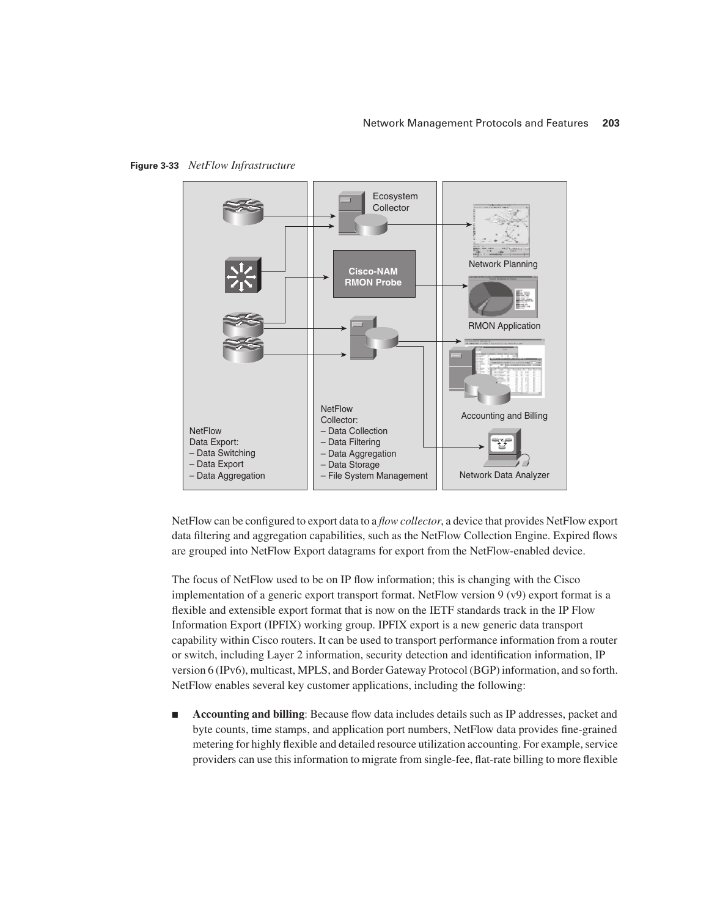**Figure 3-33** *NetFlow Infrastructure*

NetFlow Data Export:
– Data Switching
– Data Export
– Data Aggregation

Ecosystem Collector

Cisco-NAM RMON Probe

NetFlow Collector:
– Data Collection
– Data Filtering
– Data Aggregation
– Data Storage
– File System Management

Network Planning

RMON Application

Accounting and Billing

Network Data Analyzer

NetFlow can be configured to export data to a *flow collector*, a device that provides NetFlow export data filtering and aggregation capabilities, such as the NetFlow Collection Engine. Expired flows are grouped into NetFlow Export datagrams for export from the NetFlow-enabled device.

The focus of NetFlow used to be on IP flow information; this is changing with the Cisco implementation of a generic export transport format. NetFlow version 9 (v9) export format is a flexible and extensible export format that is now on the IETF standards track in the IP Flow Information Export (IPFIX) working group. IPFIX export is a new generic data transport capability within Cisco routers. It can be used to transport performance information from a router or switch, including Layer 2 information, security detection and identification information, IP version 6 (IPv6), multicast, MPLS, and Border Gateway Protocol (BGP) information, and so forth. NetFlow enables several key customer applications, including the following:

- **Accounting and billing**: Because flow data includes details such as IP addresses, packet and byte counts, time stamps, and application port numbers, NetFlow data provides fine-grained metering for highly flexible and detailed resource utilization accounting. For example, service providers can use this information to migrate from single-fee, flat-rate billing to more flexible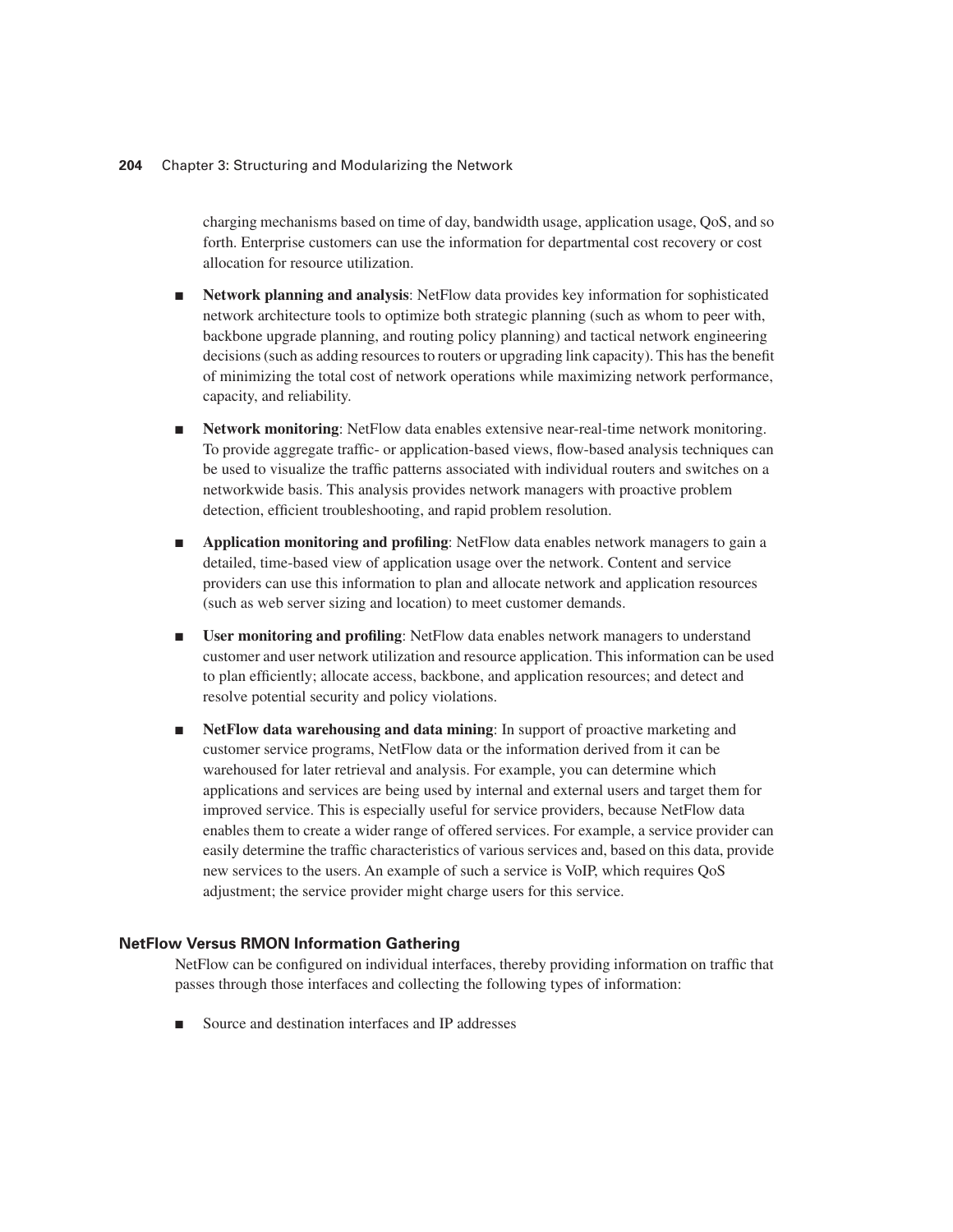charging mechanisms based on time of day, bandwidth usage, application usage, QoS, and so forth. Enterprise customers can use the information for departmental cost recovery or cost allocation for resource utilization.

- **Network planning and analysis**: NetFlow data provides key information for sophisticated network architecture tools to optimize both strategic planning (such as whom to peer with, backbone upgrade planning, and routing policy planning) and tactical network engineering decisions (such as adding resources to routers or upgrading link capacity). This has the benefit of minimizing the total cost of network operations while maximizing network performance, capacity, and reliability.

- **Network monitoring**: NetFlow data enables extensive near-real-time network monitoring. To provide aggregate traffic- or application-based views, flow-based analysis techniques can be used to visualize the traffic patterns associated with individual routers and switches on a networkwide basis. This analysis provides network managers with proactive problem detection, efficient troubleshooting, and rapid problem resolution.

- **Application monitoring and profiling**: NetFlow data enables network managers to gain a detailed, time-based view of application usage over the network. Content and service providers can use this information to plan and allocate network and application resources (such as web server sizing and location) to meet customer demands.

- **User monitoring and profiling**: NetFlow data enables network managers to understand customer and user network utilization and resource application. This information can be used to plan efficiently; allocate access, backbone, and application resources; and detect and resolve potential security and policy violations.

- **NetFlow data warehousing and data mining**: In support of proactive marketing and customer service programs, NetFlow data or the information derived from it can be warehoused for later retrieval and analysis. For example, you can determine which applications and services are being used by internal and external users and target them for improved service. This is especially useful for service providers, because NetFlow data enables them to create a wider range of offered services. For example, a service provider can easily determine the traffic characteristics of various services and, based on this data, provide new services to the users. An example of such a service is VoIP, which requires QoS adjustment; the service provider might charge users for this service.

### NetFlow Versus RMON Information Gathering

NetFlow can be configured on individual interfaces, thereby providing information on traffic that passes through those interfaces and collecting the following types of information:

- Source and destination interfaces and IP addresses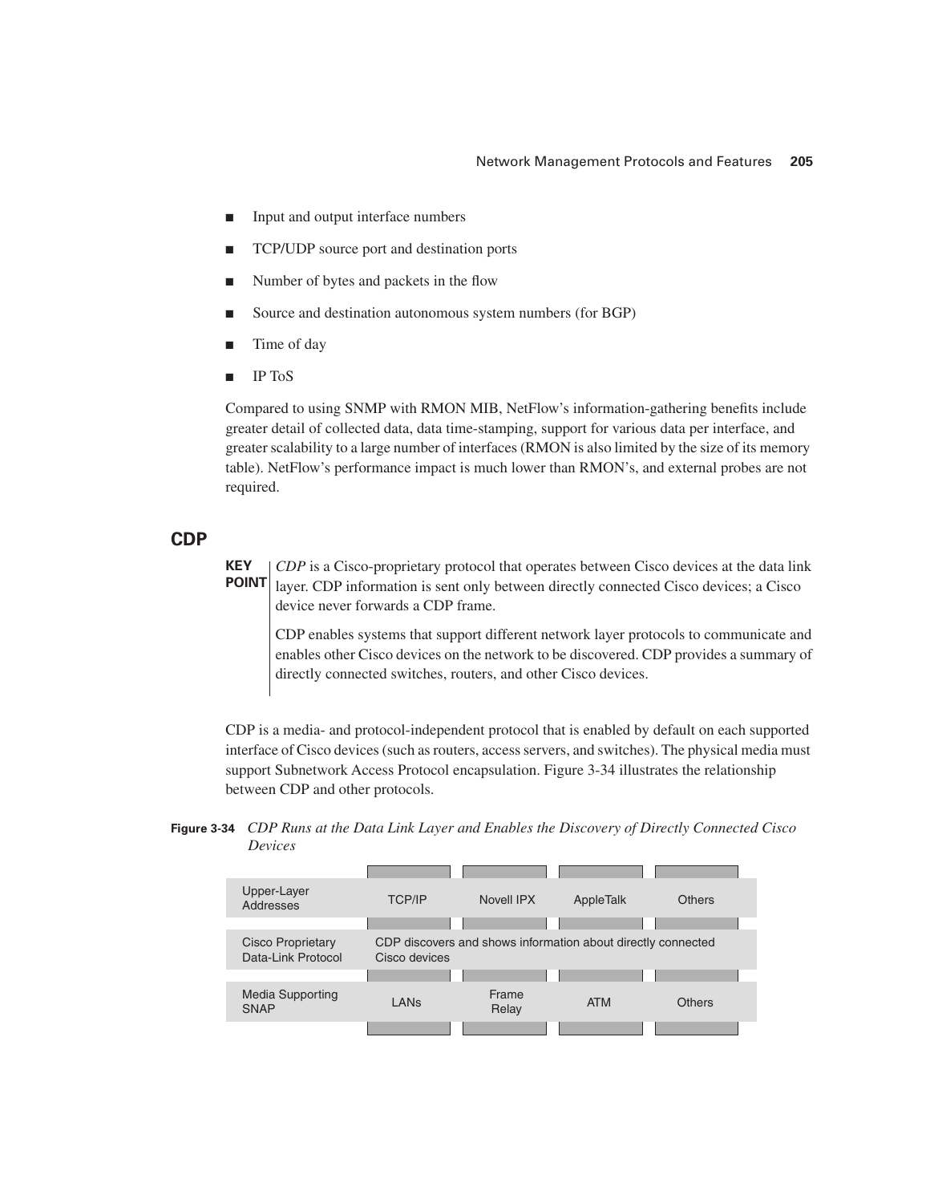- Input and output interface numbers
- TCP/UDP source port and destination ports
- Number of bytes and packets in the flow
- Source and destination autonomous system numbers (for BGP)
- Time of day
- IP ToS

Compared to using SNMP with RMON MIB, NetFlow's information-gathering benefits include greater detail of collected data, data time-stamping, support for various data per interface, and greater scalability to a large number of interfaces (RMON is also limited by the size of its memory table). NetFlow's performance impact is much lower than RMON's, and external probes are not required.

## CDP

**KEY POINT**

*CDP* is a Cisco-proprietary protocol that operates between Cisco devices at the data link layer. CDP information is sent only between directly connected Cisco devices; a Cisco device never forwards a CDP frame.

CDP enables systems that support different network layer protocols to communicate and enables other Cisco devices on the network to be discovered. CDP provides a summary of directly connected switches, routers, and other Cisco devices.

CDP is a media- and protocol-independent protocol that is enabled by default on each supported interface of Cisco devices (such as routers, access servers, and switches). The physical media must support Subnetwork Access Protocol encapsulation. Figure 3-34 illustrates the relationship between CDP and other protocols.

**Figure 3-34** *CDP Runs at the Data Link Layer and Enables the Discovery of Directly Connected Cisco Devices*

| | | | | |
|---|---|---|---|---|
| Upper-Layer Addresses | TCP/IP | Novell IPX | AppleTalk | Others |
| Cisco Proprietary Data-Link Protocol | CDP discovers and shows information about directly connected Cisco devices | | | |
| Media Supporting SNAP | LANs | Frame Relay | ATM | Others |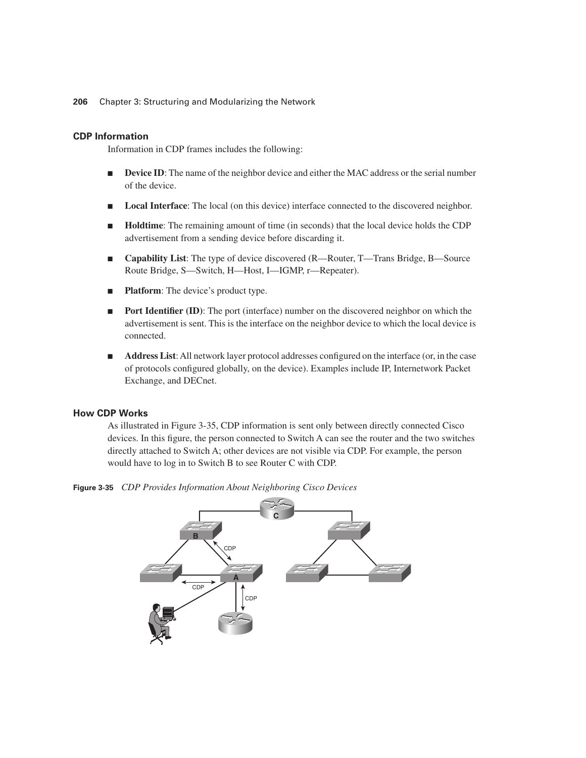### CDP Information

Information in CDP frames includes the following:

- **Device ID**: The name of the neighbor device and either the MAC address or the serial number of the device.
- **Local Interface**: The local (on this device) interface connected to the discovered neighbor.
- **Holdtime**: The remaining amount of time (in seconds) that the local device holds the CDP advertisement from a sending device before discarding it.
- **Capability List**: The type of device discovered (R—Router, T—Trans Bridge, B—Source Route Bridge, S—Switch, H—Host, I—IGMP, r—Repeater).
- **Platform**: The device's product type.
- **Port Identifier (ID)**: The port (interface) number on the discovered neighbor on which the advertisement is sent. This is the interface on the neighbor device to which the local device is connected.
- **Address List**: All network layer protocol addresses configured on the interface (or, in the case of protocols configured globally, on the device). Examples include IP, Internetwork Packet Exchange, and DECnet.

### How CDP Works

As illustrated in Figure 3-35, CDP information is sent only between directly connected Cisco devices. In this figure, the person connected to Switch A can see the router and the two switches directly attached to Switch A; other devices are not visible via CDP. For example, the person would have to log in to Switch B to see Router C with CDP.

**Figure 3-35** *CDP Provides Information About Neighboring Cisco Devices*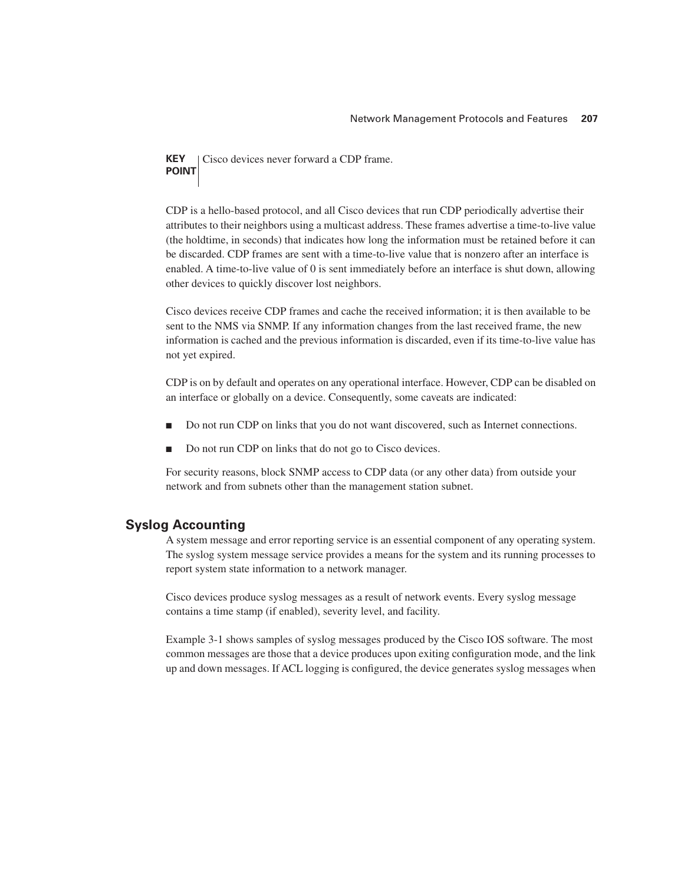**KEY POINT** Cisco devices never forward a CDP frame.

CDP is a hello-based protocol, and all Cisco devices that run CDP periodically advertise their attributes to their neighbors using a multicast address. These frames advertise a time-to-live value (the holdtime, in seconds) that indicates how long the information must be retained before it can be discarded. CDP frames are sent with a time-to-live value that is nonzero after an interface is enabled. A time-to-live value of 0 is sent immediately before an interface is shut down, allowing other devices to quickly discover lost neighbors.

Cisco devices receive CDP frames and cache the received information; it is then available to be sent to the NMS via SNMP. If any information changes from the last received frame, the new information is cached and the previous information is discarded, even if its time-to-live value has not yet expired.

CDP is on by default and operates on any operational interface. However, CDP can be disabled on an interface or globally on a device. Consequently, some caveats are indicated:

- Do not run CDP on links that you do not want discovered, such as Internet connections.
- Do not run CDP on links that do not go to Cisco devices.

For security reasons, block SNMP access to CDP data (or any other data) from outside your network and from subnets other than the management station subnet.

## Syslog Accounting

A system message and error reporting service is an essential component of any operating system. The syslog system message service provides a means for the system and its running processes to report system state information to a network manager.

Cisco devices produce syslog messages as a result of network events. Every syslog message contains a time stamp (if enabled), severity level, and facility.

Example 3-1 shows samples of syslog messages produced by the Cisco IOS software. The most common messages are those that a device produces upon exiting configuration mode, and the link up and down messages. If ACL logging is configured, the device generates syslog messages when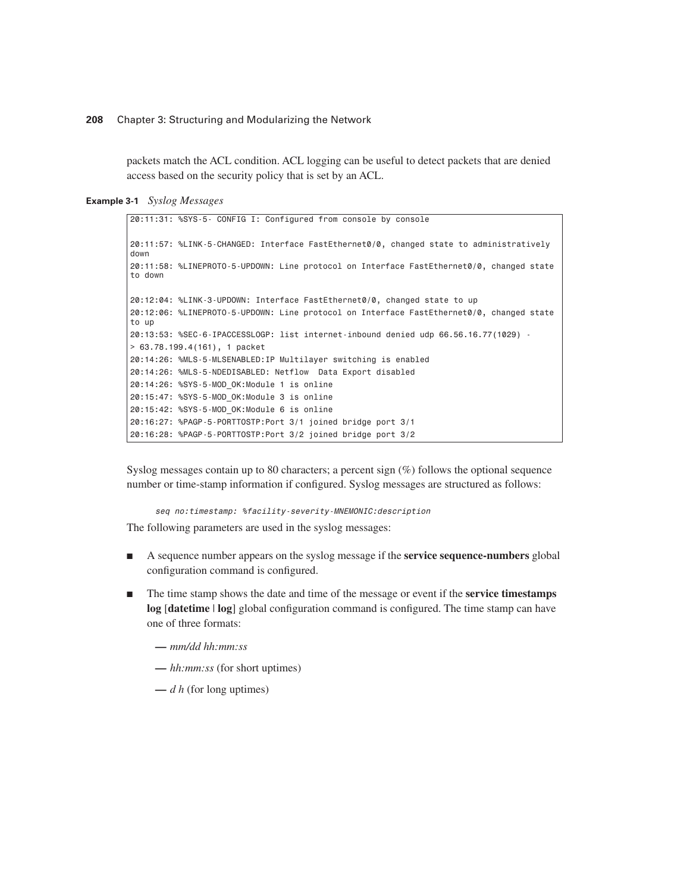packets match the ACL condition. ACL logging can be useful to detect packets that are denied access based on the security policy that is set by an ACL.

**Example 3-1** *Syslog Messages*

```
20:11:31: %SYS-5- CONFIG I: Configured from console by console

20:11:57: %LINK-5-CHANGED: Interface FastEthernet0/0, changed state to administratively
down
20:11:58: %LINEPROTO-5-UPDOWN: Line protocol on Interface FastEthernet0/0, changed state
to down

20:12:04: %LINK-3-UPDOWN: Interface FastEthernet0/0, changed state to up
20:12:06: %LINEPROTO-5-UPDOWN: Line protocol on Interface FastEthernet0/0, changed state
to up
20:13:53: %SEC-6-IPACCESSLOGP: list internet-inbound denied udp 66.56.16.77(1029) -
> 63.78.199.4(161), 1 packet
20:14:26: %MLS-5-MLSENABLED:IP Multilayer switching is enabled
20:14:26: %MLS-5-NDEDISABLED: Netflow  Data Export disabled
20:14:26: %SYS-5-MOD_OK:Module 1 is online
20:15:47: %SYS-5-MOD_OK:Module 3 is online
20:15:42: %SYS-5-MOD_OK:Module 6 is online
20:16:27: %PAGP-5-PORTTOSTP:Port 3/1 joined bridge port 3/1
20:16:28: %PAGP-5-PORTTOSTP:Port 3/2 joined bridge port 3/2
```

Syslog messages contain up to 80 characters; a percent sign (%) follows the optional sequence number or time-stamp information if configured. Syslog messages are structured as follows:

```
seq no:timestamp: %facility-severity-MNEMONIC:description
```

The following parameters are used in the syslog messages:

- A sequence number appears on the syslog message if the **service sequence-numbers** global configuration command is configured.
- The time stamp shows the date and time of the message or event if the **service timestamps log** [**datetime** | **log**] global configuration command is configured. The time stamp can have one of three formats:
  - *mm/dd hh:mm:ss*
  - *hh:mm:ss* (for short uptimes)
  - *d h* (for long uptimes)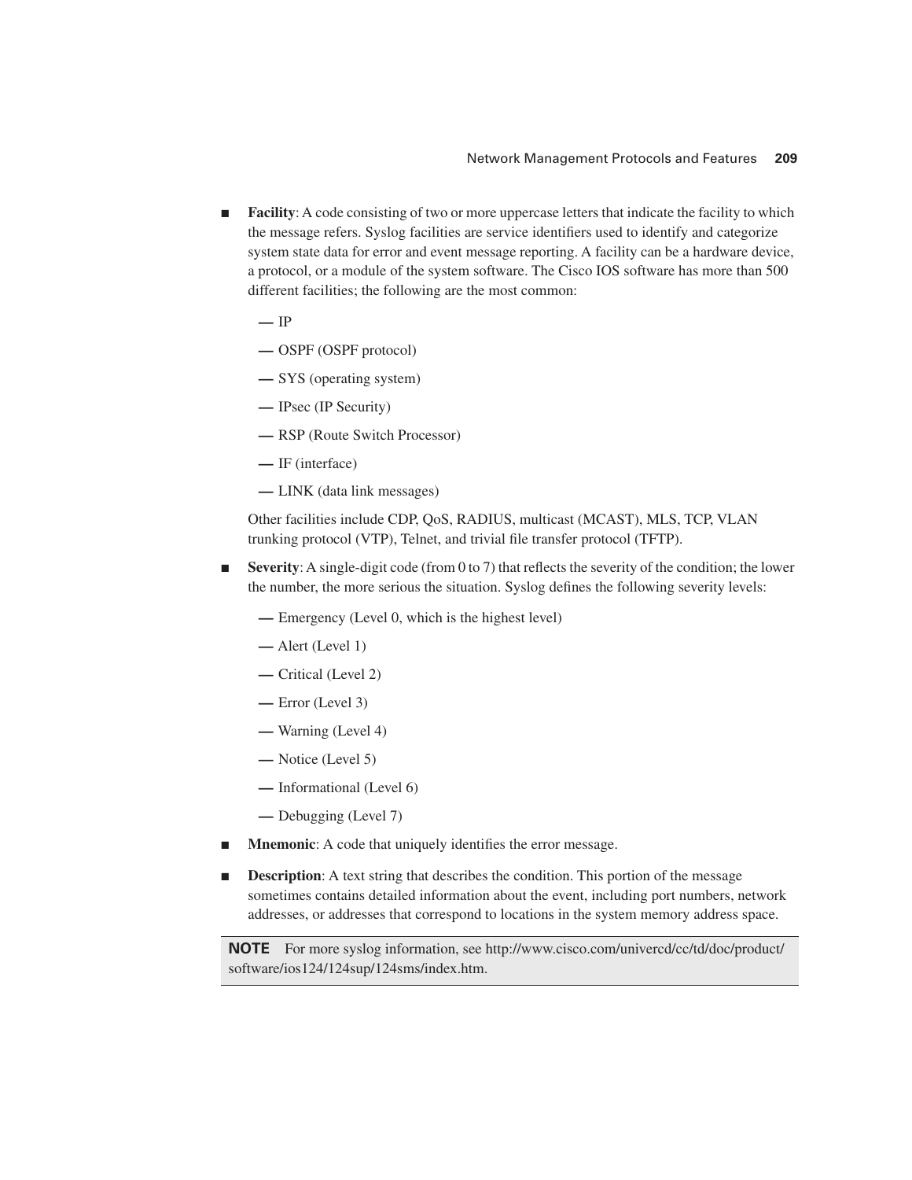- **Facility**: A code consisting of two or more uppercase letters that indicate the facility to which the message refers. Syslog facilities are service identifiers used to identify and categorize system state data for error and event message reporting. A facility can be a hardware device, a protocol, or a module of the system software. The Cisco IOS software has more than 500 different facilities; the following are the most common:

  — IP

  — OSPF (OSPF protocol)

  — SYS (operating system)

  — IPsec (IP Security)

  — RSP (Route Switch Processor)

  — IF (interface)

  — LINK (data link messages)

  Other facilities include CDP, QoS, RADIUS, multicast (MCAST), MLS, TCP, VLAN trunking protocol (VTP), Telnet, and trivial file transfer protocol (TFTP).

- **Severity**: A single-digit code (from 0 to 7) that reflects the severity of the condition; the lower the number, the more serious the situation. Syslog defines the following severity levels:

  — Emergency (Level 0, which is the highest level)

  — Alert (Level 1)

  — Critical (Level 2)

  — Error (Level 3)

  — Warning (Level 4)

  — Notice (Level 5)

  — Informational (Level 6)

  — Debugging (Level 7)

- **Mnemonic**: A code that uniquely identifies the error message.

- **Description**: A text string that describes the condition. This portion of the message sometimes contains detailed information about the event, including port numbers, network addresses, or addresses that correspond to locations in the system memory address space.

**NOTE** For more syslog information, see http://www.cisco.com/univercd/cc/td/doc/product/software/ios124/124sup/124sms/index.htm.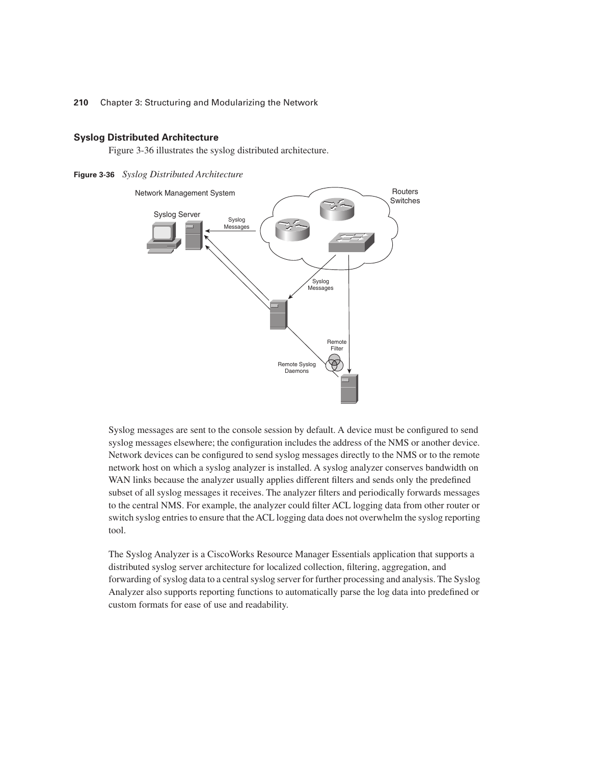### Syslog Distributed Architecture

Figure 3-36 illustrates the syslog distributed architecture.

**Figure 3-36** *Syslog Distributed Architecture*

Syslog messages are sent to the console session by default. A device must be configured to send syslog messages elsewhere; the configuration includes the address of the NMS or another device. Network devices can be configured to send syslog messages directly to the NMS or to the remote network host on which a syslog analyzer is installed. A syslog analyzer conserves bandwidth on WAN links because the analyzer usually applies different filters and sends only the predefined subset of all syslog messages it receives. The analyzer filters and periodically forwards messages to the central NMS. For example, the analyzer could filter ACL logging data from other router or switch syslog entries to ensure that the ACL logging data does not overwhelm the syslog reporting tool.

The Syslog Analyzer is a CiscoWorks Resource Manager Essentials application that supports a distributed syslog server architecture for localized collection, filtering, aggregation, and forwarding of syslog data to a central syslog server for further processing and analysis. The Syslog Analyzer also supports reporting functions to automatically parse the log data into predefined or custom formats for ease of use and readability.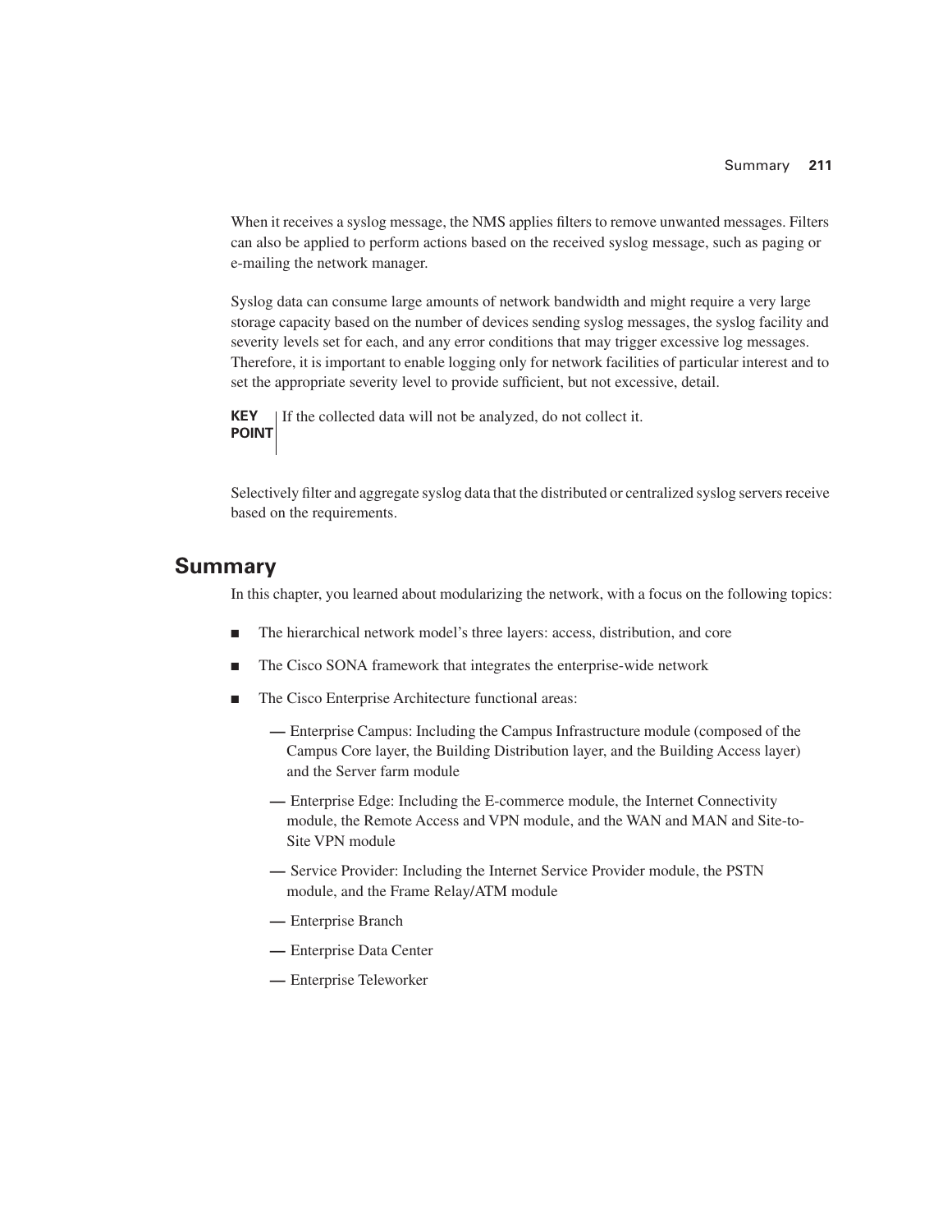When it receives a syslog message, the NMS applies filters to remove unwanted messages. Filters can also be applied to perform actions based on the received syslog message, such as paging or e-mailing the network manager.

Syslog data can consume large amounts of network bandwidth and might require a very large storage capacity based on the number of devices sending syslog messages, the syslog facility and severity levels set for each, and any error conditions that may trigger excessive log messages. Therefore, it is important to enable logging only for network facilities of particular interest and to set the appropriate severity level to provide sufficient, but not excessive, detail.

**KEY POINT** If the collected data will not be analyzed, do not collect it.

Selectively filter and aggregate syslog data that the distributed or centralized syslog servers receive based on the requirements.

## Summary

In this chapter, you learned about modularizing the network, with a focus on the following topics:

- The hierarchical network model's three layers: access, distribution, and core
- The Cisco SONA framework that integrates the enterprise-wide network
- The Cisco Enterprise Architecture functional areas:
  - Enterprise Campus: Including the Campus Infrastructure module (composed of the Campus Core layer, the Building Distribution layer, and the Building Access layer) and the Server farm module
  - Enterprise Edge: Including the E-commerce module, the Internet Connectivity module, the Remote Access and VPN module, and the WAN and MAN and Site-to-Site VPN module
  - Service Provider: Including the Internet Service Provider module, the PSTN module, and the Frame Relay/ATM module
  - Enterprise Branch
  - Enterprise Data Center
  - Enterprise Teleworker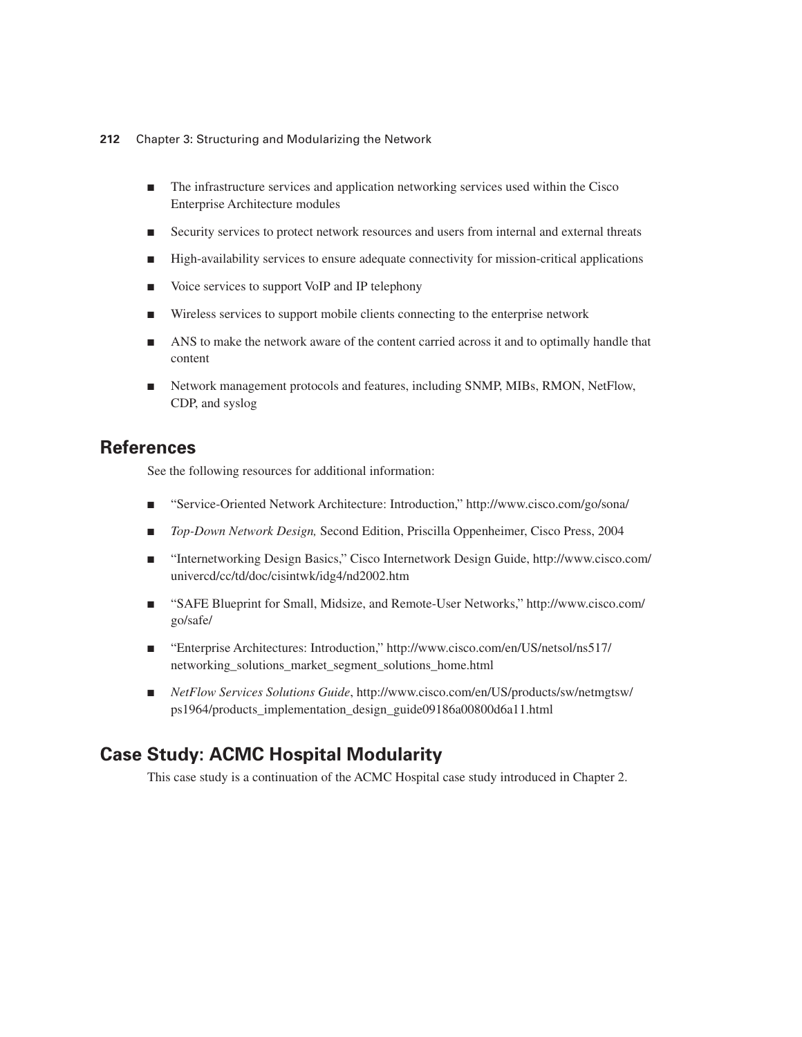- The infrastructure services and application networking services used within the Cisco Enterprise Architecture modules
- Security services to protect network resources and users from internal and external threats
- High-availability services to ensure adequate connectivity for mission-critical applications
- Voice services to support VoIP and IP telephony
- Wireless services to support mobile clients connecting to the enterprise network
- ANS to make the network aware of the content carried across it and to optimally handle that content
- Network management protocols and features, including SNMP, MIBs, RMON, NetFlow, CDP, and syslog

## References

See the following resources for additional information:

- "Service-Oriented Network Architecture: Introduction," http://www.cisco.com/go/sona/
- *Top-Down Network Design,* Second Edition, Priscilla Oppenheimer, Cisco Press, 2004
- "Internetworking Design Basics," Cisco Internetwork Design Guide, http://www.cisco.com/univercd/cc/td/doc/cisintwk/idg4/nd2002.htm
- "SAFE Blueprint for Small, Midsize, and Remote-User Networks," http://www.cisco.com/go/safe/
- "Enterprise Architectures: Introduction," http://www.cisco.com/en/US/netsol/ns517/networking_solutions_market_segment_solutions_home.html
- *NetFlow Services Solutions Guide*, http://www.cisco.com/en/US/products/sw/netmgtsw/ps1964/products_implementation_design_guide09186a00800d6a11.html

## Case Study: ACMC Hospital Modularity

This case study is a continuation of the ACMC Hospital case study introduced in Chapter 2.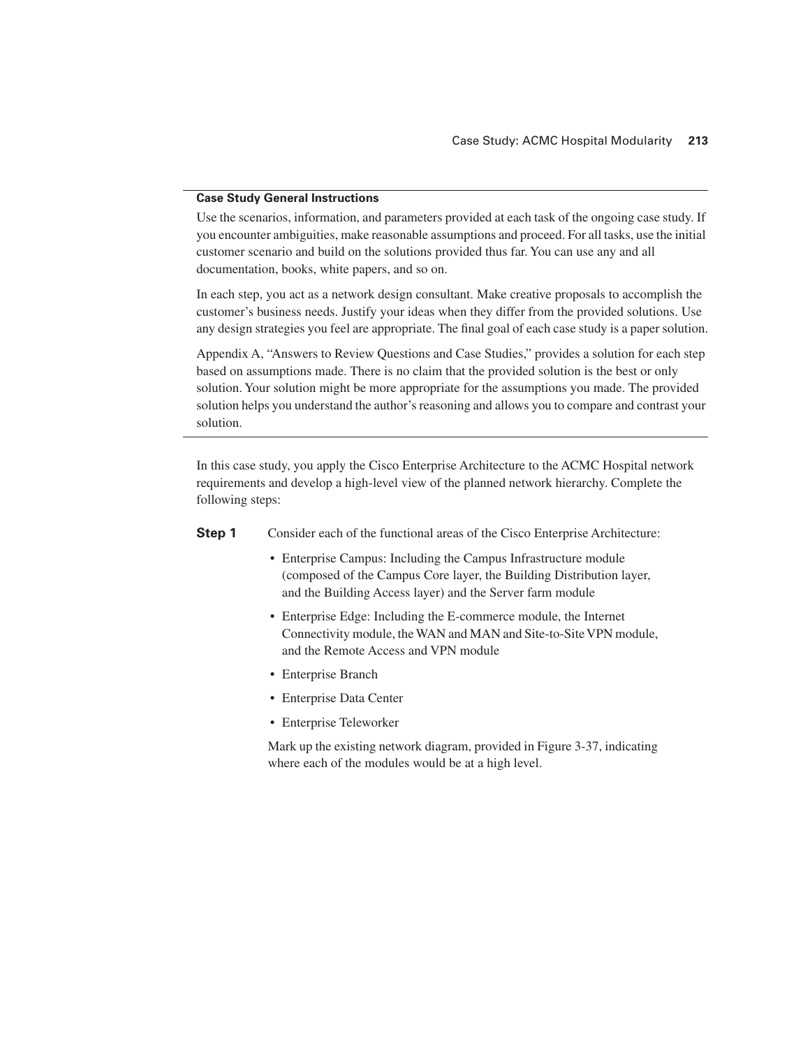**Case Study General Instructions**

Use the scenarios, information, and parameters provided at each task of the ongoing case study. If you encounter ambiguities, make reasonable assumptions and proceed. For all tasks, use the initial customer scenario and build on the solutions provided thus far. You can use any and all documentation, books, white papers, and so on.

In each step, you act as a network design consultant. Make creative proposals to accomplish the customer's business needs. Justify your ideas when they differ from the provided solutions. Use any design strategies you feel are appropriate. The final goal of each case study is a paper solution.

Appendix A, "Answers to Review Questions and Case Studies," provides a solution for each step based on assumptions made. There is no claim that the provided solution is the best or only solution. Your solution might be more appropriate for the assumptions you made. The provided solution helps you understand the author's reasoning and allows you to compare and contrast your solution.

---

In this case study, you apply the Cisco Enterprise Architecture to the ACMC Hospital network requirements and develop a high-level view of the planned network hierarchy. Complete the following steps:

**Step 1** Consider each of the functional areas of the Cisco Enterprise Architecture:

- Enterprise Campus: Including the Campus Infrastructure module (composed of the Campus Core layer, the Building Distribution layer, and the Building Access layer) and the Server farm module
- Enterprise Edge: Including the E-commerce module, the Internet Connectivity module, the WAN and MAN and Site-to-Site VPN module, and the Remote Access and VPN module
- Enterprise Branch
- Enterprise Data Center
- Enterprise Teleworker

Mark up the existing network diagram, provided in Figure 3-37, indicating where each of the modules would be at a high level.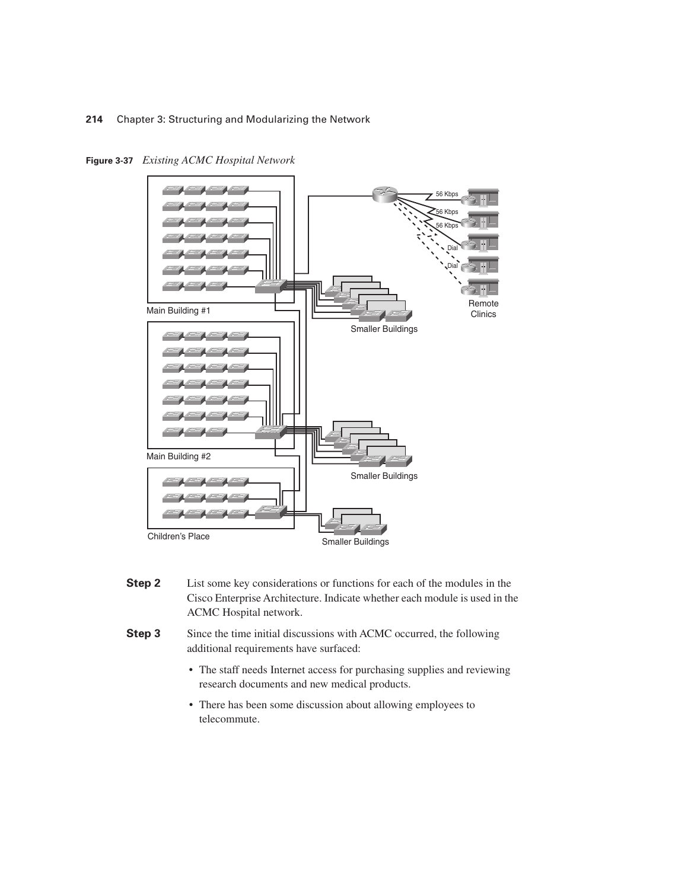**Figure 3-37** *Existing ACMC Hospital Network*

**Step 2** List some key considerations or functions for each of the modules in the Cisco Enterprise Architecture. Indicate whether each module is used in the ACMC Hospital network.

**Step 3** Since the time initial discussions with ACMC occurred, the following additional requirements have surfaced:

- The staff needs Internet access for purchasing supplies and reviewing research documents and new medical products.
- There has been some discussion about allowing employees to telecommute.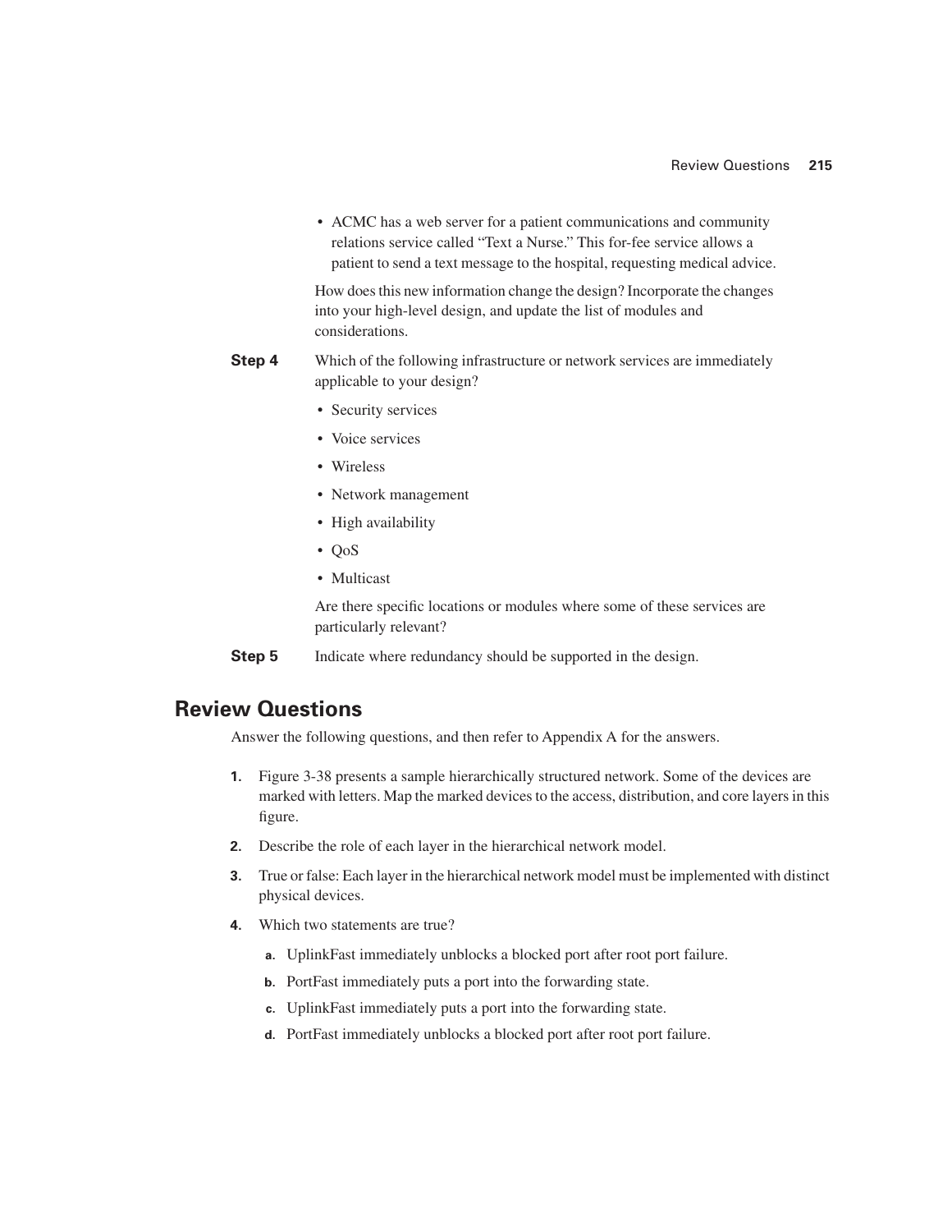- ACMC has a web server for a patient communications and community relations service called "Text a Nurse." This for-fee service allows a patient to send a text message to the hospital, requesting medical advice.

  How does this new information change the design? Incorporate the changes into your high-level design, and update the list of modules and considerations.

**Step 4** Which of the following infrastructure or network services are immediately applicable to your design?

- Security services
- Voice services
- Wireless
- Network management
- High availability
- QoS
- Multicast

Are there specific locations or modules where some of these services are particularly relevant?

**Step 5** Indicate where redundancy should be supported in the design.

## Review Questions

Answer the following questions, and then refer to Appendix A for the answers.

1. Figure 3-38 presents a sample hierarchically structured network. Some of the devices are marked with letters. Map the marked devices to the access, distribution, and core layers in this figure.
2. Describe the role of each layer in the hierarchical network model.
3. True or false: Each layer in the hierarchical network model must be implemented with distinct physical devices.
4. Which two statements are true?
   - **a.** UplinkFast immediately unblocks a blocked port after root port failure.
   - **b.** PortFast immediately puts a port into the forwarding state.
   - **c.** UplinkFast immediately puts a port into the forwarding state.
   - **d.** PortFast immediately unblocks a blocked port after root port failure.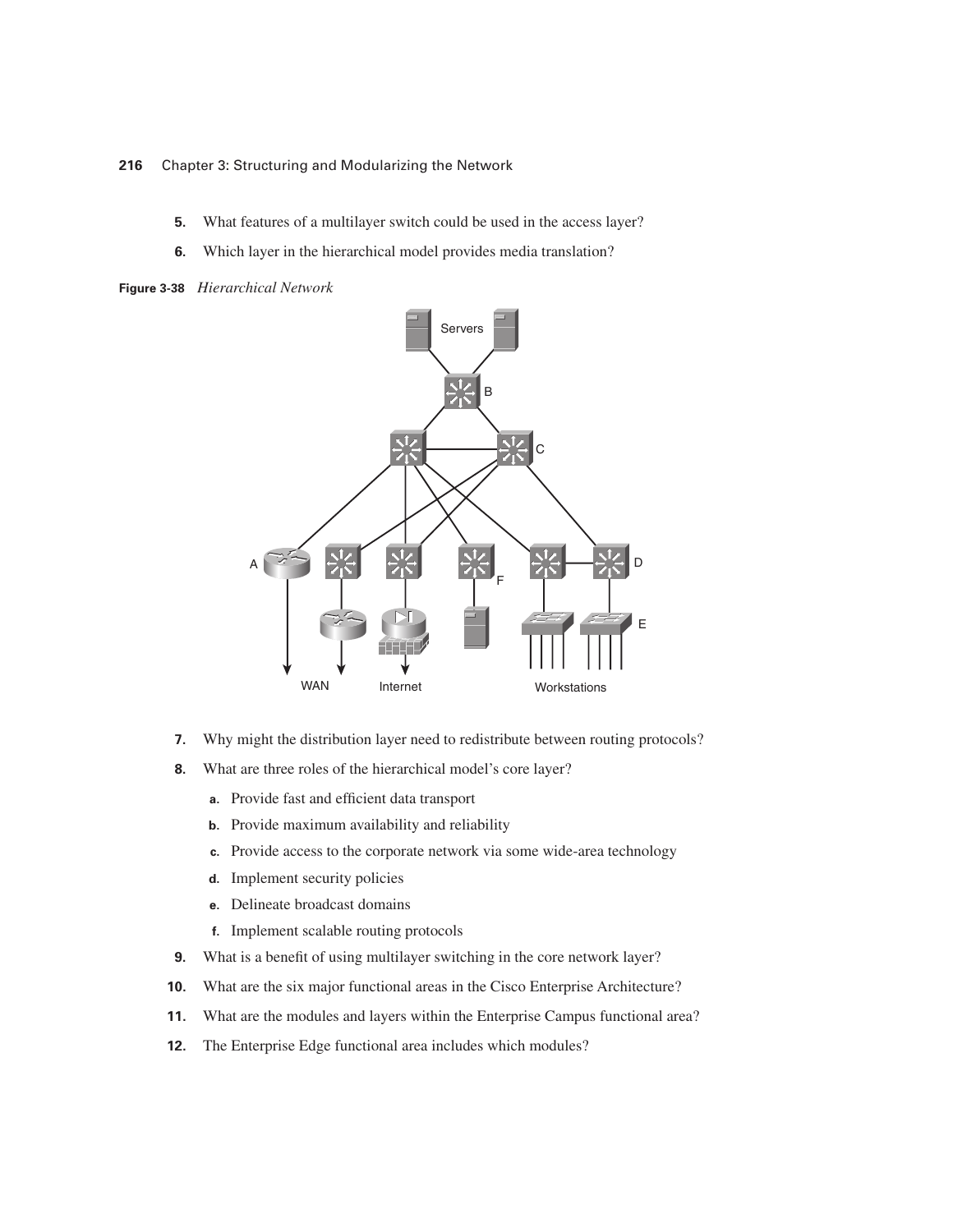5. What features of a multilayer switch could be used in the access layer?

6. Which layer in the hierarchical model provides media translation?

**Figure 3-38** *Hierarchical Network*

7. Why might the distribution layer need to redistribute between routing protocols?

8. What are three roles of the hierarchical model's core layer?

   a. Provide fast and efficient data transport

   b. Provide maximum availability and reliability

   c. Provide access to the corporate network via some wide-area technology

   d. Implement security policies

   e. Delineate broadcast domains

   f. Implement scalable routing protocols

9. What is a benefit of using multilayer switching in the core network layer?

10. What are the six major functional areas in the Cisco Enterprise Architecture?

11. What are the modules and layers within the Enterprise Campus functional area?

12. The Enterprise Edge functional area includes which modules?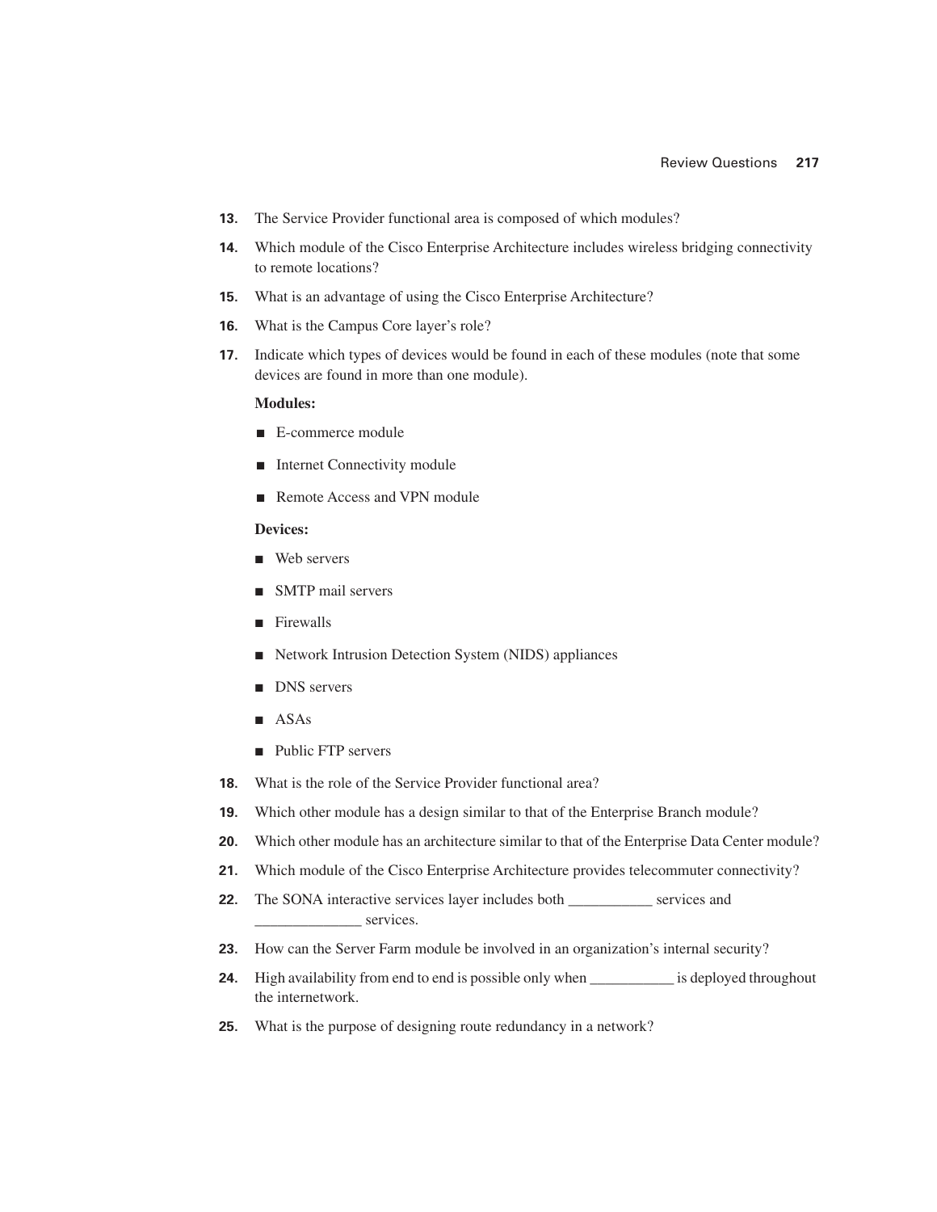13. The Service Provider functional area is composed of which modules?

14. Which module of the Cisco Enterprise Architecture includes wireless bridging connectivity to remote locations?

15. What is an advantage of using the Cisco Enterprise Architecture?

16. What is the Campus Core layer's role?

17. Indicate which types of devices would be found in each of these modules (note that some devices are found in more than one module).

    **Modules:**

    - E-commerce module
    - Internet Connectivity module
    - Remote Access and VPN module

    **Devices:**

    - Web servers
    - SMTP mail servers
    - Firewalls
    - Network Intrusion Detection System (NIDS) appliances
    - DNS servers
    - ASAs
    - Public FTP servers

18. What is the role of the Service Provider functional area?

19. Which other module has a design similar to that of the Enterprise Branch module?

20. Which other module has an architecture similar to that of the Enterprise Data Center module?

21. Which module of the Cisco Enterprise Architecture provides telecommuter connectivity?

22. The SONA interactive services layer includes both ___________ services and ______________ services.

23. How can the Server Farm module be involved in an organization's internal security?

24. High availability from end to end is possible only when ___________ is deployed throughout the internetwork.

25. What is the purpose of designing route redundancy in a network?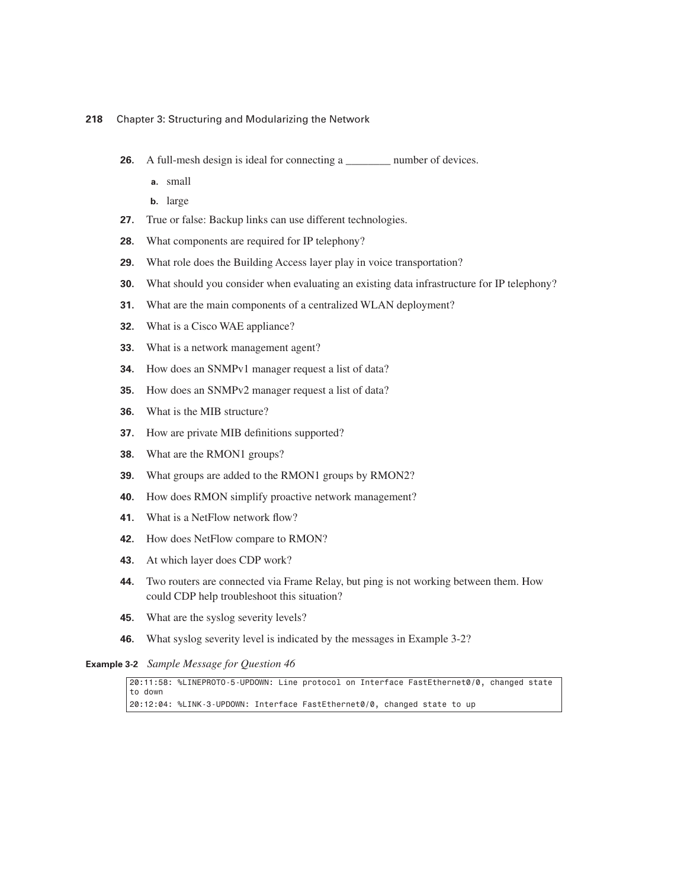26. A full-mesh design is ideal for connecting a ________ number of devices.

    a. small

    b. large

27. True or false: Backup links can use different technologies.

28. What components are required for IP telephony?

29. What role does the Building Access layer play in voice transportation?

30. What should you consider when evaluating an existing data infrastructure for IP telephony?

31. What are the main components of a centralized WLAN deployment?

32. What is a Cisco WAE appliance?

33. What is a network management agent?

34. How does an SNMPv1 manager request a list of data?

35. How does an SNMPv2 manager request a list of data?

36. What is the MIB structure?

37. How are private MIB definitions supported?

38. What are the RMON1 groups?

39. What groups are added to the RMON1 groups by RMON2?

40. How does RMON simplify proactive network management?

41. What is a NetFlow network flow?

42. How does NetFlow compare to RMON?

43. At which layer does CDP work?

44. Two routers are connected via Frame Relay, but ping is not working between them. How could CDP help troubleshoot this situation?

45. What are the syslog severity levels?

46. What syslog severity level is indicated by the messages in Example 3-2?

**Example 3-2** *Sample Message for Question 46*

```
20:11:58: %LINEPROTO-5-UPDOWN: Line protocol on Interface FastEthernet0/0, changed state
to down
20:12:04: %LINK-3-UPDOWN: Interface FastEthernet0/0, changed state to up
```